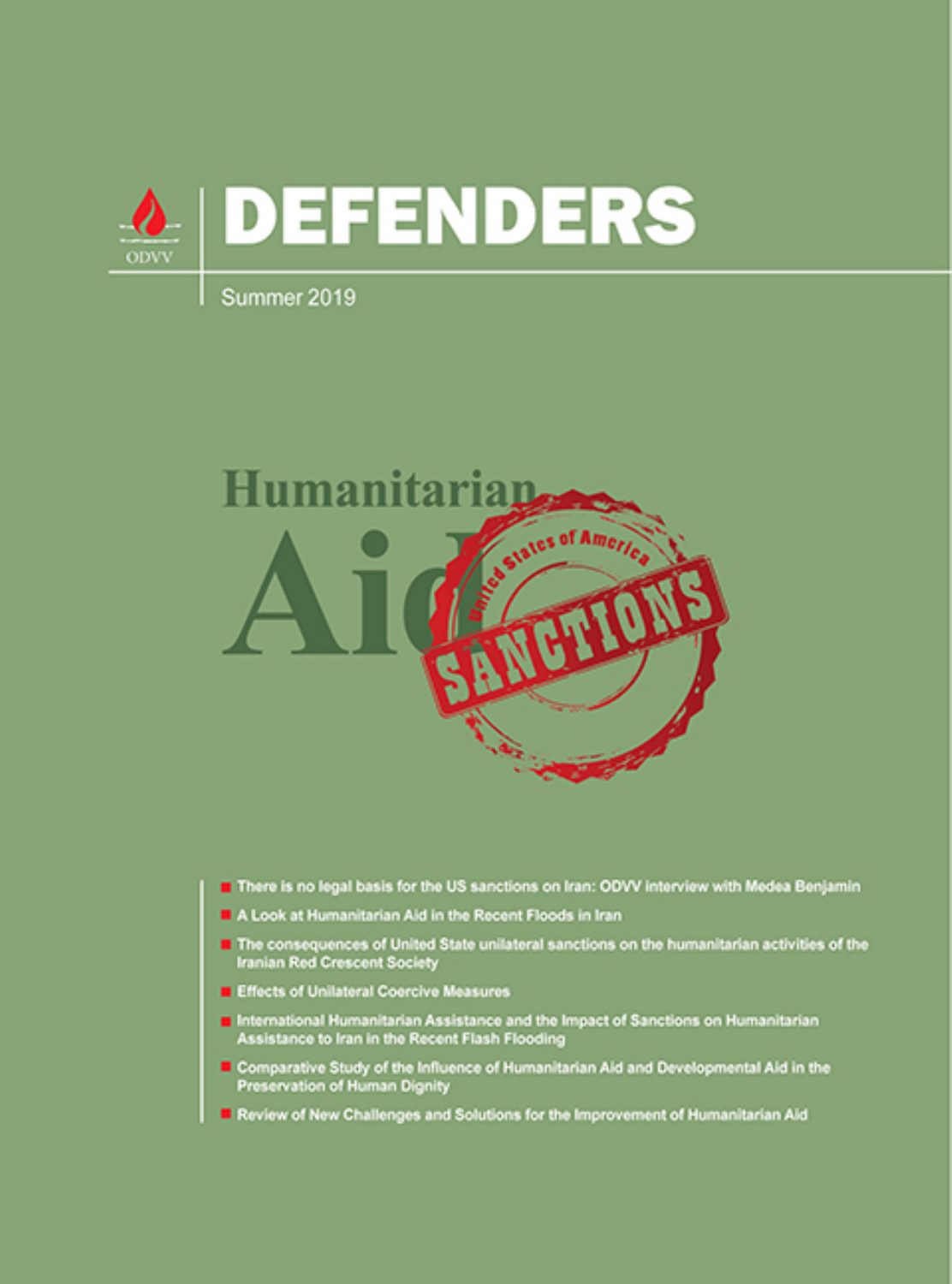ODVV

# DEFENDERS

Summer 2019

Humanitarian Aid

United States of America

SANCTIONS

- There is no legal basis for the US sanctions on Iran: ODVV interview with Medea Benjamin
- A Look at Humanitarian Aid in the Recent Floods in Iran
- The consequences of United State unilateral sanctions on the humanitarian activities of the Iranian Red Crescent Society
- Effects of Unilateral Coercive Measures
- International Humanitarian Assistance and the Impact of Sanctions on Humanitarian Assistance to Iran in the Recent Flash Flooding
- Comparative Study of the Influence of Humanitarian Aid and Developmental Aid in the Preservation of Human Dignity
- Review of New Challenges and Solutions for the Improvement of Humanitarian Aid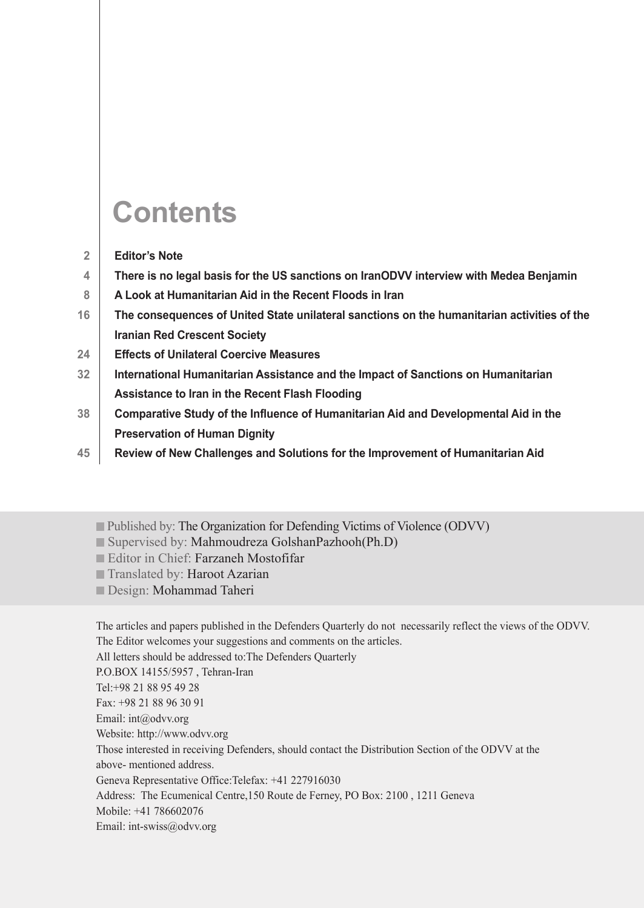# Contents

| | |
|---|---|
| 2 | **Editor's Note** |
| 4 | **There is no legal basis for the US sanctions on IranODVV interview with Medea Benjamin** |
| 8 | **A Look at Humanitarian Aid in the Recent Floods in Iran** |
| 16 | **The consequences of United State unilateral sanctions on the humanitarian activities of the Iranian Red Crescent Society** |
| 24 | **Effects of Unilateral Coercive Measures** |
| 32 | **International Humanitarian Assistance and the Impact of Sanctions on Humanitarian Assistance to Iran in the Recent Flash Flooding** |
| 38 | **Comparative Study of the Influence of Humanitarian Aid and Developmental Aid in the Preservation of Human Dignity** |
| 45 | **Review of New Challenges and Solutions for the Improvement of Humanitarian Aid** |

- Published by: The Organization for Defending Victims of Violence (ODVV)
- Supervised by: Mahmoudreza GolshanPazhooh(Ph.D)
- Editor in Chief: Farzaneh Mostofifar
- Translated by: Haroot Azarian
- Design: Mohammad Taheri

The articles and papers published in the Defenders Quarterly do not necessarily reflect the views of the ODVV.
The Editor welcomes your suggestions and comments on the articles.
All letters should be addressed to:The Defenders Quarterly
P.O.BOX 14155/5957 , Tehran-Iran
Tel:+98 21 88 95 49 28
Fax: +98 21 88 96 30 91
Email: int@odvv.org
Website: http://www.odvv.org
Those interested in receiving Defenders, should contact the Distribution Section of the ODVV at the above- mentioned address.
Geneva Representative Office:Telefax: +41 227916030
Address: The Ecumenical Centre,150 Route de Ferney, PO Box: 2100 , 1211 Geneva
Mobile: +41 786602076
Email: int-swiss@odvv.org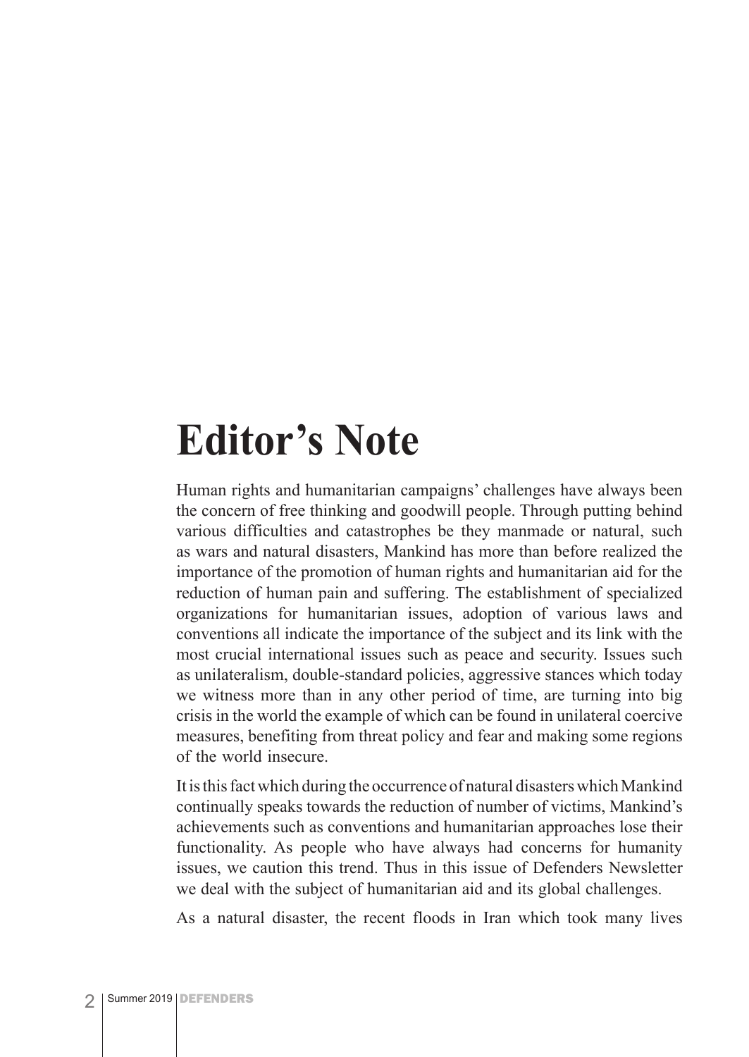# Editor’s Note

Human rights and humanitarian campaigns’ challenges have always been the concern of free thinking and goodwill people. Through putting behind various difficulties and catastrophes be they manmade or natural, such as wars and natural disasters, Mankind has more than before realized the importance of the promotion of human rights and humanitarian aid for the reduction of human pain and suffering. The establishment of specialized organizations for humanitarian issues, adoption of various laws and conventions all indicate the importance of the subject and its link with the most crucial international issues such as peace and security. Issues such as unilateralism, double-standard policies, aggressive stances which today we witness more than in any other period of time, are turning into big crisis in the world the example of which can be found in unilateral coercive measures, benefiting from threat policy and fear and making some regions of the world insecure.

It is this fact which during the occurrence of natural disasters which Mankind continually speaks towards the reduction of number of victims, Mankind’s achievements such as conventions and humanitarian approaches lose their functionality. As people who have always had concerns for humanity issues, we caution this trend. Thus in this issue of Defenders Newsletter we deal with the subject of humanitarian aid and its global challenges.

As a natural disaster, the recent floods in Iran which took many lives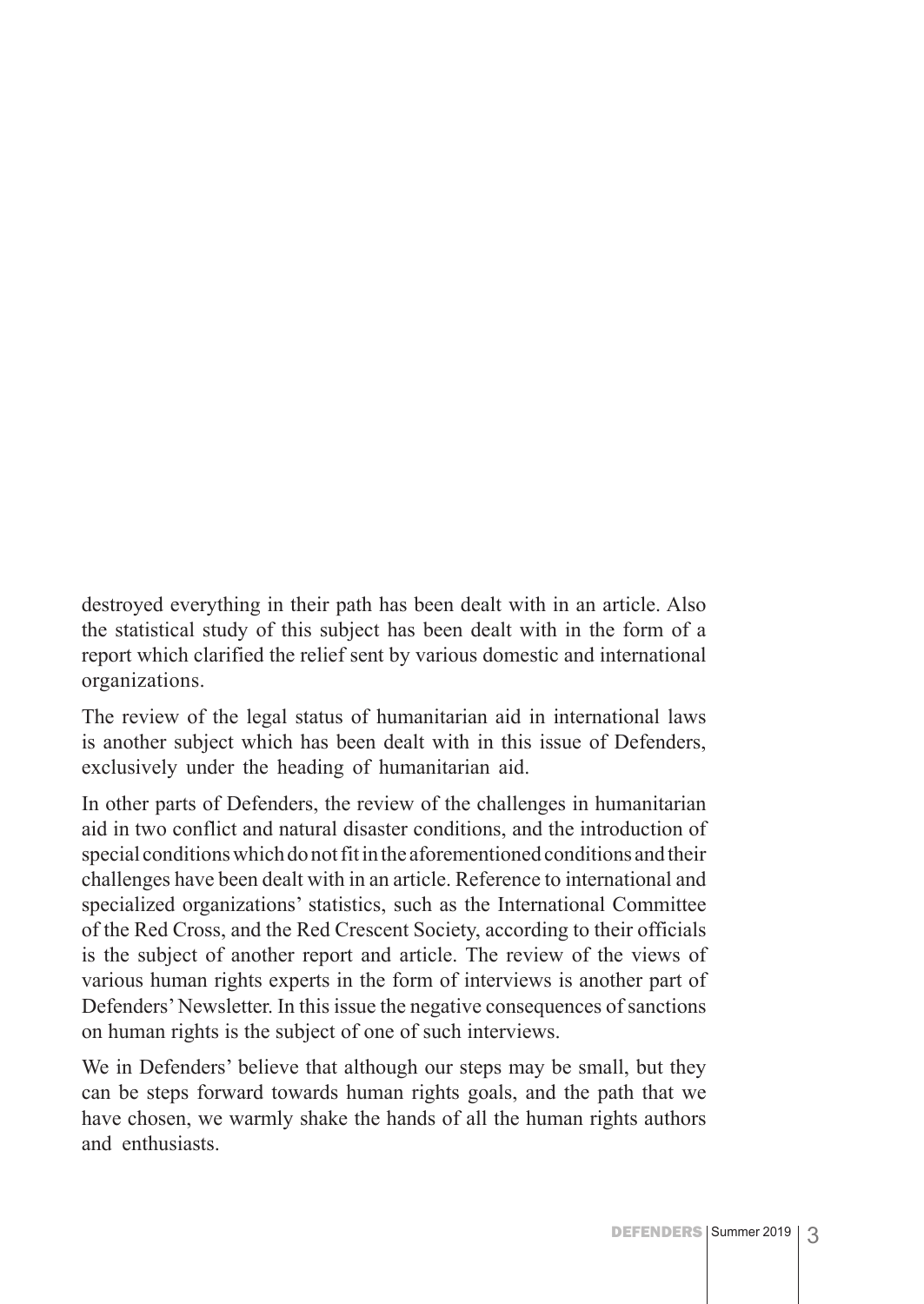destroyed everything in their path has been dealt with in an article. Also the statistical study of this subject has been dealt with in the form of a report which clarified the relief sent by various domestic and international organizations.

The review of the legal status of humanitarian aid in international laws is another subject which has been dealt with in this issue of Defenders, exclusively under the heading of humanitarian aid.

In other parts of Defenders, the review of the challenges in humanitarian aid in two conflict and natural disaster conditions, and the introduction of special conditions which do not fit in the aforementioned conditions and their challenges have been dealt with in an article. Reference to international and specialized organizations' statistics, such as the International Committee of the Red Cross, and the Red Crescent Society, according to their officials is the subject of another report and article. The review of the views of various human rights experts in the form of interviews is another part of Defenders' Newsletter. In this issue the negative consequences of sanctions on human rights is the subject of one of such interviews.

We in Defenders' believe that although our steps may be small, but they can be steps forward towards human rights goals, and the path that we have chosen, we warmly shake the hands of all the human rights authors and enthusiasts.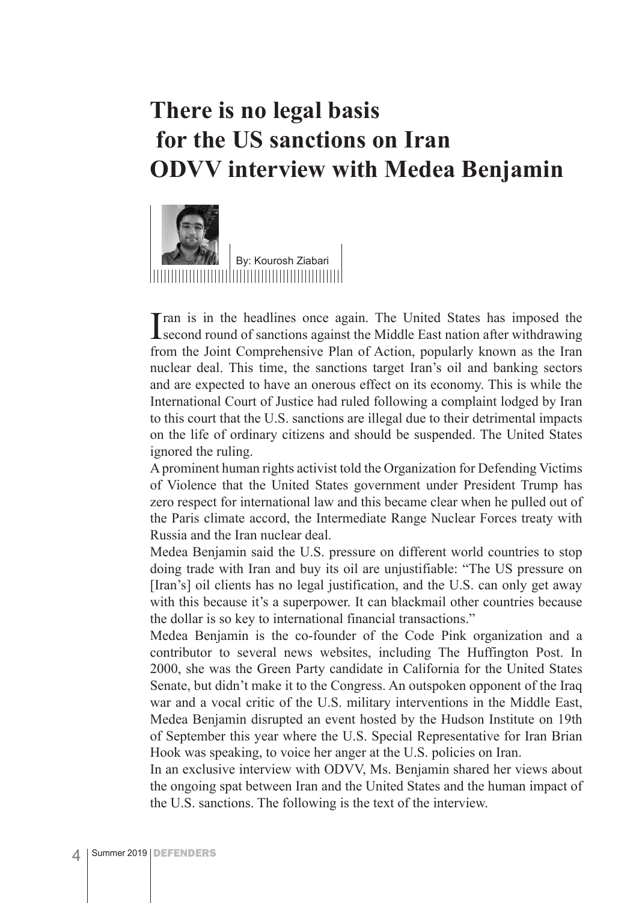# There is no legal basis for the US sanctions on Iran ODVV interview with Medea Benjamin

By: Kourosh Ziabari

Iran is in the headlines once again. The United States has imposed the second round of sanctions against the Middle East nation after withdrawing from the Joint Comprehensive Plan of Action, popularly known as the Iran nuclear deal. This time, the sanctions target Iran's oil and banking sectors and are expected to have an onerous effect on its economy. This is while the International Court of Justice had ruled following a complaint lodged by Iran to this court that the U.S. sanctions are illegal due to their detrimental impacts on the life of ordinary citizens and should be suspended. The United States ignored the ruling.

A prominent human rights activist told the Organization for Defending Victims of Violence that the United States government under President Trump has zero respect for international law and this became clear when he pulled out of the Paris climate accord, the Intermediate Range Nuclear Forces treaty with Russia and the Iran nuclear deal.

Medea Benjamin said the U.S. pressure on different world countries to stop doing trade with Iran and buy its oil are unjustifiable: "The US pressure on [Iran's] oil clients has no legal justification, and the U.S. can only get away with this because it's a superpower. It can blackmail other countries because the dollar is so key to international financial transactions."

Medea Benjamin is the co-founder of the Code Pink organization and a contributor to several news websites, including The Huffington Post. In 2000, she was the Green Party candidate in California for the United States Senate, but didn't make it to the Congress. An outspoken opponent of the Iraq war and a vocal critic of the U.S. military interventions in the Middle East, Medea Benjamin disrupted an event hosted by the Hudson Institute on 19th of September this year where the U.S. Special Representative for Iran Brian Hook was speaking, to voice her anger at the U.S. policies on Iran.

In an exclusive interview with ODVV, Ms. Benjamin shared her views about the ongoing spat between Iran and the United States and the human impact of the U.S. sanctions. The following is the text of the interview.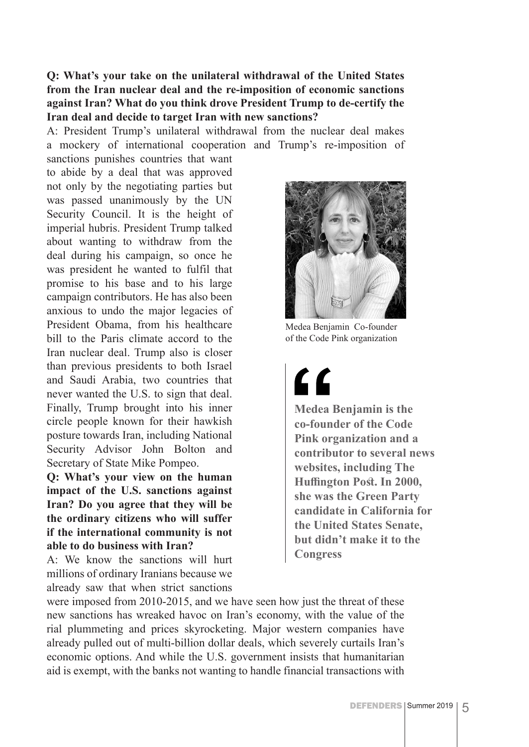**Q: What's your take on the unilateral withdrawal of the United States from the Iran nuclear deal and the re-imposition of economic sanctions against Iran? What do you think drove President Trump to de-certify the Iran deal and decide to target Iran with new sanctions?**

A: President Trump's unilateral withdrawal from the nuclear deal makes a mockery of international cooperation and Trump's re-imposition of sanctions punishes countries that want to abide by a deal that was approved not only by the negotiating parties but was passed unanimously by the UN Security Council. It is the height of imperial hubris. President Trump talked about wanting to withdraw from the deal during his campaign, so once he was president he wanted to fulfil that promise to his base and to his large campaign contributors. He has also been anxious to undo the major legacies of President Obama, from his healthcare bill to the Paris climate accord to the Iran nuclear deal. Trump also is closer than previous presidents to both Israel and Saudi Arabia, two countries that never wanted the U.S. to sign that deal. Finally, Trump brought into his inner circle people known for their hawkish posture towards Iran, including National Security Advisor John Bolton and Secretary of State Mike Pompeo.

Medea Benjamin Co-founder of the Code Pink organization

> **Medea Benjamin is the co-founder of the Code Pink organization and a contributor to several news websites, including The Huffington Post. In 2000, she was the Green Party candidate in California for the United States Senate, but didn't make it to the Congress**

**Q: What's your view on the human impact of the U.S. sanctions against Iran? Do you agree that they will be the ordinary citizens who will suffer if the international community is not able to do business with Iran?**

A: We know the sanctions will hurt millions of ordinary Iranians because we already saw that when strict sanctions were imposed from 2010-2015, and we have seen how just the threat of these new sanctions has wreaked havoc on Iran's economy, with the value of the rial plummeting and prices skyrocketing. Major western companies have already pulled out of multi-billion dollar deals, which severely curtails Iran's economic options. And while the U.S. government insists that humanitarian aid is exempt, with the banks not wanting to handle financial transactions with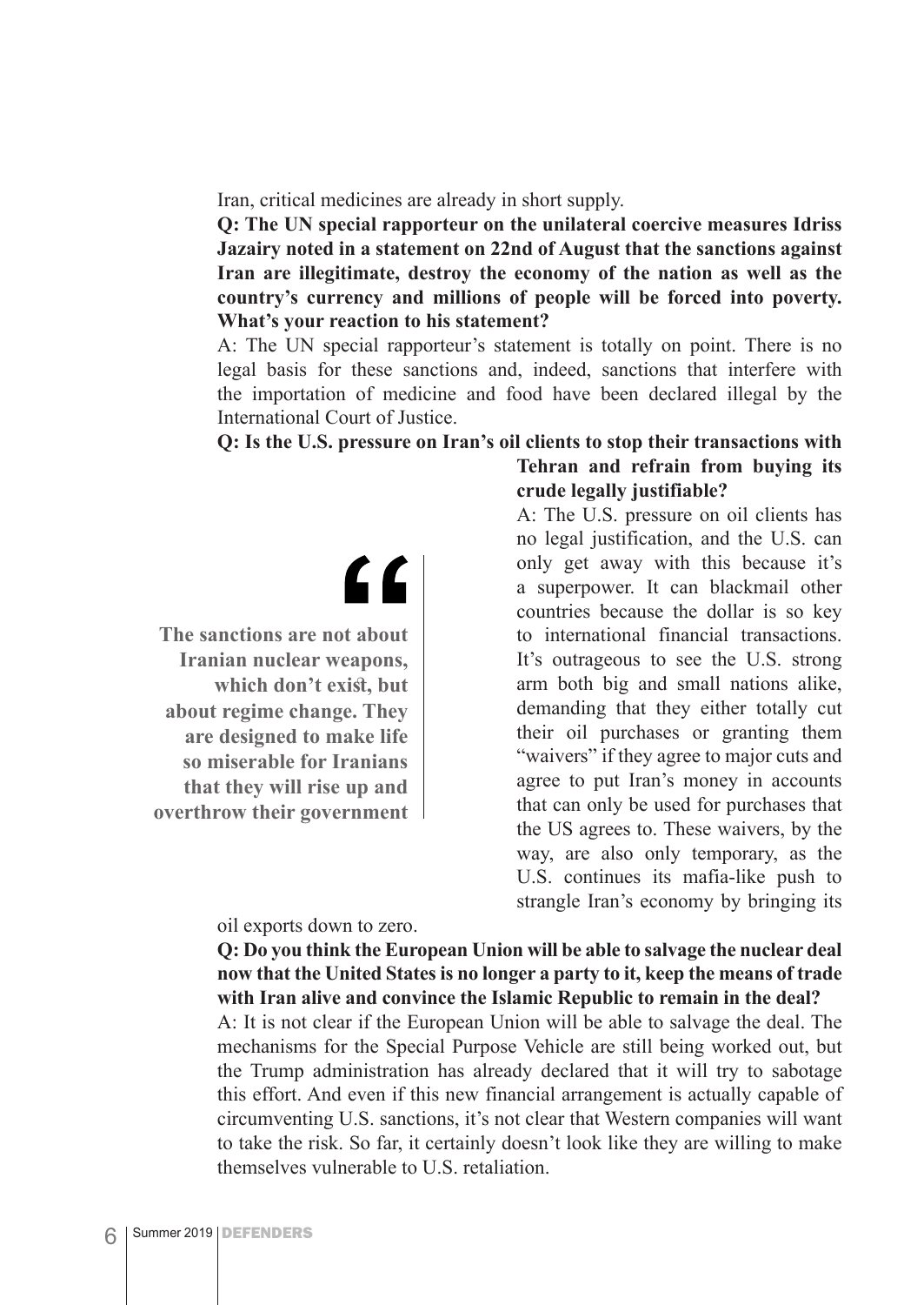Iran, critical medicines are already in short supply.

**Q: The UN special rapporteur on the unilateral coercive measures Idriss Jazairy noted in a statement on 22nd of August that the sanctions against Iran are illegitimate, destroy the economy of the nation as well as the country's currency and millions of people will be forced into poverty. What's your reaction to his statement?**

A: The UN special rapporteur's statement is totally on point. There is no legal basis for these sanctions and, indeed, sanctions that interfere with the importation of medicine and food have been declared illegal by the International Court of Justice.

**Q: Is the U.S. pressure on Iran's oil clients to stop their transactions with Tehran and refrain from buying its crude legally justifiable?**

A: The U.S. pressure on oil clients has no legal justification, and the U.S. can only get away with this because it's a superpower. It can blackmail other countries because the dollar is so key to international financial transactions. It's outrageous to see the U.S. strong arm both big and small nations alike, demanding that they either totally cut their oil purchases or granting them "waivers" if they agree to major cuts and agree to put Iran's money in accounts that can only be used for purchases that the US agrees to. These waivers, by the way, are also only temporary, as the U.S. continues its mafia-like push to strangle Iran's economy by bringing its oil exports down to zero.

> **The sanctions are not about Iranian nuclear weapons, which don't exist, but about regime change. They are designed to make life so miserable for Iranians that they will rise up and overthrow their government**

**Q: Do you think the European Union will be able to salvage the nuclear deal now that the United States is no longer a party to it, keep the means of trade with Iran alive and convince the Islamic Republic to remain in the deal?**

A: It is not clear if the European Union will be able to salvage the deal. The mechanisms for the Special Purpose Vehicle are still being worked out, but the Trump administration has already declared that it will try to sabotage this effort. And even if this new financial arrangement is actually capable of circumventing U.S. sanctions, it's not clear that Western companies will want to take the risk. So far, it certainly doesn't look like they are willing to make themselves vulnerable to U.S. retaliation.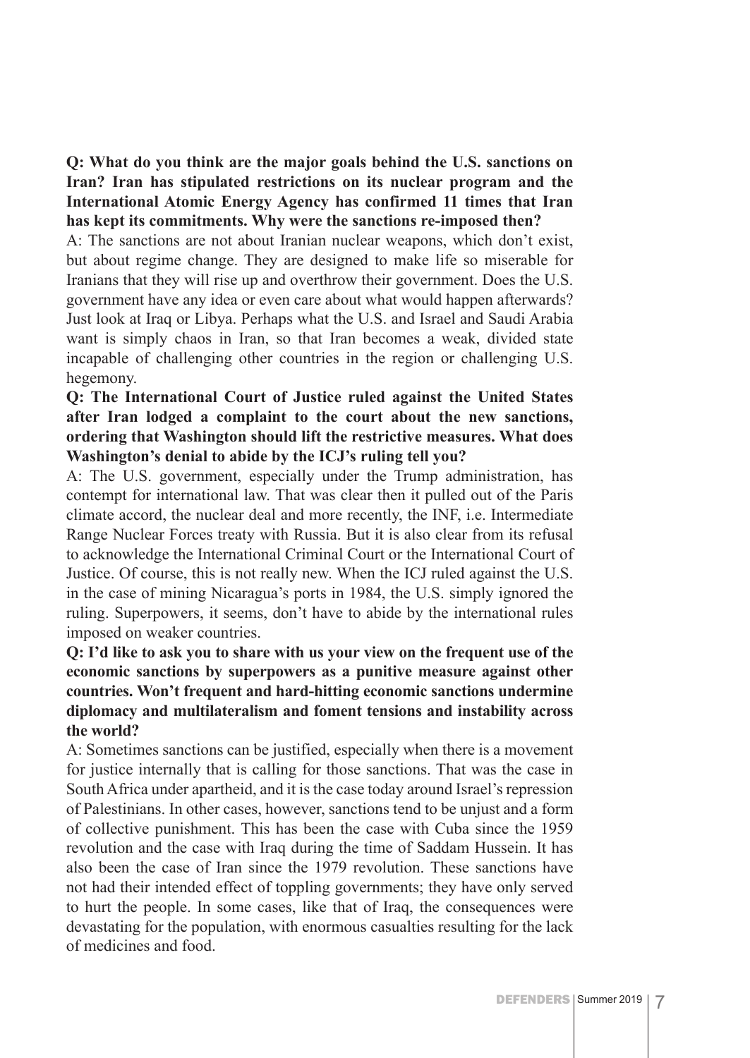**Q: What do you think are the major goals behind the U.S. sanctions on Iran? Iran has stipulated restrictions on its nuclear program and the International Atomic Energy Agency has confirmed 11 times that Iran has kept its commitments. Why were the sanctions re-imposed then?**

A: The sanctions are not about Iranian nuclear weapons, which don't exist, but about regime change. They are designed to make life so miserable for Iranians that they will rise up and overthrow their government. Does the U.S. government have any idea or even care about what would happen afterwards? Just look at Iraq or Libya. Perhaps what the U.S. and Israel and Saudi Arabia want is simply chaos in Iran, so that Iran becomes a weak, divided state incapable of challenging other countries in the region or challenging U.S. hegemony.

**Q: The International Court of Justice ruled against the United States after Iran lodged a complaint to the court about the new sanctions, ordering that Washington should lift the restrictive measures. What does Washington's denial to abide by the ICJ's ruling tell you?**

A: The U.S. government, especially under the Trump administration, has contempt for international law. That was clear then it pulled out of the Paris climate accord, the nuclear deal and more recently, the INF, i.e. Intermediate Range Nuclear Forces treaty with Russia. But it is also clear from its refusal to acknowledge the International Criminal Court or the International Court of Justice. Of course, this is not really new. When the ICJ ruled against the U.S. in the case of mining Nicaragua's ports in 1984, the U.S. simply ignored the ruling. Superpowers, it seems, don't have to abide by the international rules imposed on weaker countries.

**Q: I'd like to ask you to share with us your view on the frequent use of the economic sanctions by superpowers as a punitive measure against other countries. Won't frequent and hard-hitting economic sanctions undermine diplomacy and multilateralism and foment tensions and instability across the world?**

A: Sometimes sanctions can be justified, especially when there is a movement for justice internally that is calling for those sanctions. That was the case in South Africa under apartheid, and it is the case today around Israel's repression of Palestinians. In other cases, however, sanctions tend to be unjust and a form of collective punishment. This has been the case with Cuba since the 1959 revolution and the case with Iraq during the time of Saddam Hussein. It has also been the case of Iran since the 1979 revolution. These sanctions have not had their intended effect of toppling governments; they have only served to hurt the people. In some cases, like that of Iraq, the consequences were devastating for the population, with enormous casualties resulting for the lack of medicines and food.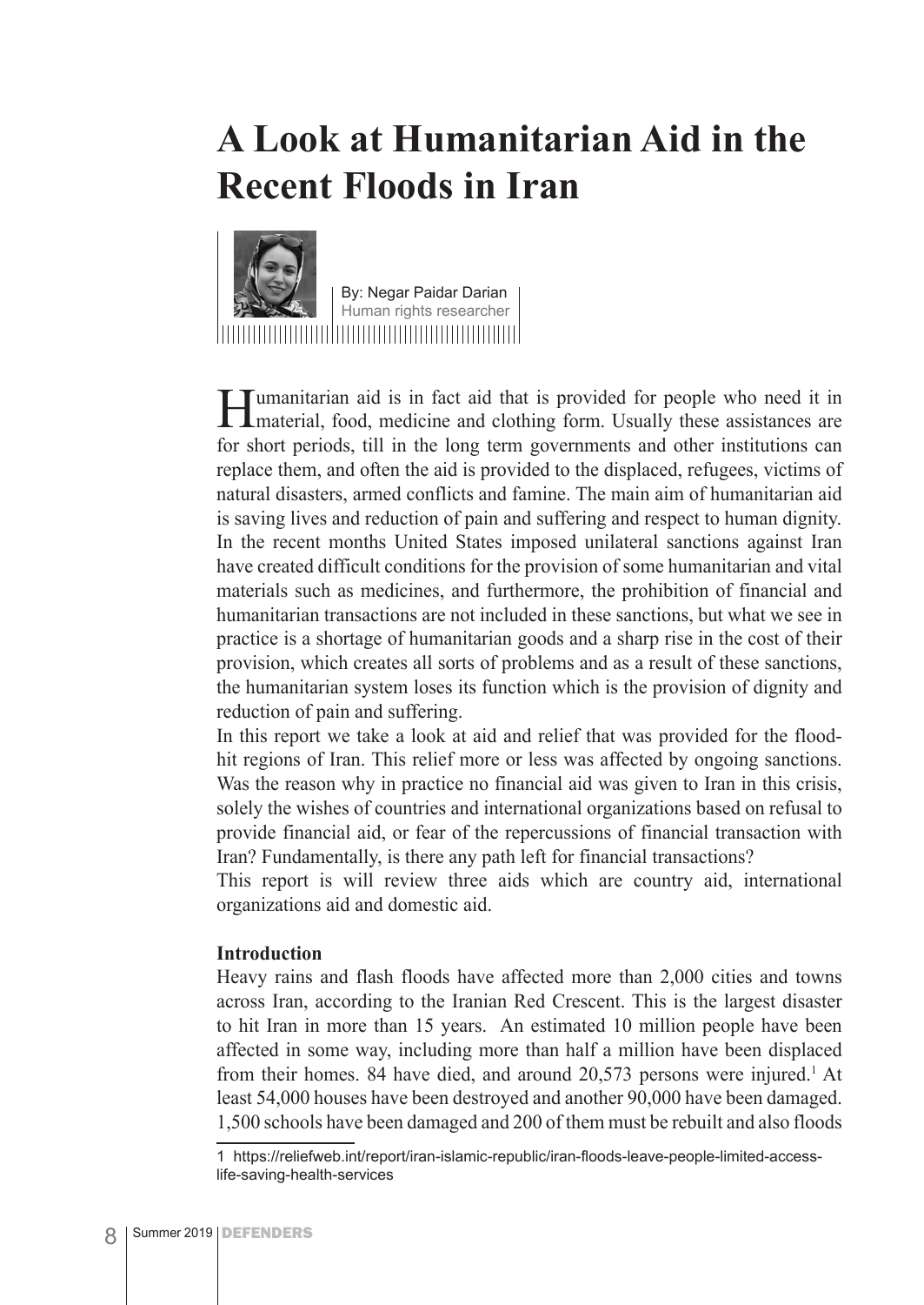# A Look at Humanitarian Aid in the Recent Floods in Iran

By: Negar Paidar Darian
Human rights researcher

Humanitarian aid is in fact aid that is provided for people who need it in material, food, medicine and clothing form. Usually these assistances are for short periods, till in the long term governments and other institutions can replace them, and often the aid is provided to the displaced, refugees, victims of natural disasters, armed conflicts and famine. The main aim of humanitarian aid is saving lives and reduction of pain and suffering and respect to human dignity. In the recent months United States imposed unilateral sanctions against Iran have created difficult conditions for the provision of some humanitarian and vital materials such as medicines, and furthermore, the prohibition of financial and humanitarian transactions are not included in these sanctions, but what we see in practice is a shortage of humanitarian goods and a sharp rise in the cost of their provision, which creates all sorts of problems and as a result of these sanctions, the humanitarian system loses its function which is the provision of dignity and reduction of pain and suffering.

In this report we take a look at aid and relief that was provided for the flood-hit regions of Iran. This relief more or less was affected by ongoing sanctions. Was the reason why in practice no financial aid was given to Iran in this crisis, solely the wishes of countries and international organizations based on refusal to provide financial aid, or fear of the repercussions of financial transaction with Iran? Fundamentally, is there any path left for financial transactions?

This report is will review three aids which are country aid, international organizations aid and domestic aid.

**Introduction**

Heavy rains and flash floods have affected more than 2,000 cities and towns across Iran, according to the Iranian Red Crescent. This is the largest disaster to hit Iran in more than 15 years. An estimated 10 million people have been affected in some way, including more than half a million have been displaced from their homes. 84 have died, and around 20,573 persons were injured.[1] At least 54,000 houses have been destroyed and another 90,000 have been damaged. 1,500 schools have been damaged and 200 of them must be rebuilt and also floods

---

1 https://reliefweb.int/report/iran-islamic-republic/iran-floods-leave-people-limited-access-life-saving-health-services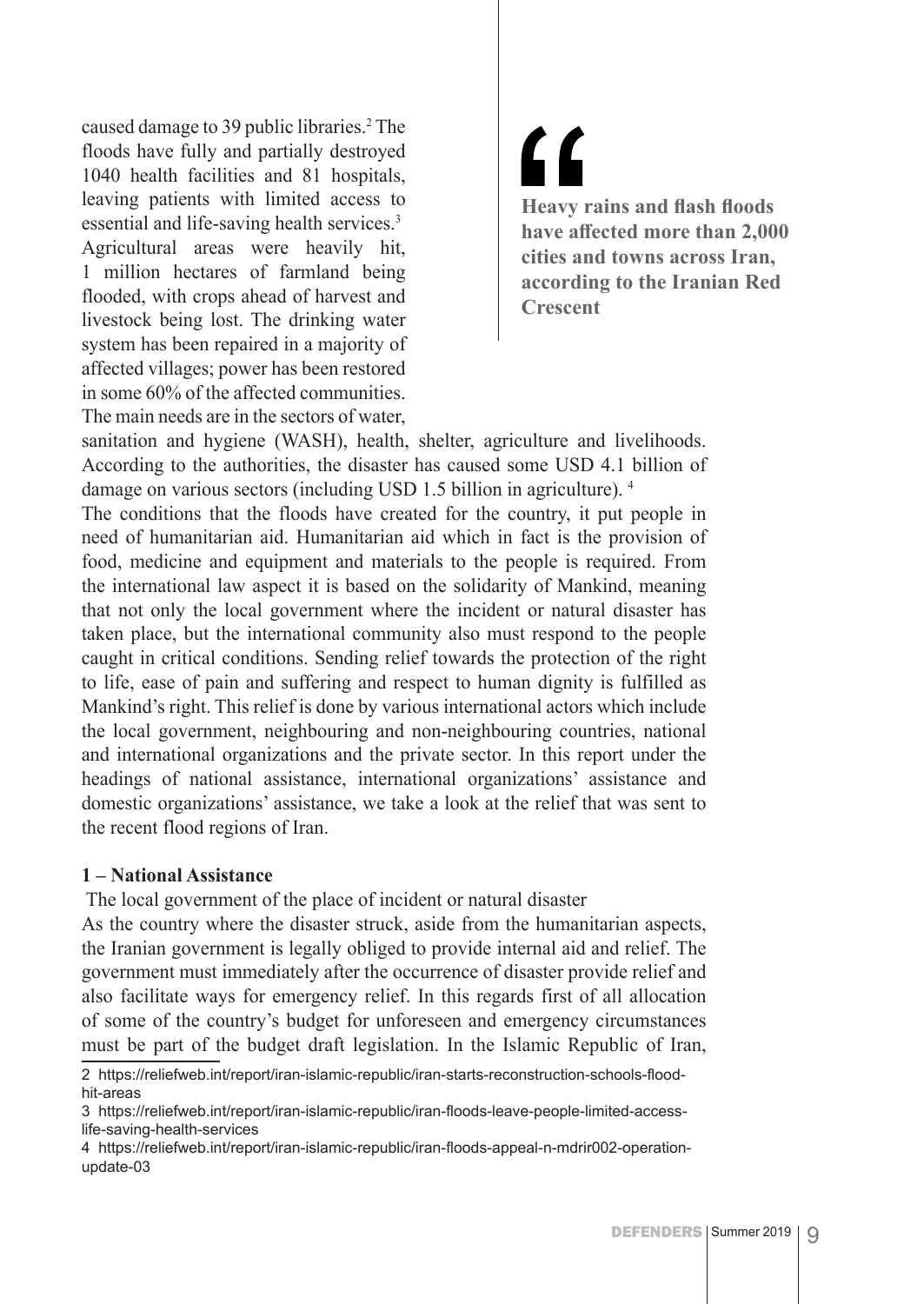caused damage to 39 public libraries.[2] The floods have fully and partially destroyed 1040 health facilities and 81 hospitals, leaving patients with limited access to essential and life-saving health services.[3] Agricultural areas were heavily hit, 1 million hectares of farmland being flooded, with crops ahead of harvest and livestock being lost. The drinking water system has been repaired in a majority of affected villages; power has been restored in some 60% of the affected communities. The main needs are in the sectors of water, sanitation and hygiene (WASH), health, shelter, agriculture and livelihoods. According to the authorities, the disaster has caused some USD 4.1 billion of damage on various sectors (including USD 1.5 billion in agriculture). [4]

> **Heavy rains and flash floods have affected more than 2,000 cities and towns across Iran, according to the Iranian Red Crescent**

The conditions that the floods have created for the country, it put people in need of humanitarian aid. Humanitarian aid which in fact is the provision of food, medicine and equipment and materials to the people is required. From the international law aspect it is based on the solidarity of Mankind, meaning that not only the local government where the incident or natural disaster has taken place, but the international community also must respond to the people caught in critical conditions. Sending relief towards the protection of the right to life, ease of pain and suffering and respect to human dignity is fulfilled as Mankind's right. This relief is done by various international actors which include the local government, neighbouring and non-neighbouring countries, national and international organizations and the private sector. In this report under the headings of national assistance, international organizations' assistance and domestic organizations' assistance, we take a look at the relief that was sent to the recent flood regions of Iran.

### 1 – National Assistance

The local government of the place of incident or natural disaster

As the country where the disaster struck, aside from the humanitarian aspects, the Iranian government is legally obliged to provide internal aid and relief. The government must immediately after the occurrence of disaster provide relief and also facilitate ways for emergency relief. In this regards first of all allocation of some of the country's budget for unforeseen and emergency circumstances must be part of the budget draft legislation. In the Islamic Republic of Iran,

---

2 https://reliefweb.int/report/iran-islamic-republic/iran-starts-reconstruction-schools-flood-hit-areas

3 https://reliefweb.int/report/iran-islamic-republic/iran-floods-leave-people-limited-access-life-saving-health-services

4 https://reliefweb.int/report/iran-islamic-republic/iran-floods-appeal-n-mdrir002-operation-update-03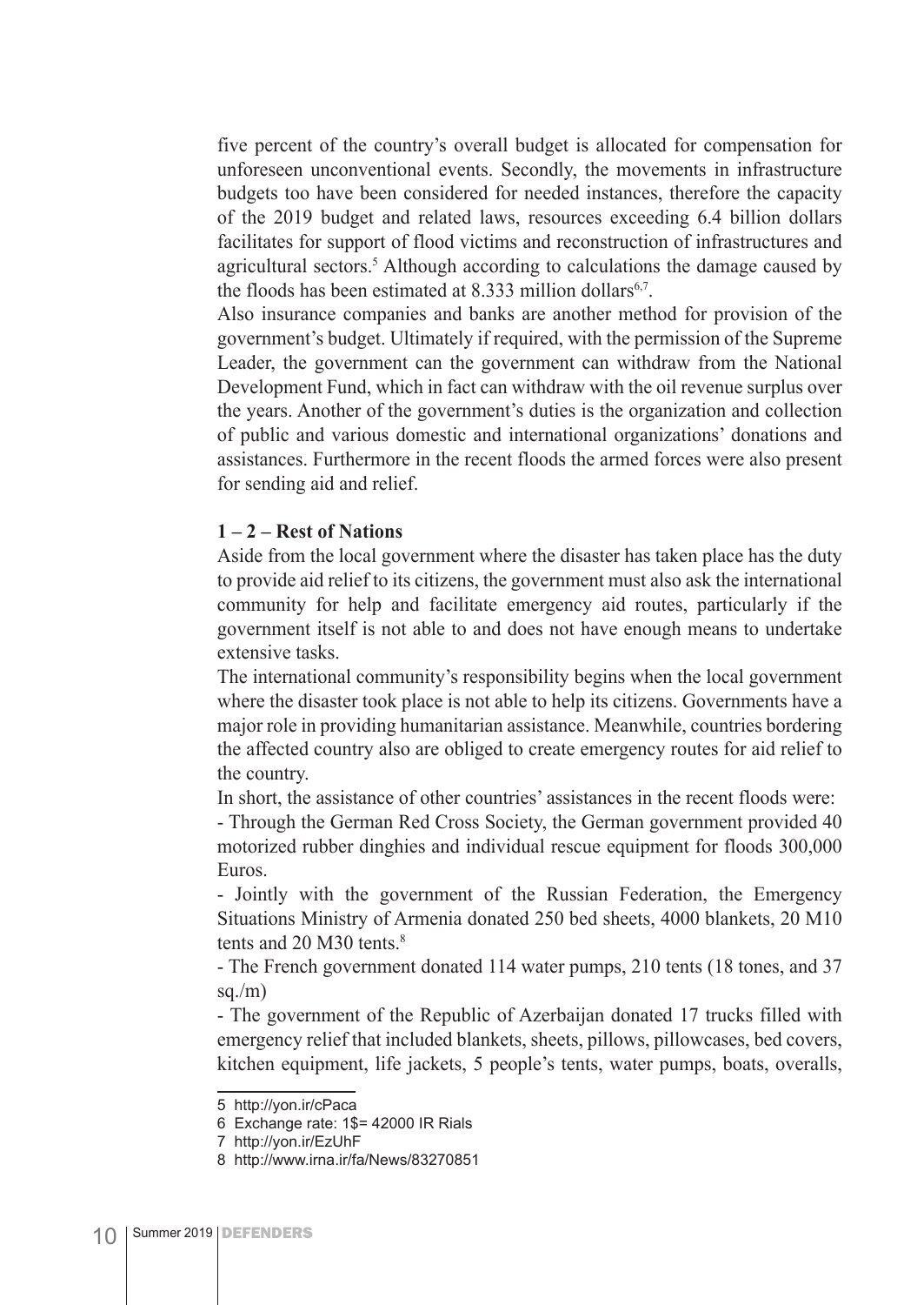five percent of the country's overall budget is allocated for compensation for unforeseen unconventional events. Secondly, the movements in infrastructure budgets too have been considered for needed instances, therefore the capacity of the 2019 budget and related laws, resources exceeding 6.4 billion dollars facilitates for support of flood victims and reconstruction of infrastructures and agricultural sectors.[5] Although according to calculations the damage caused by the floods has been estimated at 8.333 million dollars[6,7].

Also insurance companies and banks are another method for provision of the government's budget. Ultimately if required, with the permission of the Supreme Leader, the government can the government can withdraw from the National Development Fund, which in fact can withdraw with the oil revenue surplus over the years. Another of the government's duties is the organization and collection of public and various domestic and international organizations' donations and assistances. Furthermore in the recent floods the armed forces were also present for sending aid and relief.

**1 – 2 – Rest of Nations**

Aside from the local government where the disaster has taken place has the duty to provide aid relief to its citizens, the government must also ask the international community for help and facilitate emergency aid routes, particularly if the government itself is not able to and does not have enough means to undertake extensive tasks.

The international community's responsibility begins when the local government where the disaster took place is not able to help its citizens. Governments have a major role in providing humanitarian assistance. Meanwhile, countries bordering the affected country also are obliged to create emergency routes for aid relief to the country.

In short, the assistance of other countries' assistances in the recent floods were:

- Through the German Red Cross Society, the German government provided 40 motorized rubber dinghies and individual rescue equipment for floods 300,000 Euros.
- Jointly with the government of the Russian Federation, the Emergency Situations Ministry of Armenia donated 250 bed sheets, 4000 blankets, 20 M10 tents and 20 M30 tents.[8]
- The French government donated 114 water pumps, 210 tents (18 tones, and 37 sq./m)
- The government of the Republic of Azerbaijan donated 17 trucks filled with emergency relief that included blankets, sheets, pillows, pillowcases, bed covers, kitchen equipment, life jackets, 5 people's tents, water pumps, boats, overalls,

5 http://yon.ir/cPaca

6 Exchange rate: 1$= 42000 IR Rials

7 http://yon.ir/EzUhF

8 http://www.irna.ir/fa/News/83270851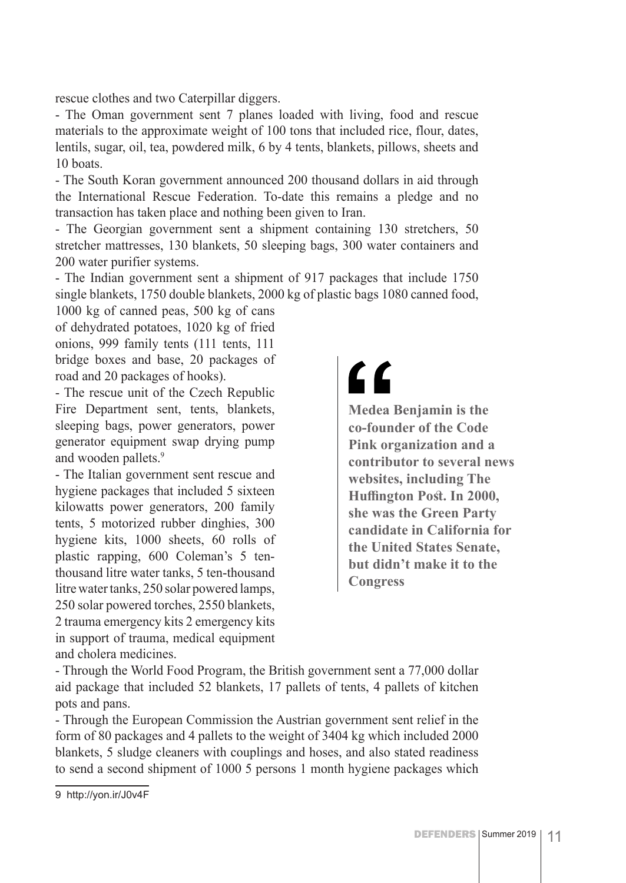rescue clothes and two Caterpillar diggers.

- The Oman government sent 7 planes loaded with living, food and rescue materials to the approximate weight of 100 tons that included rice, flour, dates, lentils, sugar, oil, tea, powdered milk, 6 by 4 tents, blankets, pillows, sheets and 10 boats.

- The South Koran government announced 200 thousand dollars in aid through the International Rescue Federation. To-date this remains a pledge and no transaction has taken place and nothing been given to Iran.

- The Georgian government sent a shipment containing 130 stretchers, 50 stretcher mattresses, 130 blankets, 50 sleeping bags, 300 water containers and 200 water purifier systems.

- The Indian government sent a shipment of 917 packages that include 1750 single blankets, 1750 double blankets, 2000 kg of plastic bags 1080 canned food, 1000 kg of canned peas, 500 kg of cans of dehydrated potatoes, 1020 kg of fried onions, 999 family tents (111 tents, 111 bridge boxes and base, 20 packages of road and 20 packages of hooks).

- The rescue unit of the Czech Republic Fire Department sent, tents, blankets, sleeping bags, power generators, power generator equipment swap drying pump and wooden pallets.[9]

- The Italian government sent rescue and hygiene packages that included 5 sixteen kilowatts power generators, 200 family tents, 5 motorized rubber dinghies, 300 hygiene kits, 1000 sheets, 60 rolls of plastic rapping, 600 Coleman's 5 ten-thousand litre water tanks, 5 ten-thousand litre water tanks, 250 solar powered lamps, 250 solar powered torches, 2550 blankets, 2 trauma emergency kits 2 emergency kits in support of trauma, medical equipment and cholera medicines.

> **Medea Benjamin is the co-founder of the Code Pink organization and a contributor to several news websites, including The Huffington Post. In 2000, she was the Green Party candidate in California for the United States Senate, but didn't make it to the Congress**

- Through the World Food Program, the British government sent a 77,000 dollar aid package that included 52 blankets, 17 pallets of tents, 4 pallets of kitchen pots and pans.

- Through the European Commission the Austrian government sent relief in the form of 80 packages and 4 pallets to the weight of 3404 kg which included 2000 blankets, 5 sludge cleaners with couplings and hoses, and also stated readiness to send a second shipment of 1000 5 persons 1 month hygiene packages which

9 http://yon.ir/J0v4F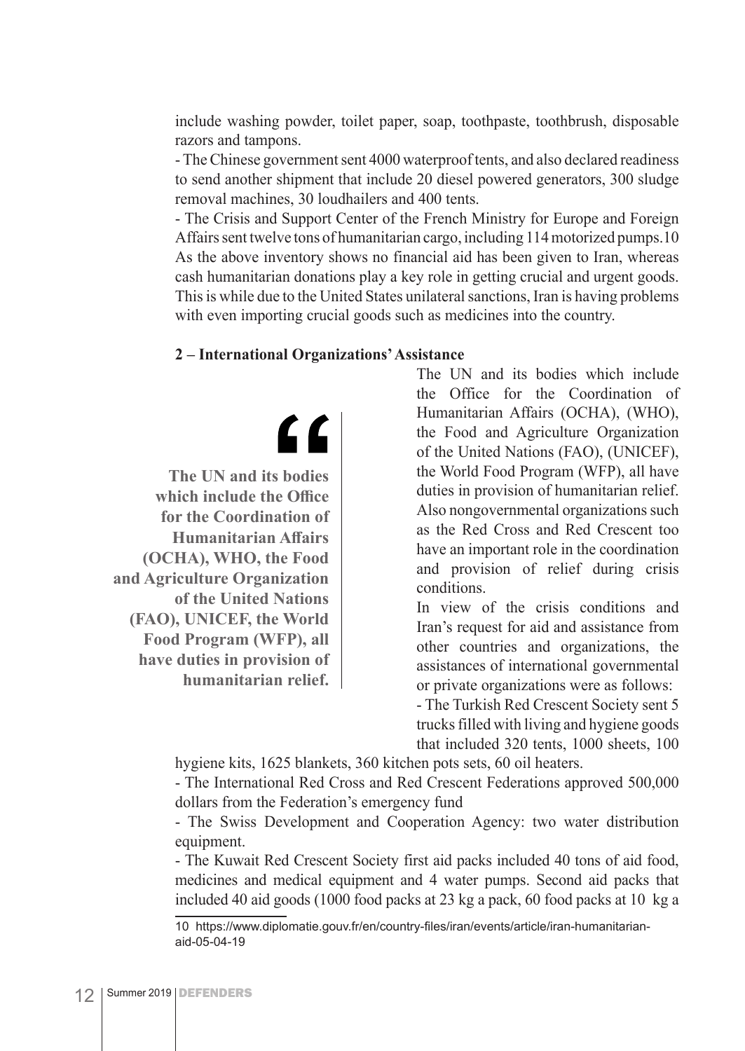include washing powder, toilet paper, soap, toothpaste, toothbrush, disposable razors and tampons.

- The Chinese government sent 4000 waterproof tents, and also declared readiness to send another shipment that include 20 diesel powered generators, 300 sludge removal machines, 30 loudhailers and 400 tents.
- The Crisis and Support Center of the French Ministry for Europe and Foreign Affairs sent twelve tons of humanitarian cargo, including 114 motorized pumps.[10]

As the above inventory shows no financial aid has been given to Iran, whereas cash humanitarian donations play a key role in getting crucial and urgent goods. This is while due to the United States unilateral sanctions, Iran is having problems with even importing crucial goods such as medicines into the country.

**2 – International Organizations' Assistance**

> **The UN and its bodies which include the Office for the Coordination of Humanitarian Affairs (OCHA), WHO, the Food and Agriculture Organization of the United Nations (FAO), UNICEF, the World Food Program (WFP), all have duties in provision of humanitarian relief.**

The UN and its bodies which include the Office for the Coordination of Humanitarian Affairs (OCHA), (WHO), the Food and Agriculture Organization of the United Nations (FAO), (UNICEF), the World Food Program (WFP), all have duties in provision of humanitarian relief. Also nongovernmental organizations such as the Red Cross and Red Crescent too have an important role in the coordination and provision of relief during crisis conditions.

In view of the crisis conditions and Iran's request for aid and assistance from other countries and organizations, the assistances of international governmental or private organizations were as follows:

- The Turkish Red Crescent Society sent 5 trucks filled with living and hygiene goods that included 320 tents, 1000 sheets, 100 hygiene kits, 1625 blankets, 360 kitchen pots sets, 60 oil heaters.
- The International Red Cross and Red Crescent Federations approved 500,000 dollars from the Federation's emergency fund
- The Swiss Development and Cooperation Agency: two water distribution equipment.
- The Kuwait Red Crescent Society first aid packs included 40 tons of aid food, medicines and medical equipment and 4 water pumps. Second aid packs that included 40 aid goods (1000 food packs at 23 kg a pack, 60 food packs at 10 kg a

10 https://www.diplomatie.gouv.fr/en/country-files/iran/events/article/iran-humanitarian-aid-05-04-19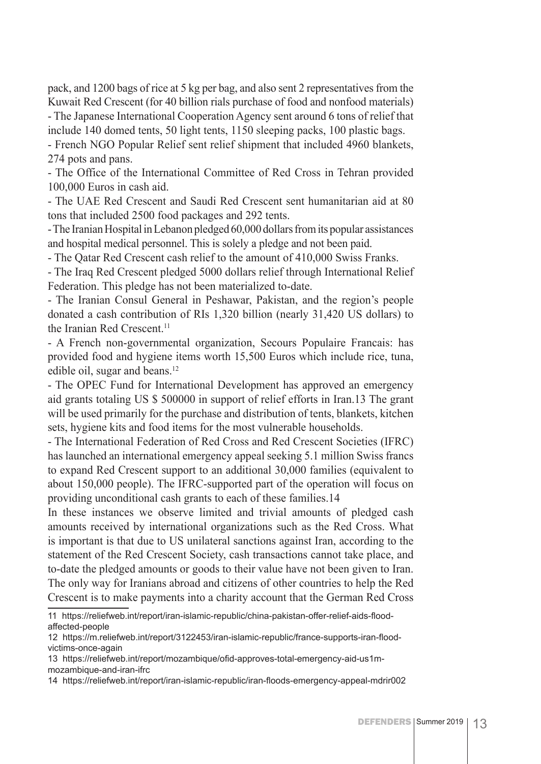pack, and 1200 bags of rice at 5 kg per bag, and also sent 2 representatives from the Kuwait Red Crescent (for 40 billion rials purchase of food and nonfood materials)

- The Japanese International Cooperation Agency sent around 6 tons of relief that include 140 domed tents, 50 light tents, 1150 sleeping packs, 100 plastic bags.
- French NGO Popular Relief sent relief shipment that included 4960 blankets, 274 pots and pans.
- The Office of the International Committee of Red Cross in Tehran provided 100,000 Euros in cash aid.
- The UAE Red Crescent and Saudi Red Crescent sent humanitarian aid at 80 tons that included 2500 food packages and 292 tents.
- The Iranian Hospital in Lebanon pledged 60,000 dollars from its popular assistances and hospital medical personnel. This is solely a pledge and not been paid.
- The Qatar Red Crescent cash relief to the amount of 410,000 Swiss Franks.
- The Iraq Red Crescent pledged 5000 dollars relief through International Relief Federation. This pledge has not been materialized to-date.
- The Iranian Consul General in Peshawar, Pakistan, and the region's people donated a cash contribution of RIs 1,320 billion (nearly 31,420 US dollars) to the Iranian Red Crescent.[11]
- A French non-governmental organization, Secours Populaire Francais: has provided food and hygiene items worth 15,500 Euros which include rice, tuna, edible oil, sugar and beans.[12]
- The OPEC Fund for International Development has approved an emergency aid grants totaling US $ 500000 in support of relief efforts in Iran.13 The grant will be used primarily for the purchase and distribution of tents, blankets, kitchen sets, hygiene kits and food items for the most vulnerable households.
- The International Federation of Red Cross and Red Crescent Societies (IFRC) has launched an international emergency appeal seeking 5.1 million Swiss francs to expand Red Crescent support to an additional 30,000 families (equivalent to about 150,000 people). The IFRC-supported part of the operation will focus on providing unconditional cash grants to each of these families.14

In these instances we observe limited and trivial amounts of pledged cash amounts received by international organizations such as the Red Cross. What is important is that due to US unilateral sanctions against Iran, according to the statement of the Red Crescent Society, cash transactions cannot take place, and to-date the pledged amounts or goods to their value have not been given to Iran. The only way for Iranians abroad and citizens of other countries to help the Red Crescent is to make payments into a charity account that the German Red Cross

---

11 https://reliefweb.int/report/iran-islamic-republic/china-pakistan-offer-relief-aids-flood-affected-people

12 https://m.reliefweb.int/report/3122453/iran-islamic-republic/france-supports-iran-flood-victims-once-again

13 https://reliefweb.int/report/mozambique/ofid-approves-total-emergency-aid-us1m-mozambique-and-iran-ifrc

14 https://reliefweb.int/report/iran-islamic-republic/iran-floods-emergency-appeal-mdrir002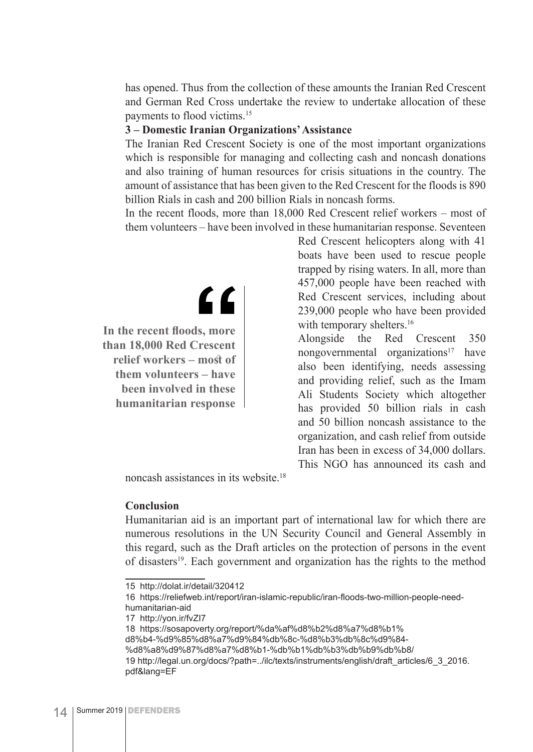has opened. Thus from the collection of these amounts the Iranian Red Crescent and German Red Cross undertake the review to undertake allocation of these payments to flood victims.[15]

**3 – Domestic Iranian Organizations' Assistance**

The Iranian Red Crescent Society is one of the most important organizations which is responsible for managing and collecting cash and noncash donations and also training of human resources for crisis situations in the country. The amount of assistance that has been given to the Red Crescent for the floods is 890 billion Rials in cash and 200 billion Rials in noncash forms.

In the recent floods, more than 18,000 Red Crescent relief workers – most of them volunteers – have been involved in these humanitarian response. Seventeen Red Crescent helicopters along with 41 boats have been used to rescue people trapped by rising waters. In all, more than 457,000 people have been reached with Red Crescent services, including about 239,000 people who have been provided with temporary shelters.[16]

> **In the recent floods, more than 18,000 Red Crescent relief workers – most of them volunteers – have been involved in these humanitarian response**

Alongside the Red Crescent 350 nongovernmental organizations[17] have also been identifying, needs assessing and providing relief, such as the Imam Ali Students Society which altogether has provided 50 billion rials in cash and 50 billion noncash assistance to the organization, and cash relief from outside Iran has been in excess of 34,000 dollars. This NGO has announced its cash and noncash assistances in its website.[18]

**Conclusion**

Humanitarian aid is an important part of international law for which there are numerous resolutions in the UN Security Council and General Assembly in this regard, such as the Draft articles on the protection of persons in the event of disasters[19]. Each government and organization has the rights to the method

---

15 http://dolat.ir/detail/320412

16 https://reliefweb.int/report/iran-islamic-republic/iran-floods-two-million-people-need-humanitarian-aid

17 http://yon.ir/fvZl7

18 https://sosapoverty.org/report/%da%af%d8%b2%d8%a7%d8%b1%d8%b4-%d9%85%d8%a7%d9%84%db%8c-%d8%b3%db%8c%d9%84-%d8%a8%d9%87%d8%a7%d8%b1-%db%b1%db%b3%db%b9%db%b8/

19 http://legal.un.org/docs/?path=../ilc/texts/instruments/english/draft_articles/6_3_2016.pdf&lang=EF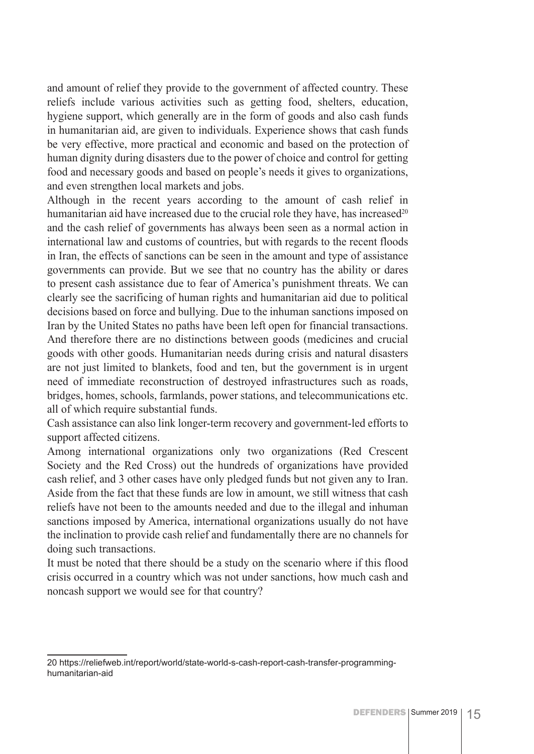and amount of relief they provide to the government of affected country. These reliefs include various activities such as getting food, shelters, education, hygiene support, which generally are in the form of goods and also cash funds in humanitarian aid, are given to individuals. Experience shows that cash funds be very effective, more practical and economic and based on the protection of human dignity during disasters due to the power of choice and control for getting food and necessary goods and based on people's needs it gives to organizations, and even strengthen local markets and jobs.

Although in the recent years according to the amount of cash relief in humanitarian aid have increased due to the crucial role they have, has increased[20] and the cash relief of governments has always been seen as a normal action in international law and customs of countries, but with regards to the recent floods in Iran, the effects of sanctions can be seen in the amount and type of assistance governments can provide. But we see that no country has the ability or dares to present cash assistance due to fear of America's punishment threats. We can clearly see the sacrificing of human rights and humanitarian aid due to political decisions based on force and bullying. Due to the inhuman sanctions imposed on Iran by the United States no paths have been left open for financial transactions. And therefore there are no distinctions between goods (medicines and crucial goods with other goods. Humanitarian needs during crisis and natural disasters are not just limited to blankets, food and ten, but the government is in urgent need of immediate reconstruction of destroyed infrastructures such as roads, bridges, homes, schools, farmlands, power stations, and telecommunications etc. all of which require substantial funds.

Cash assistance can also link longer-term recovery and government-led efforts to support affected citizens.

Among international organizations only two organizations (Red Crescent Society and the Red Cross) out the hundreds of organizations have provided cash relief, and 3 other cases have only pledged funds but not given any to Iran. Aside from the fact that these funds are low in amount, we still witness that cash reliefs have not been to the amounts needed and due to the illegal and inhuman sanctions imposed by America, international organizations usually do not have the inclination to provide cash relief and fundamentally there are no channels for doing such transactions.

It must be noted that there should be a study on the scenario where if this flood crisis occurred in a country which was not under sanctions, how much cash and noncash support we would see for that country?

---

20 https://reliefweb.int/report/world/state-world-s-cash-report-cash-transfer-programming-humanitarian-aid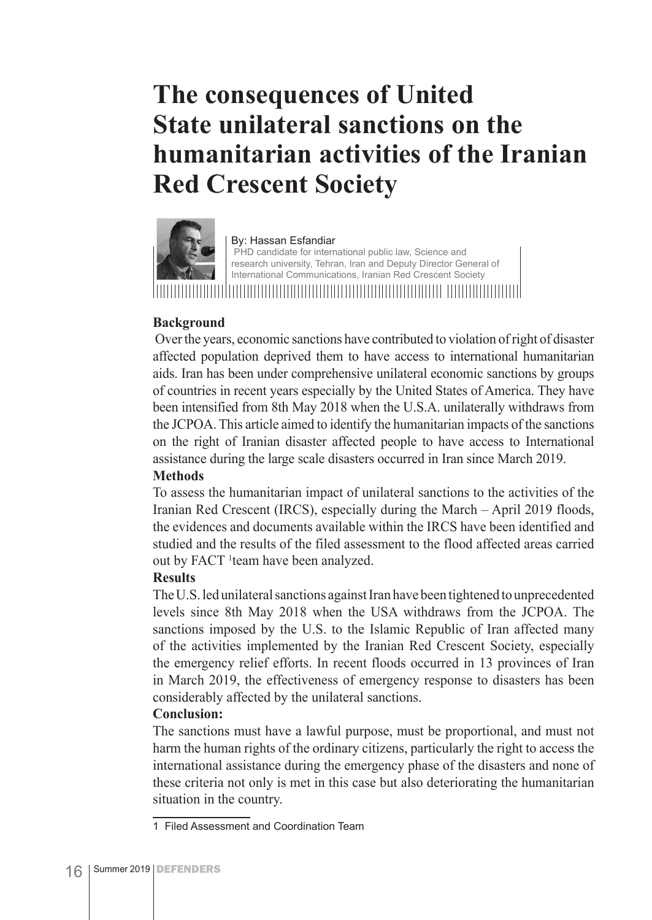# The consequences of United State unilateral sanctions on the humanitarian activities of the Iranian Red Crescent Society

By: Hassan Esfandiar
PHD candidate for international public law, Science and research university, Tehran, Iran and Deputy Director General of International Communications, Iranian Red Crescent Society

**Background**

Over the years, economic sanctions have contributed to violation of right of disaster affected population deprived them to have access to international humanitarian aids. Iran has been under comprehensive unilateral economic sanctions by groups of countries in recent years especially by the United States of America. They have been intensified from 8th May 2018 when the U.S.A. unilaterally withdraws from the JCPOA. This article aimed to identify the humanitarian impacts of the sanctions on the right of Iranian disaster affected people to have access to International assistance during the large scale disasters occurred in Iran since March 2019.

**Methods**

To assess the humanitarian impact of unilateral sanctions to the activities of the Iranian Red Crescent (IRCS), especially during the March – April 2019 floods, the evidences and documents available within the IRCS have been identified and studied and the results of the filed assessment to the flood affected areas carried out by FACT [1]team have been analyzed.

**Results**

The U.S. led unilateral sanctions against Iran have been tightened to unprecedented levels since 8th May 2018 when the USA withdraws from the JCPOA. The sanctions imposed by the U.S. to the Islamic Republic of Iran affected many of the activities implemented by the Iranian Red Crescent Society, especially the emergency relief efforts. In recent floods occurred in 13 provinces of Iran in March 2019, the effectiveness of emergency response to disasters has been considerably affected by the unilateral sanctions.

**Conclusion:**

The sanctions must have a lawful purpose, must be proportional, and must not harm the human rights of the ordinary citizens, particularly the right to access the international assistance during the emergency phase of the disasters and none of these criteria not only is met in this case but also deteriorating the humanitarian situation in the country.

1 Filed Assessment and Coordination Team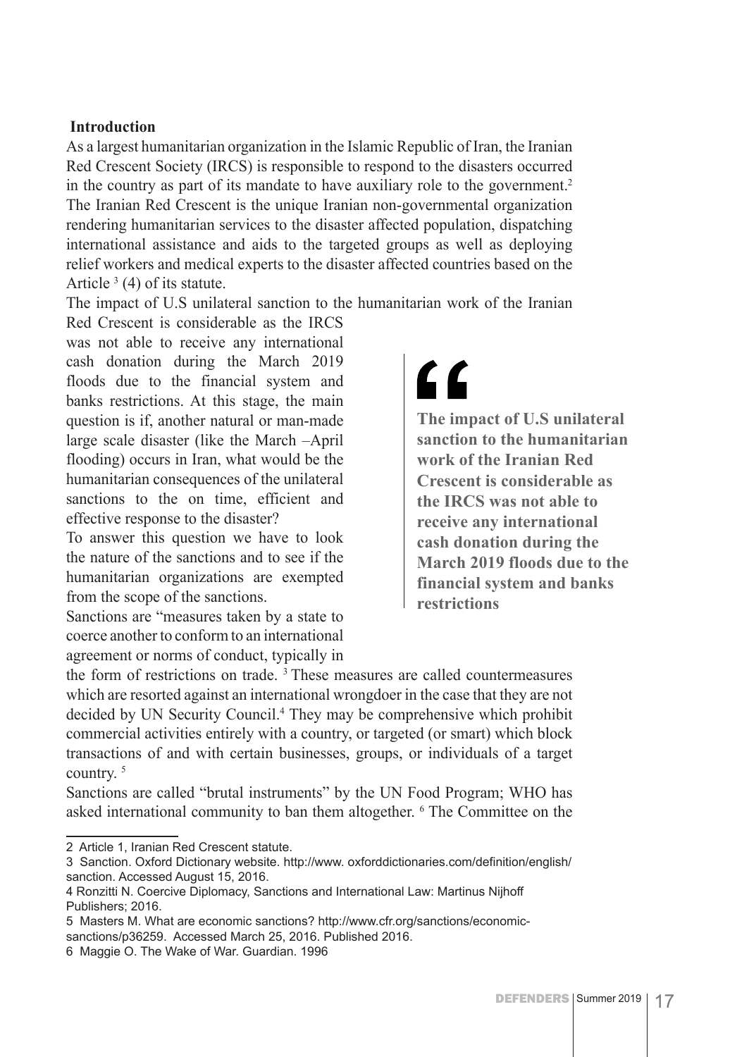**Introduction**

As a largest humanitarian organization in the Islamic Republic of Iran, the Iranian Red Crescent Society (IRCS) is responsible to respond to the disasters occurred in the country as part of its mandate to have auxiliary role to the government.[2] The Iranian Red Crescent is the unique Iranian non-governmental organization rendering humanitarian services to the disaster affected population, dispatching international assistance and aids to the targeted groups as well as deploying relief workers and medical experts to the disaster affected countries based on the Article [3] (4) of its statute.

The impact of U.S unilateral sanction to the humanitarian work of the Iranian Red Crescent is considerable as the IRCS was not able to receive any international cash donation during the March 2019 floods due to the financial system and banks restrictions. At this stage, the main question is if, another natural or man-made large scale disaster (like the March –April flooding) occurs in Iran, what would be the humanitarian consequences of the unilateral sanctions to the on time, efficient and effective response to the disaster?

> **The impact of U.S unilateral sanction to the humanitarian work of the Iranian Red Crescent is considerable as the IRCS was not able to receive any international cash donation during the March 2019 floods due to the financial system and banks restrictions**

To answer this question we have to look the nature of the sanctions and to see if the humanitarian organizations are exempted from the scope of the sanctions.

Sanctions are "measures taken by a state to coerce another to conform to an international agreement or norms of conduct, typically in the form of restrictions on trade. [3] These measures are called countermeasures which are resorted against an international wrongdoer in the case that they are not decided by UN Security Council.[4] They may be comprehensive which prohibit commercial activities entirely with a country, or targeted (or smart) which block transactions of and with certain businesses, groups, or individuals of a target country. [5]

Sanctions are called "brutal instruments" by the UN Food Program; WHO has asked international community to ban them altogether. [6] The Committee on the

---

2 Article 1, Iranian Red Crescent statute.

3 Sanction. Oxford Dictionary website. http://www. oxforddictionaries.com/definition/english/sanction. Accessed August 15, 2016.

4 Ronzitti N. Coercive Diplomacy, Sanctions and International Law: Martinus Nijhoff Publishers; 2016.

5 Masters M. What are economic sanctions? http://www.cfr.org/sanctions/economic-sanctions/p36259. Accessed March 25, 2016. Published 2016.

6 Maggie O. The Wake of War. Guardian. 1996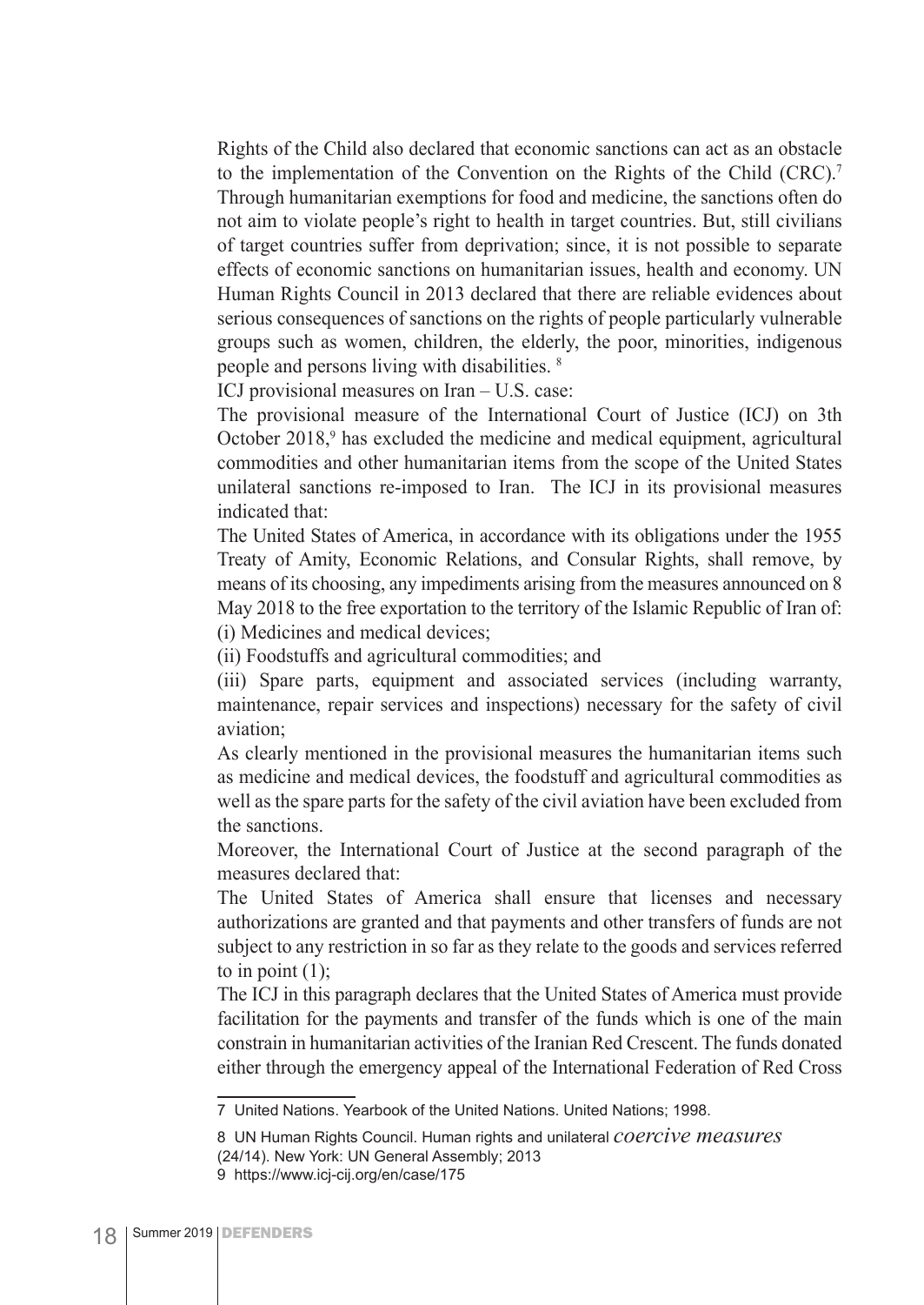Rights of the Child also declared that economic sanctions can act as an obstacle to the implementation of the Convention on the Rights of the Child (CRC).[7] Through humanitarian exemptions for food and medicine, the sanctions often do not aim to violate people's right to health in target countries. But, still civilians of target countries suffer from deprivation; since, it is not possible to separate effects of economic sanctions on humanitarian issues, health and economy. UN Human Rights Council in 2013 declared that there are reliable evidences about serious consequences of sanctions on the rights of people particularly vulnerable groups such as women, children, the elderly, the poor, minorities, indigenous people and persons living with disabilities. [8]

ICJ provisional measures on Iran – U.S. case:

The provisional measure of the International Court of Justice (ICJ) on 3th October 2018,[9] has excluded the medicine and medical equipment, agricultural commodities and other humanitarian items from the scope of the United States unilateral sanctions re-imposed to Iran. The ICJ in its provisional measures indicated that:

The United States of America, in accordance with its obligations under the 1955 Treaty of Amity, Economic Relations, and Consular Rights, shall remove, by means of its choosing, any impediments arising from the measures announced on 8 May 2018 to the free exportation to the territory of the Islamic Republic of Iran of:

(i) Medicines and medical devices;

(ii) Foodstuffs and agricultural commodities; and

(iii) Spare parts, equipment and associated services (including warranty, maintenance, repair services and inspections) necessary for the safety of civil aviation;

As clearly mentioned in the provisional measures the humanitarian items such as medicine and medical devices, the foodstuff and agricultural commodities as well as the spare parts for the safety of the civil aviation have been excluded from the sanctions.

Moreover, the International Court of Justice at the second paragraph of the measures declared that:

The United States of America shall ensure that licenses and necessary authorizations are granted and that payments and other transfers of funds are not subject to any restriction in so far as they relate to the goods and services referred to in point (1);

The ICJ in this paragraph declares that the United States of America must provide facilitation for the payments and transfer of the funds which is one of the main constrain in humanitarian activities of the Iranian Red Crescent. The funds donated either through the emergency appeal of the International Federation of Red Cross

---

7 United Nations. Yearbook of the United Nations. United Nations; 1998.

8 UN Human Rights Council. Human rights and unilateral *coercive measures* (24/14). New York: UN General Assembly; 2013

9 https://www.icj-cij.org/en/case/175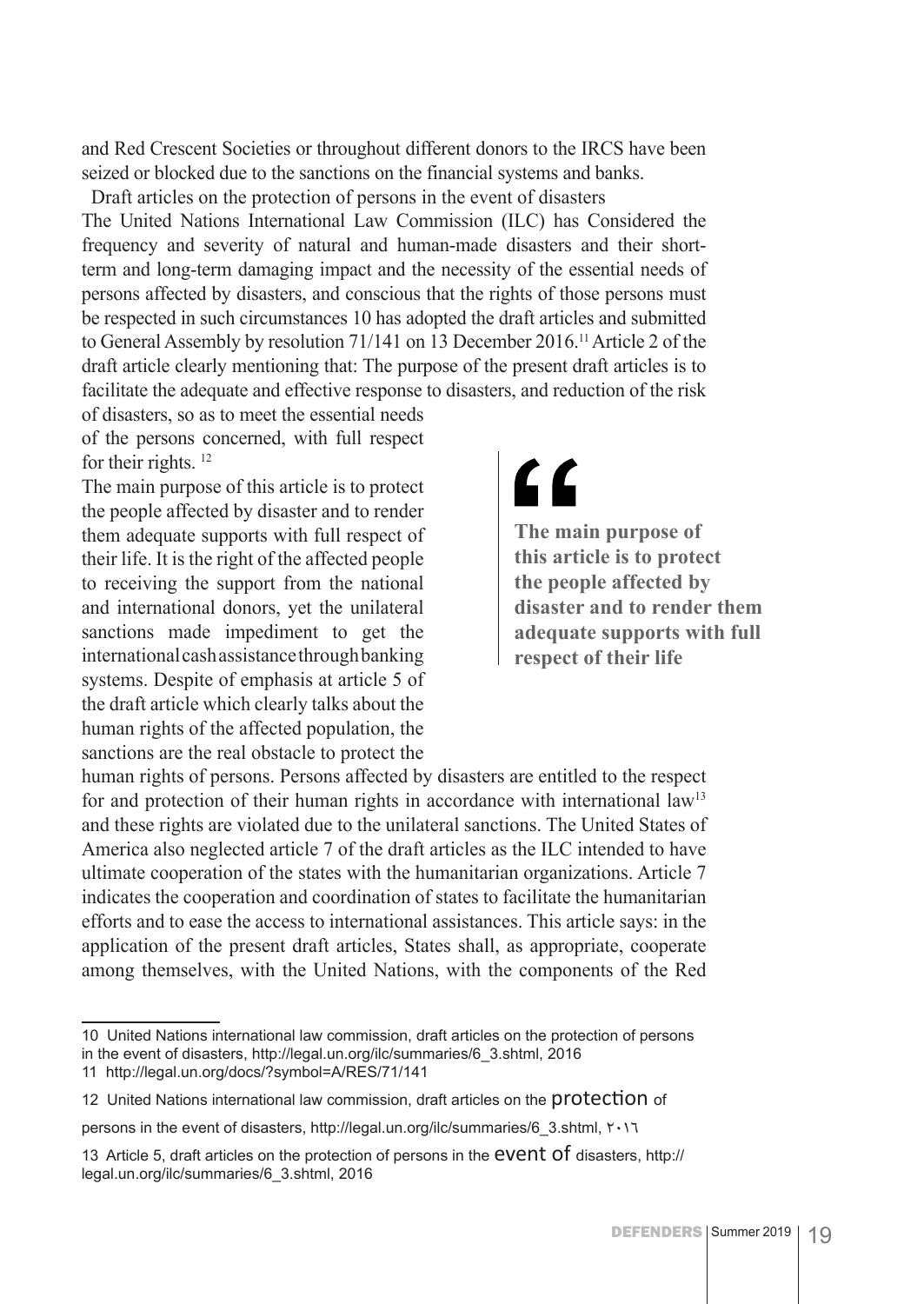and Red Crescent Societies or throughout different donors to the IRCS have been seized or blocked due to the sanctions on the financial systems and banks.

Draft articles on the protection of persons in the event of disasters

The United Nations International Law Commission (ILC) has Considered the frequency and severity of natural and human-made disasters and their short-term and long-term damaging impact and the necessity of the essential needs of persons affected by disasters, and conscious that the rights of those persons must be respected in such circumstances 10 has adopted the draft articles and submitted to General Assembly by resolution 71/141 on 13 December 2016.[11] Article 2 of the draft article clearly mentioning that: The purpose of the present draft articles is to facilitate the adequate and effective response to disasters, and reduction of the risk of disasters, so as to meet the essential needs of the persons concerned, with full respect for their rights. [12]

The main purpose of this article is to protect the people affected by disaster and to render them adequate supports with full respect of their life. It is the right of the affected people to receiving the support from the national and international donors, yet the unilateral sanctions made impediment to get the international cash assistance through banking systems. Despite of emphasis at article 5 of the draft article which clearly talks about the human rights of the affected population, the sanctions are the real obstacle to protect the human rights of persons. Persons affected by disasters are entitled to the respect for and protection of their human rights in accordance with international law[13] and these rights are violated due to the unilateral sanctions. The United States of America also neglected article 7 of the draft articles as the ILC intended to have ultimate cooperation of the states with the humanitarian organizations. Article 7 indicates the cooperation and coordination of states to facilitate the humanitarian efforts and to ease the access to international assistances. This article says: in the application of the present draft articles, States shall, as appropriate, cooperate among themselves, with the United Nations, with the components of the Red

> **The main purpose of this article is to protect the people affected by disaster and to render them adequate supports with full respect of their life**

---

10 United Nations international law commission, draft articles on the protection of persons in the event of disasters, http://legal.un.org/ilc/summaries/6_3.shtml, 2016

11 http://legal.un.org/docs/?symbol=A/RES/71/141

12 United Nations international law commission, draft articles on the protection of persons in the event of disasters, http://legal.un.org/ilc/summaries/6_3.shtml, ٢٠١٦

13 Article 5, draft articles on the protection of persons in the event of disasters, http://legal.un.org/ilc/summaries/6_3.shtml, 2016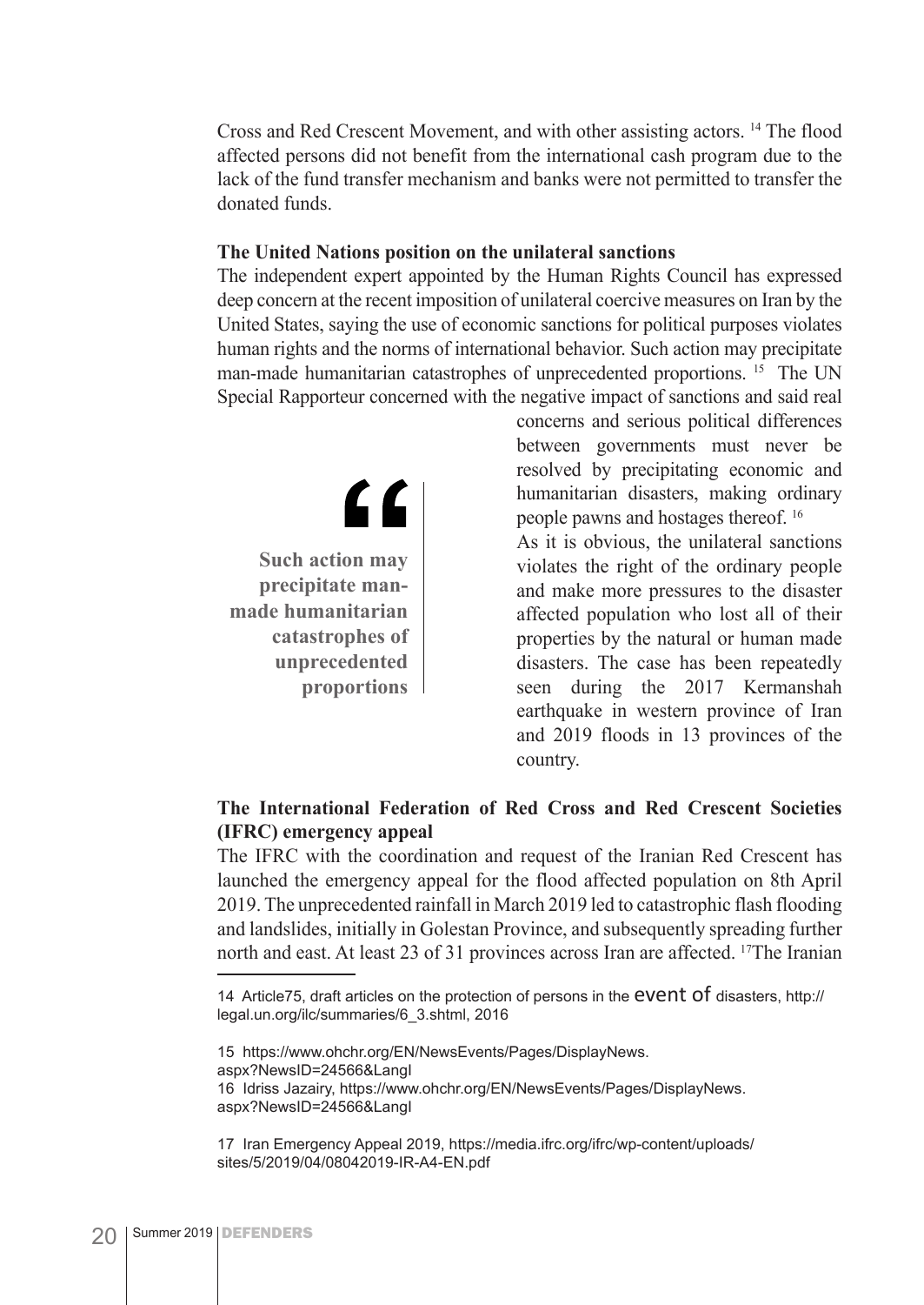Cross and Red Crescent Movement, and with other assisting actors. [14] The flood affected persons did not benefit from the international cash program due to the lack of the fund transfer mechanism and banks were not permitted to transfer the donated funds.

**The United Nations position on the unilateral sanctions**

The independent expert appointed by the Human Rights Council has expressed deep concern at the recent imposition of unilateral coercive measures on Iran by the United States, saying the use of economic sanctions for political purposes violates human rights and the norms of international behavior. Such action may precipitate man-made humanitarian catastrophes of unprecedented proportions. [15] The UN Special Rapporteur concerned with the negative impact of sanctions and said real concerns and serious political differences between governments must never be resolved by precipitating economic and humanitarian disasters, making ordinary people pawns and hostages thereof. [16]

> **Such action may precipitate man-made humanitarian catastrophes of unprecedented proportions**

As it is obvious, the unilateral sanctions violates the right of the ordinary people and make more pressures to the disaster affected population who lost all of their properties by the natural or human made disasters. The case has been repeatedly seen during the 2017 Kermanshah earthquake in western province of Iran and 2019 floods in 13 provinces of the country.

**The International Federation of Red Cross and Red Crescent Societies (IFRC) emergency appeal**

The IFRC with the coordination and request of the Iranian Red Crescent has launched the emergency appeal for the flood affected population on 8th April 2019. The unprecedented rainfall in March 2019 led to catastrophic flash flooding and landslides, initially in Golestan Province, and subsequently spreading further north and east. At least 23 of 31 provinces across Iran are affected. [17]The Iranian

---

14 Article75, draft articles on the protection of persons in the event of disasters, http://legal.un.org/ilc/summaries/6_3.shtml, 2016

15 https://www.ohchr.org/EN/NewsEvents/Pages/DisplayNews.aspx?NewsID=24566&LangI

16 Idriss Jazairy, https://www.ohchr.org/EN/NewsEvents/Pages/DisplayNews.aspx?NewsID=24566&LangI

17 Iran Emergency Appeal 2019, https://media.ifrc.org/ifrc/wp-content/uploads/sites/5/2019/04/08042019-IR-A4-EN.pdf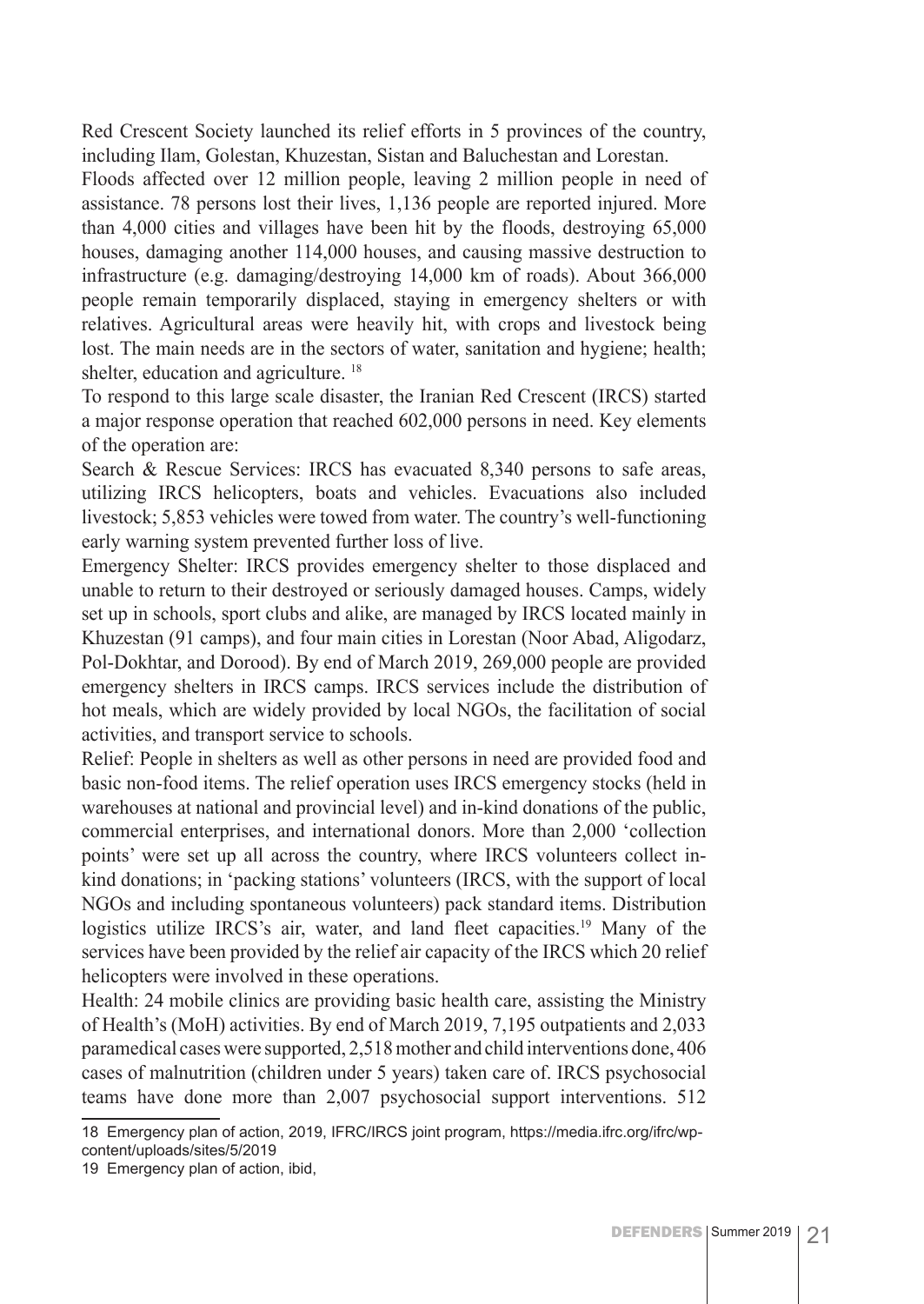Red Crescent Society launched its relief efforts in 5 provinces of the country, including Ilam, Golestan, Khuzestan, Sistan and Baluchestan and Lorestan.

Floods affected over 12 million people, leaving 2 million people in need of assistance. 78 persons lost their lives, 1,136 people are reported injured. More than 4,000 cities and villages have been hit by the floods, destroying 65,000 houses, damaging another 114,000 houses, and causing massive destruction to infrastructure (e.g. damaging/destroying 14,000 km of roads). About 366,000 people remain temporarily displaced, staying in emergency shelters or with relatives. Agricultural areas were heavily hit, with crops and livestock being lost. The main needs are in the sectors of water, sanitation and hygiene; health; shelter, education and agriculture. [18]

To respond to this large scale disaster, the Iranian Red Crescent (IRCS) started a major response operation that reached 602,000 persons in need. Key elements of the operation are:

Search & Rescue Services: IRCS has evacuated 8,340 persons to safe areas, utilizing IRCS helicopters, boats and vehicles. Evacuations also included livestock; 5,853 vehicles were towed from water. The country's well-functioning early warning system prevented further loss of live.

Emergency Shelter: IRCS provides emergency shelter to those displaced and unable to return to their destroyed or seriously damaged houses. Camps, widely set up in schools, sport clubs and alike, are managed by IRCS located mainly in Khuzestan (91 camps), and four main cities in Lorestan (Noor Abad, Aligodarz, Pol-Dokhtar, and Dorood). By end of March 2019, 269,000 people are provided emergency shelters in IRCS camps. IRCS services include the distribution of hot meals, which are widely provided by local NGOs, the facilitation of social activities, and transport service to schools.

Relief: People in shelters as well as other persons in need are provided food and basic non-food items. The relief operation uses IRCS emergency stocks (held in warehouses at national and provincial level) and in-kind donations of the public, commercial enterprises, and international donors. More than 2,000 'collection points' were set up all across the country, where IRCS volunteers collect in-kind donations; in 'packing stations' volunteers (IRCS, with the support of local NGOs and including spontaneous volunteers) pack standard items. Distribution logistics utilize IRCS's air, water, and land fleet capacities.[19] Many of the services have been provided by the relief air capacity of the IRCS which 20 relief helicopters were involved in these operations.

Health: 24 mobile clinics are providing basic health care, assisting the Ministry of Health's (MoH) activities. By end of March 2019, 7,195 outpatients and 2,033 paramedical cases were supported, 2,518 mother and child interventions done, 406 cases of malnutrition (children under 5 years) taken care of. IRCS psychosocial teams have done more than 2,007 psychosocial support interventions. 512

---

18 Emergency plan of action, 2019, IFRC/IRCS joint program, https://media.ifrc.org/ifrc/wp-content/uploads/sites/5/2019

19 Emergency plan of action, ibid,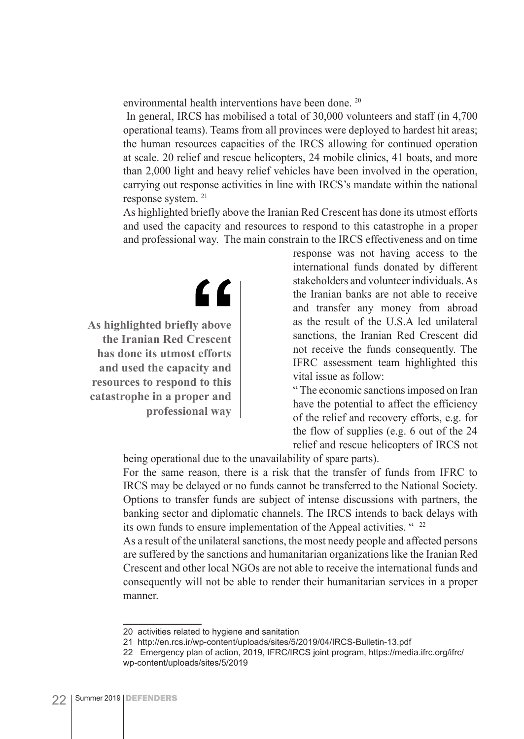environmental health interventions have been done. [20]

In general, IRCS has mobilised a total of 30,000 volunteers and staff (in 4,700 operational teams). Teams from all provinces were deployed to hardest hit areas; the human resources capacities of the IRCS allowing for continued operation at scale. 20 relief and rescue helicopters, 24 mobile clinics, 41 boats, and more than 2,000 light and heavy relief vehicles have been involved in the operation, carrying out response activities in line with IRCS's mandate within the national response system. [21]

As highlighted briefly above the Iranian Red Crescent has done its utmost efforts and used the capacity and resources to respond to this catastrophe in a proper and professional way. The main constrain to the IRCS effectiveness and on time response was not having access to the international funds donated by different stakeholders and volunteer individuals. As the Iranian banks are not able to receive and transfer any money from abroad as the result of the U.S.A led unilateral sanctions, the Iranian Red Crescent did not receive the funds consequently. The IFRC assessment team highlighted this vital issue as follow:

> **As highlighted briefly above the Iranian Red Crescent has done its utmost efforts and used the capacity and resources to respond to this catastrophe in a proper and professional way**

" The economic sanctions imposed on Iran have the potential to affect the efficiency of the relief and recovery efforts, e.g. for the flow of supplies (e.g. 6 out of the 24 relief and rescue helicopters of IRCS not being operational due to the unavailability of spare parts).

For the same reason, there is a risk that the transfer of funds from IFRC to IRCS may be delayed or no funds cannot be transferred to the National Society. Options to transfer funds are subject of intense discussions with partners, the banking sector and diplomatic channels. The IRCS intends to back delays with its own funds to ensure implementation of the Appeal activities. " [22]

As a result of the unilateral sanctions, the most needy people and affected persons are suffered by the sanctions and humanitarian organizations like the Iranian Red Crescent and other local NGOs are not able to receive the international funds and consequently will not be able to render their humanitarian services in a proper manner.

---

20 activities related to hygiene and sanitation

21 http://en.rcs.ir/wp-content/uploads/sites/5/2019/04/IRCS-Bulletin-13.pdf

22 Emergency plan of action, 2019, IFRC/IRCS joint program, https://media.ifrc.org/ifrc/wp-content/uploads/sites/5/2019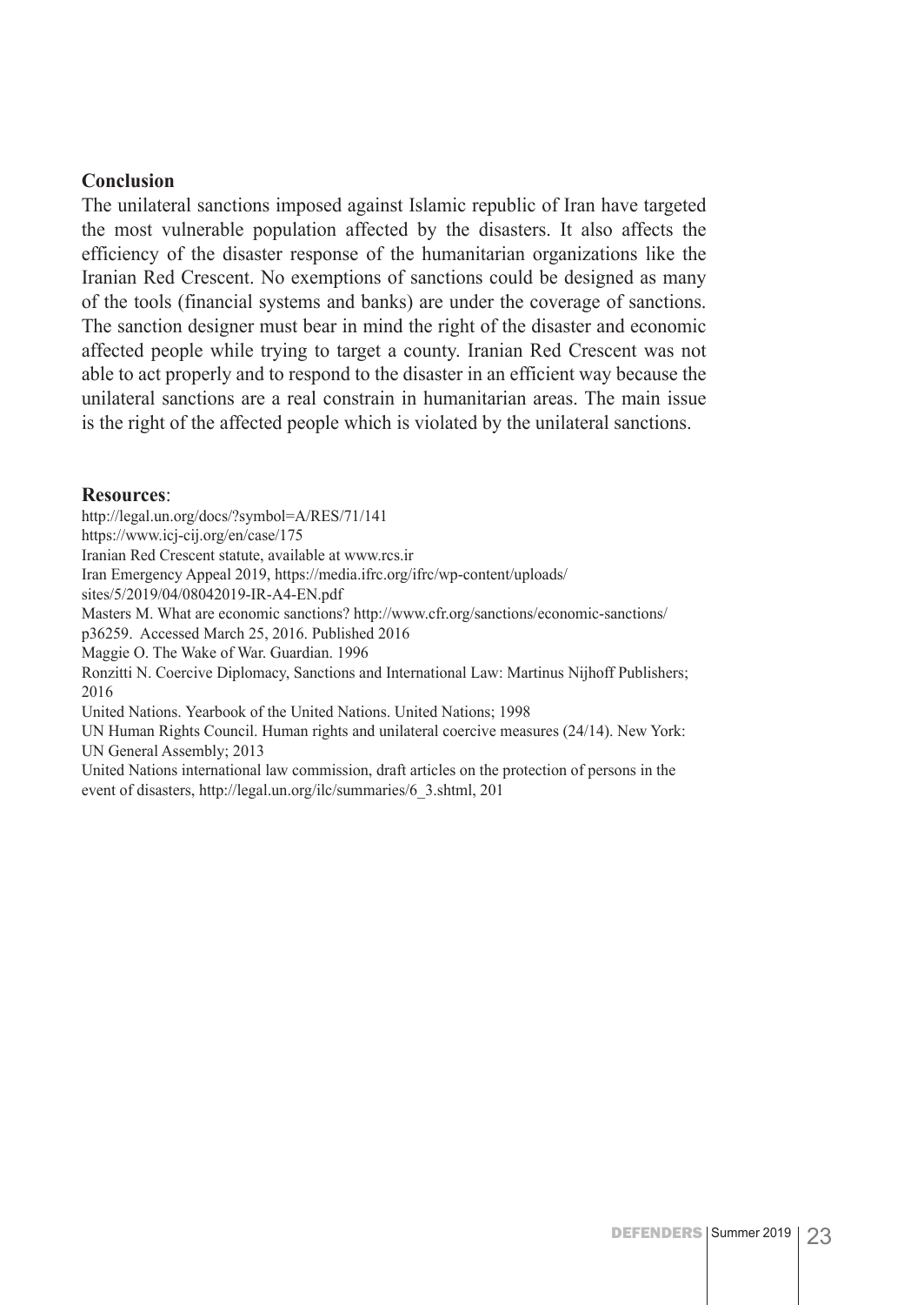## Conclusion

The unilateral sanctions imposed against Islamic republic of Iran have targeted the most vulnerable population affected by the disasters. It also affects the efficiency of the disaster response of the humanitarian organizations like the Iranian Red Crescent. No exemptions of sanctions could be designed as many of the tools (financial systems and banks) are under the coverage of sanctions. The sanction designer must bear in mind the right of the disaster and economic affected people while trying to target a county. Iranian Red Crescent was not able to act properly and to respond to the disaster in an efficient way because the unilateral sanctions are a real constrain in humanitarian areas. The main issue is the right of the affected people which is violated by the unilateral sanctions.

## Resources:

http://legal.un.org/docs/?symbol=A/RES/71/141
https://www.icj-cij.org/en/case/175
Iranian Red Crescent statute, available at www.rcs.ir
Iran Emergency Appeal 2019, https://media.ifrc.org/ifrc/wp-content/uploads/sites/5/2019/04/08042019-IR-A4-EN.pdf
Masters M. What are economic sanctions? http://www.cfr.org/sanctions/economic-sanctions/p36259. Accessed March 25, 2016. Published 2016
Maggie O. The Wake of War. Guardian. 1996
Ronzitti N. Coercive Diplomacy, Sanctions and International Law: Martinus Nijhoff Publishers; 2016
United Nations. Yearbook of the United Nations. United Nations; 1998
UN Human Rights Council. Human rights and unilateral coercive measures (24/14). New York: UN General Assembly; 2013
United Nations international law commission, draft articles on the protection of persons in the event of disasters, http://legal.un.org/ilc/summaries/6_3.shtml, 201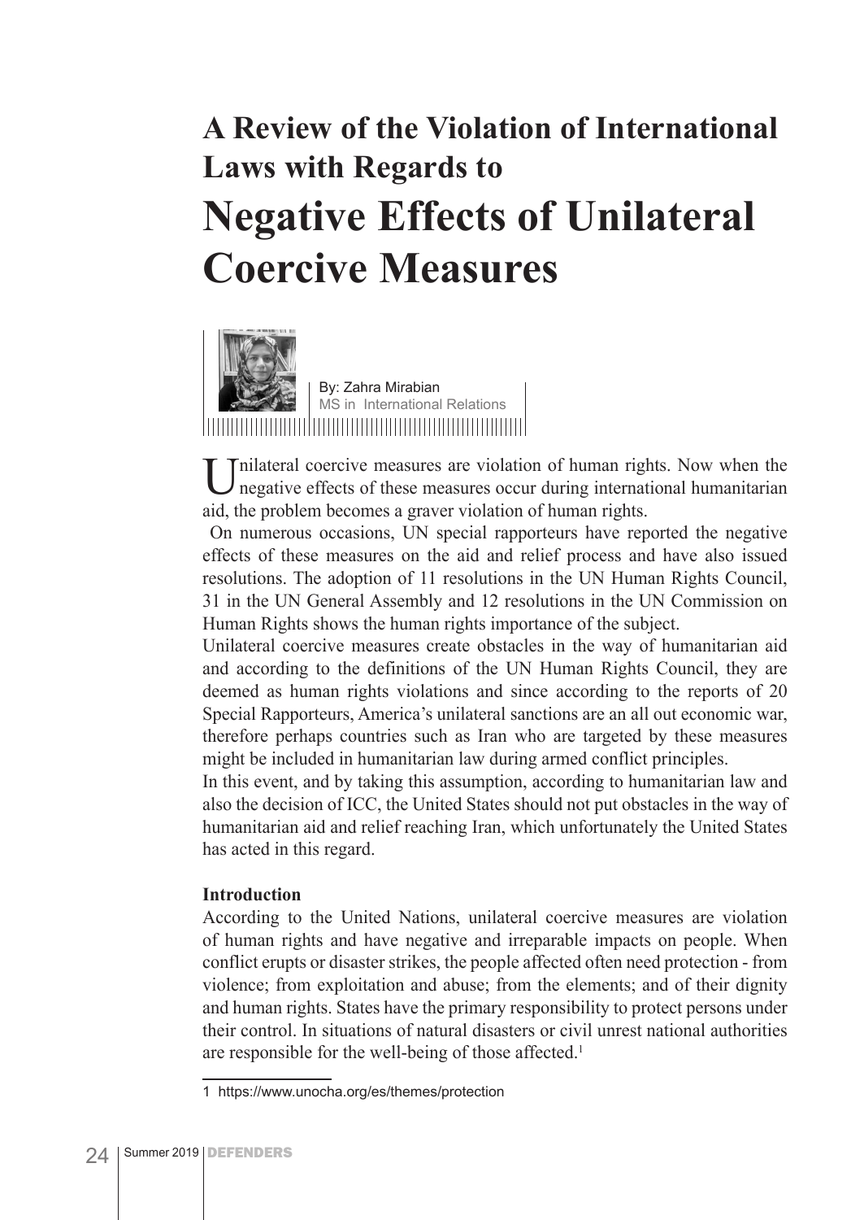# A Review of the Violation of International Laws with Regards to

# Negative Effects of Unilateral Coercive Measures

By: Zahra Mirabian
MS in International Relations

Unilateral coercive measures are violation of human rights. Now when the negative effects of these measures occur during international humanitarian aid, the problem becomes a graver violation of human rights.

On numerous occasions, UN special rapporteurs have reported the negative effects of these measures on the aid and relief process and have also issued resolutions. The adoption of 11 resolutions in the UN Human Rights Council, 31 in the UN General Assembly and 12 resolutions in the UN Commission on Human Rights shows the human rights importance of the subject.

Unilateral coercive measures create obstacles in the way of humanitarian aid and according to the definitions of the UN Human Rights Council, they are deemed as human rights violations and since according to the reports of 20 Special Rapporteurs, America's unilateral sanctions are an all out economic war, therefore perhaps countries such as Iran who are targeted by these measures might be included in humanitarian law during armed conflict principles.

In this event, and by taking this assumption, according to humanitarian law and also the decision of ICC, the United States should not put obstacles in the way of humanitarian aid and relief reaching Iran, which unfortunately the United States has acted in this regard.

**Introduction**

According to the United Nations, unilateral coercive measures are violation of human rights and have negative and irreparable impacts on people. When conflict erupts or disaster strikes, the people affected often need protection - from violence; from exploitation and abuse; from the elements; and of their dignity and human rights. States have the primary responsibility to protect persons under their control. In situations of natural disasters or civil unrest national authorities are responsible for the well-being of those affected.[1]

---

1 https://www.unocha.org/es/themes/protection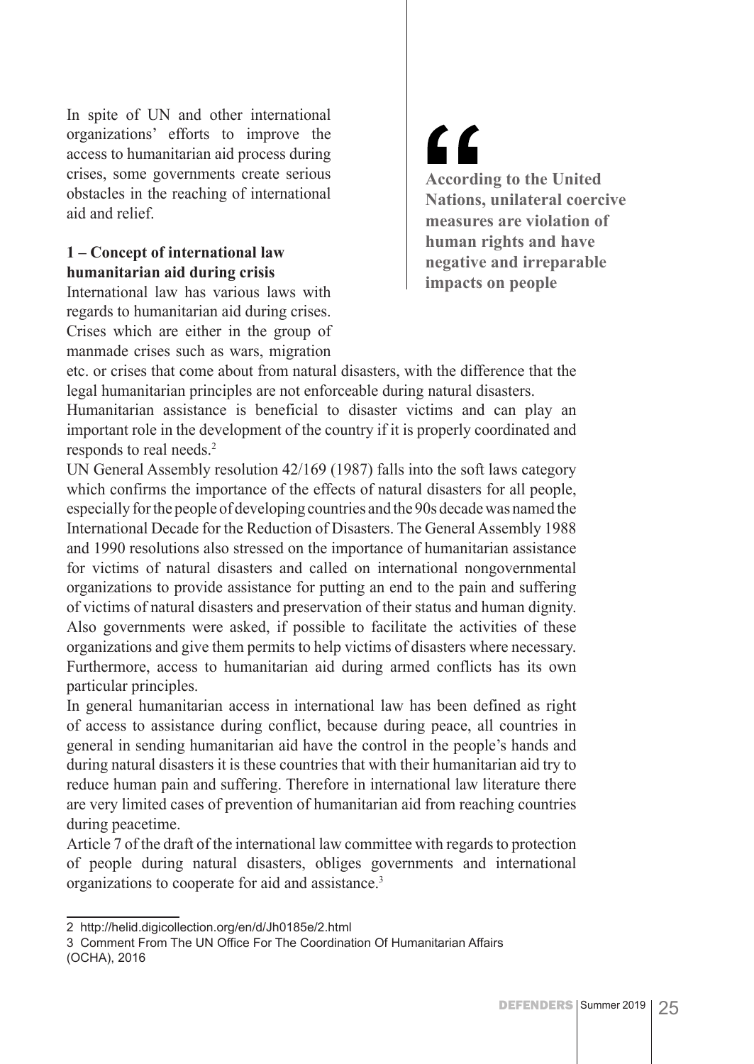In spite of UN and other international organizations' efforts to improve the access to humanitarian aid process during crises, some governments create serious obstacles in the reaching of international aid and relief.

> **According to the United Nations, unilateral coercive measures are violation of human rights and have negative and irreparable impacts on people**

### 1 – Concept of international law humanitarian aid during crisis

International law has various laws with regards to humanitarian aid during crises. Crises which are either in the group of manmade crises such as wars, migration etc. or crises that come about from natural disasters, with the difference that the legal humanitarian principles are not enforceable during natural disasters.

Humanitarian assistance is beneficial to disaster victims and can play an important role in the development of the country if it is properly coordinated and responds to real needs.[2]

UN General Assembly resolution 42/169 (1987) falls into the soft laws category which confirms the importance of the effects of natural disasters for all people, especially for the people of developing countries and the 90s decade was named the International Decade for the Reduction of Disasters. The General Assembly 1988 and 1990 resolutions also stressed on the importance of humanitarian assistance for victims of natural disasters and called on international nongovernmental organizations to provide assistance for putting an end to the pain and suffering of victims of natural disasters and preservation of their status and human dignity. Also governments were asked, if possible to facilitate the activities of these organizations and give them permits to help victims of disasters where necessary. Furthermore, access to humanitarian aid during armed conflicts has its own particular principles.

In general humanitarian access in international law has been defined as right of access to assistance during conflict, because during peace, all countries in general in sending humanitarian aid have the control in the people's hands and during natural disasters it is these countries that with their humanitarian aid try to reduce human pain and suffering. Therefore in international law literature there are very limited cases of prevention of humanitarian aid from reaching countries during peacetime.

Article 7 of the draft of the international law committee with regards to protection of people during natural disasters, obliges governments and international organizations to cooperate for aid and assistance.[3]

---

2 http://helid.digicollection.org/en/d/Jh0185e/2.html

3 Comment From The UN Office For The Coordination Of Humanitarian Affairs (OCHA), 2016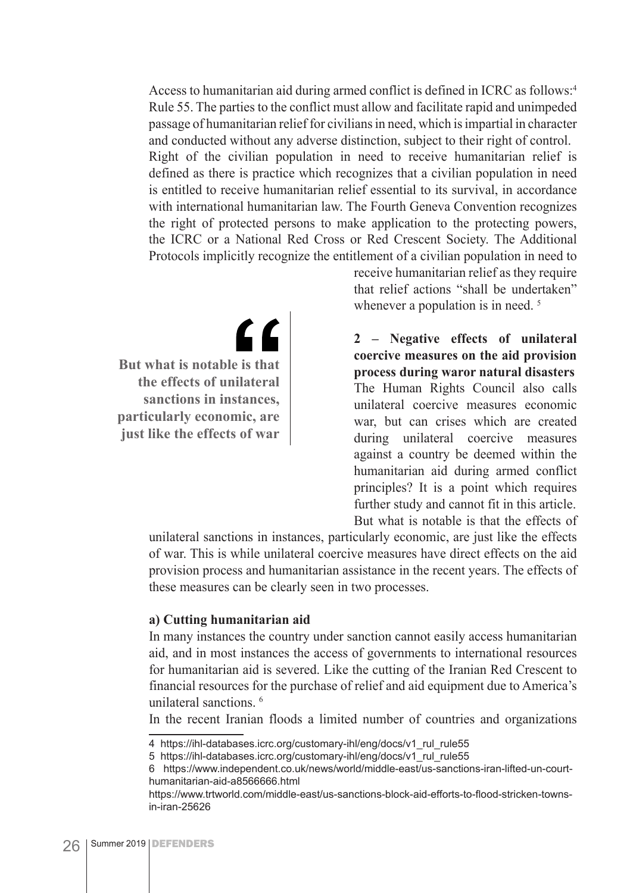Access to humanitarian aid during armed conflict is defined in ICRC as follows:[4] Rule 55. The parties to the conflict must allow and facilitate rapid and unimpeded passage of humanitarian relief for civilians in need, which is impartial in character and conducted without any adverse distinction, subject to their right of control.

Right of the civilian population in need to receive humanitarian relief is defined as there is practice which recognizes that a civilian population in need is entitled to receive humanitarian relief essential to its survival, in accordance with international humanitarian law. The Fourth Geneva Convention recognizes the right of protected persons to make application to the protecting powers, the ICRC or a National Red Cross or Red Crescent Society. The Additional Protocols implicitly recognize the entitlement of a civilian population in need to receive humanitarian relief as they require that relief actions "shall be undertaken" whenever a population is in need. [5]

> **But what is notable is that the effects of unilateral sanctions in instances, particularly economic, are just like the effects of war**

**2 – Negative effects of unilateral coercive measures on the aid provision process during waror natural disasters**

The Human Rights Council also calls unilateral coercive measures economic war, but can crises which are created during unilateral coercive measures against a country be deemed within the humanitarian aid during armed conflict principles? It is a point which requires further study and cannot fit in this article. But what is notable is that the effects of unilateral sanctions in instances, particularly economic, are just like the effects of war. This is while unilateral coercive measures have direct effects on the aid provision process and humanitarian assistance in the recent years. The effects of these measures can be clearly seen in two processes.

**a) Cutting humanitarian aid**

In many instances the country under sanction cannot easily access humanitarian aid, and in most instances the access of governments to international resources for humanitarian aid is severed. Like the cutting of the Iranian Red Crescent to financial resources for the purchase of relief and aid equipment due to America's unilateral sanctions. [6]

In the recent Iranian floods a limited number of countries and organizations

---

4 https://ihl-databases.icrc.org/customary-ihl/eng/docs/v1_rul_rule55

5 https://ihl-databases.icrc.org/customary-ihl/eng/docs/v1_rul_rule55

6 https://www.independent.co.uk/news/world/middle-east/us-sanctions-iran-lifted-un-court-humanitarian-aid-a8566666.html

https://www.trtworld.com/middle-east/us-sanctions-block-aid-efforts-to-flood-stricken-towns-in-iran-25626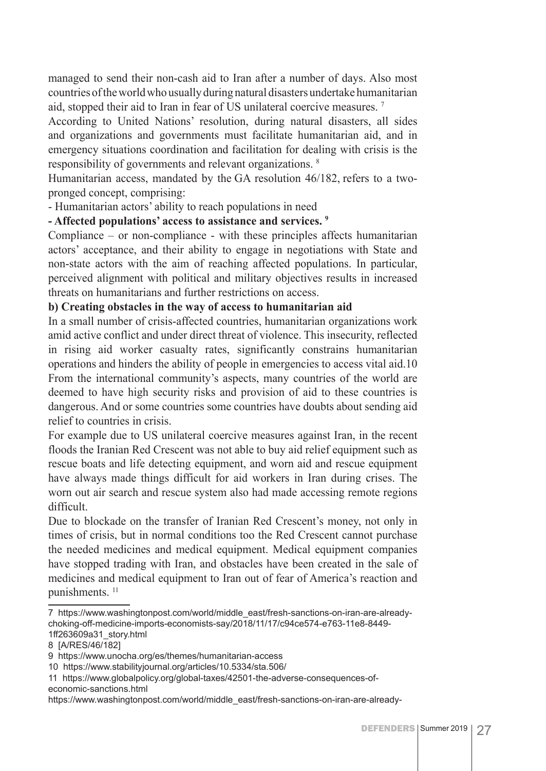managed to send their non-cash aid to Iran after a number of days. Also most countries of the world who usually during natural disasters undertake humanitarian aid, stopped their aid to Iran in fear of US unilateral coercive measures. [7]

According to United Nations' resolution, during natural disasters, all sides and organizations and governments must facilitate humanitarian aid, and in emergency situations coordination and facilitation for dealing with crisis is the responsibility of governments and relevant organizations. [8]

Humanitarian access, mandated by the GA resolution 46/182, refers to a two-pronged concept, comprising:

- Humanitarian actors' ability to reach populations in need
- **Affected populations' access to assistance and services. [9]**

Compliance – or non-compliance - with these principles affects humanitarian actors' acceptance, and their ability to engage in negotiations with State and non-state actors with the aim of reaching affected populations. In particular, perceived alignment with political and military objectives results in increased threats on humanitarians and further restrictions on access.

**b) Creating obstacles in the way of access to humanitarian aid**

In a small number of crisis-affected countries, humanitarian organizations work amid active conflict and under direct threat of violence. This insecurity, reflected in rising aid worker casualty rates, significantly constrains humanitarian operations and hinders the ability of people in emergencies to access vital aid.10

From the international community's aspects, many countries of the world are deemed to have high security risks and provision of aid to these countries is dangerous. And or some countries some countries have doubts about sending aid relief to countries in crisis.

For example due to US unilateral coercive measures against Iran, in the recent floods the Iranian Red Crescent was not able to buy aid relief equipment such as rescue boats and life detecting equipment, and worn aid and rescue equipment have always made things difficult for aid workers in Iran during crises. The worn out air search and rescue system also had made accessing remote regions difficult.

Due to blockade on the transfer of Iranian Red Crescent's money, not only in times of crisis, but in normal conditions too the Red Crescent cannot purchase the needed medicines and medical equipment. Medical equipment companies have stopped trading with Iran, and obstacles have been created in the sale of medicines and medical equipment to Iran out of fear of America's reaction and punishments. [11]

---

7 https://www.washingtonpost.com/world/middle_east/fresh-sanctions-on-iran-are-already-choking-off-medicine-imports-economists-say/2018/11/17/c94ce574-e763-11e8-8449-1ff263609a31_story.html

8 [A/RES/46/182]

9 https://www.unocha.org/es/themes/humanitarian-access

10 https://www.stabilityjournal.org/articles/10.5334/sta.506/

11 https://www.globalpolicy.org/global-taxes/42501-the-adverse-consequences-of-economic-sanctions.html

https://www.washingtonpost.com/world/middle_east/fresh-sanctions-on-iran-are-already-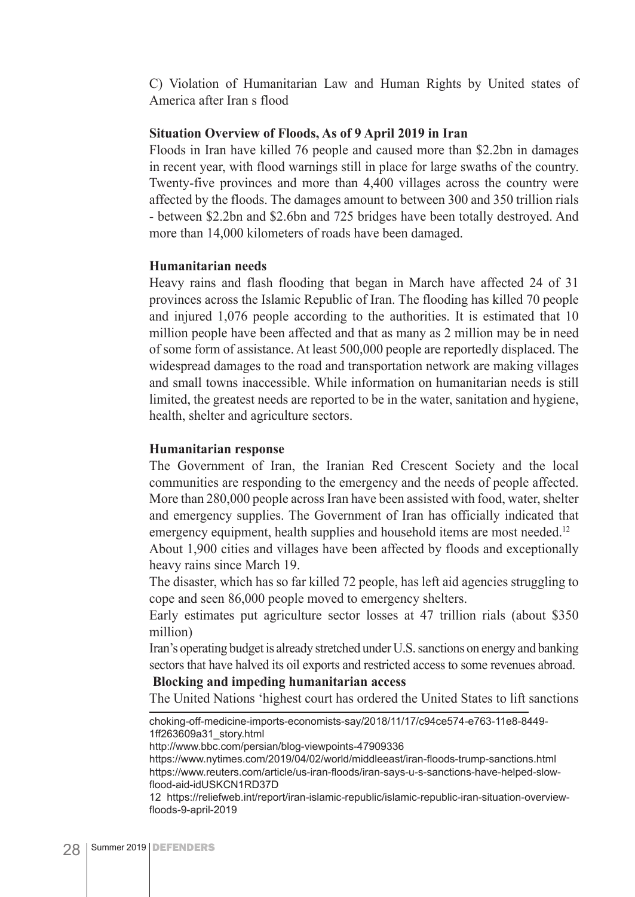C) Violation of Humanitarian Law and Human Rights by United states of America after Iran s flood

**Situation Overview of Floods, As of 9 April 2019 in Iran**

Floods in Iran have killed 76 people and caused more than $2.2bn in damages in recent year, with flood warnings still in place for large swaths of the country. Twenty-five provinces and more than 4,400 villages across the country were affected by the floods. The damages amount to between 300 and 350 trillion rials - between $2.2bn and $2.6bn and 725 bridges have been totally destroyed. And more than 14,000 kilometers of roads have been damaged.

**Humanitarian needs**

Heavy rains and flash flooding that began in March have affected 24 of 31 provinces across the Islamic Republic of Iran. The flooding has killed 70 people and injured 1,076 people according to the authorities. It is estimated that 10 million people have been affected and that as many as 2 million may be in need of some form of assistance. At least 500,000 people are reportedly displaced. The widespread damages to the road and transportation network are making villages and small towns inaccessible. While information on humanitarian needs is still limited, the greatest needs are reported to be in the water, sanitation and hygiene, health, shelter and agriculture sectors.

**Humanitarian response**

The Government of Iran, the Iranian Red Crescent Society and the local communities are responding to the emergency and the needs of people affected. More than 280,000 people across Iran have been assisted with food, water, shelter and emergency supplies. The Government of Iran has officially indicated that emergency equipment, health supplies and household items are most needed.[12]

About 1,900 cities and villages have been affected by floods and exceptionally heavy rains since March 19.

The disaster, which has so far killed 72 people, has left aid agencies struggling to cope and seen 86,000 people moved to emergency shelters.

Early estimates put agriculture sector losses at 47 trillion rials (about $350 million)

Iran's operating budget is already stretched under U.S. sanctions on energy and banking sectors that have halved its oil exports and restricted access to some revenues abroad.

**Blocking and impeding humanitarian access**

The United Nations 'highest court has ordered the United States to lift sanctions

---

choking-off-medicine-imports-economists-say/2018/11/17/c94ce574-e763-11e8-8449-1ff263609a31_story.html

http://www.bbc.com/persian/blog-viewpoints-47909336

https://www.nytimes.com/2019/04/02/world/middleeast/iran-floods-trump-sanctions.html

https://www.reuters.com/article/us-iran-floods/iran-says-u-s-sanctions-have-helped-slow-flood-aid-idUSKCN1RD37D

12 https://reliefweb.int/report/iran-islamic-republic/islamic-republic-iran-situation-overview-floods-9-april-2019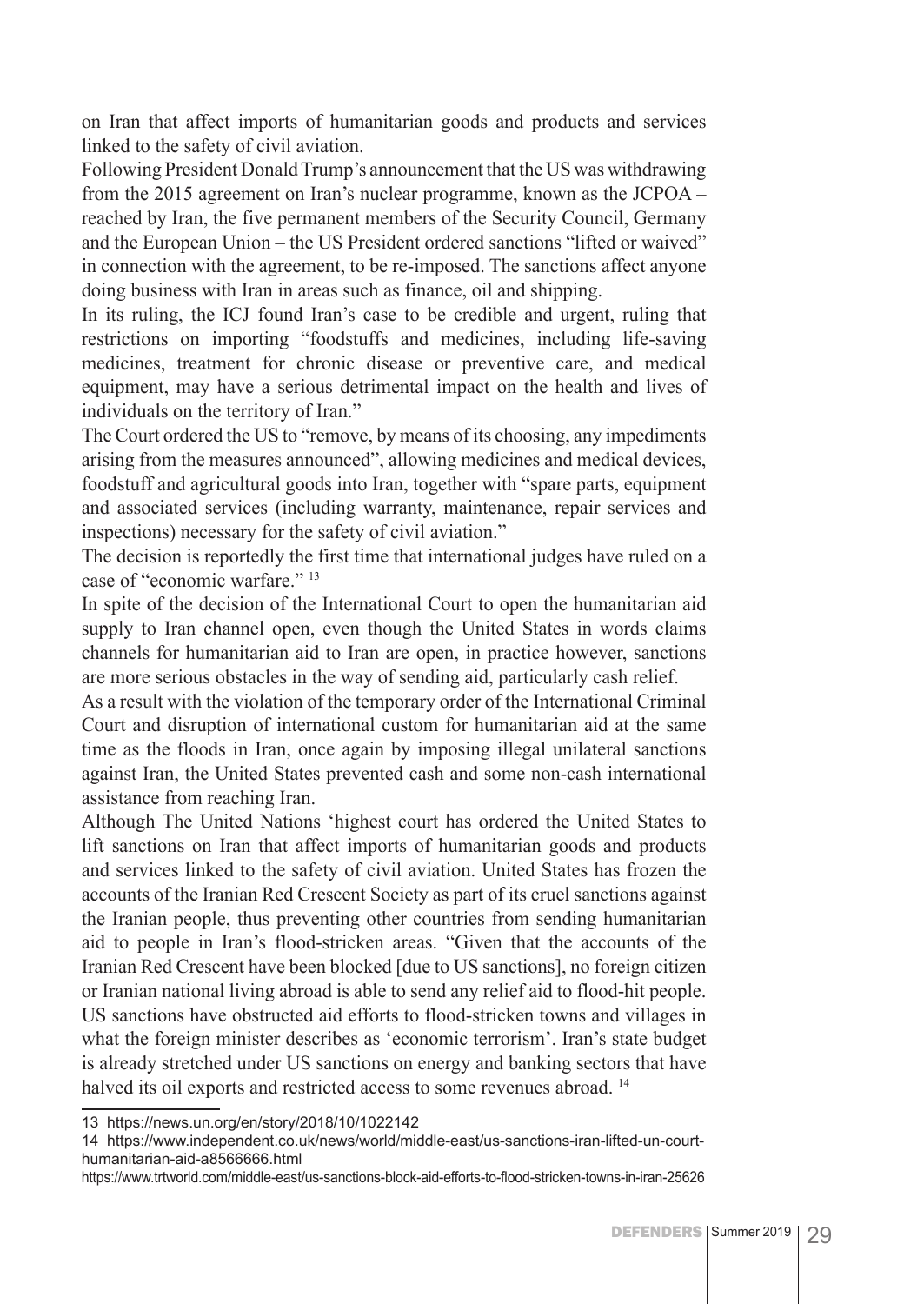on Iran that affect imports of humanitarian goods and products and services linked to the safety of civil aviation.

Following President Donald Trump's announcement that the US was withdrawing from the 2015 agreement on Iran's nuclear programme, known as the JCPOA – reached by Iran, the five permanent members of the Security Council, Germany and the European Union – the US President ordered sanctions "lifted or waived" in connection with the agreement, to be re-imposed. The sanctions affect anyone doing business with Iran in areas such as finance, oil and shipping.

In its ruling, the ICJ found Iran's case to be credible and urgent, ruling that restrictions on importing "foodstuffs and medicines, including life-saving medicines, treatment for chronic disease or preventive care, and medical equipment, may have a serious detrimental impact on the health and lives of individuals on the territory of Iran."

The Court ordered the US to "remove, by means of its choosing, any impediments arising from the measures announced", allowing medicines and medical devices, foodstuff and agricultural goods into Iran, together with "spare parts, equipment and associated services (including warranty, maintenance, repair services and inspections) necessary for the safety of civil aviation."

The decision is reportedly the first time that international judges have ruled on a case of "economic warfare." [13]

In spite of the decision of the International Court to open the humanitarian aid supply to Iran channel open, even though the United States in words claims channels for humanitarian aid to Iran are open, in practice however, sanctions are more serious obstacles in the way of sending aid, particularly cash relief.

As a result with the violation of the temporary order of the International Criminal Court and disruption of international custom for humanitarian aid at the same time as the floods in Iran, once again by imposing illegal unilateral sanctions against Iran, the United States prevented cash and some non-cash international assistance from reaching Iran.

Although The United Nations 'highest court has ordered the United States to lift sanctions on Iran that affect imports of humanitarian goods and products and services linked to the safety of civil aviation. United States has frozen the accounts of the Iranian Red Crescent Society as part of its cruel sanctions against the Iranian people, thus preventing other countries from sending humanitarian aid to people in Iran's flood-stricken areas. "Given that the accounts of the Iranian Red Crescent have been blocked [due to US sanctions], no foreign citizen or Iranian national living abroad is able to send any relief aid to flood-hit people. US sanctions have obstructed aid efforts to flood-stricken towns and villages in what the foreign minister describes as 'economic terrorism'. Iran's state budget is already stretched under US sanctions on energy and banking sectors that have halved its oil exports and restricted access to some revenues abroad. [14]

---

13 https://news.un.org/en/story/2018/10/1022142

14 https://www.independent.co.uk/news/world/middle-east/us-sanctions-iran-lifted-un-court-humanitarian-aid-a8566666.html

https://www.trtworld.com/middle-east/us-sanctions-block-aid-efforts-to-flood-stricken-towns-in-iran-25626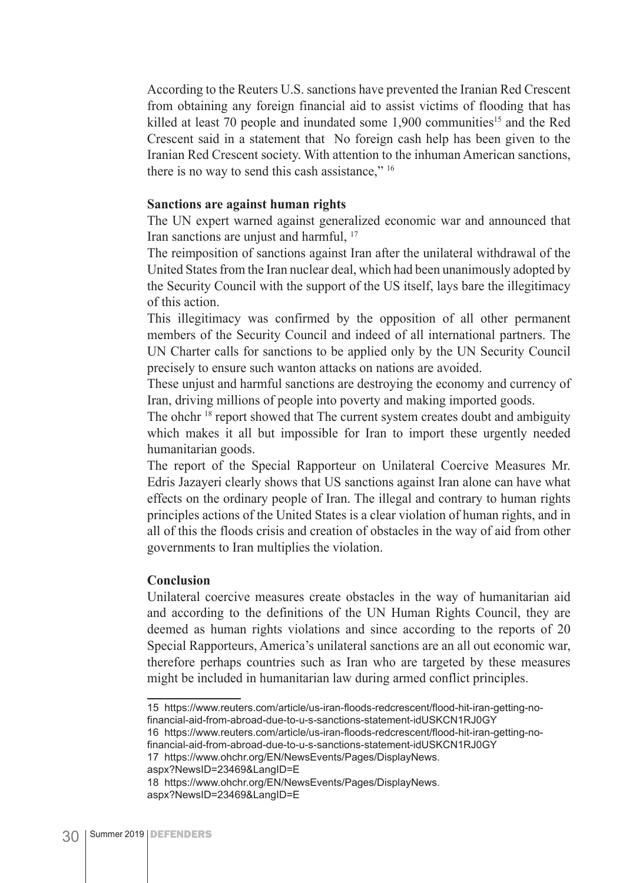According to the Reuters U.S. sanctions have prevented the Iranian Red Crescent from obtaining any foreign financial aid to assist victims of flooding that has killed at least 70 people and inundated some 1,900 communities[15] and the Red Crescent said in a statement that No foreign cash help has been given to the Iranian Red Crescent society. With attention to the inhuman American sanctions, there is no way to send this cash assistance," [16]

**Sanctions are against human rights**

The UN expert warned against generalized economic war and announced that Iran sanctions are unjust and harmful, [17]

The reimposition of sanctions against Iran after the unilateral withdrawal of the United States from the Iran nuclear deal, which had been unanimously adopted by the Security Council with the support of the US itself, lays bare the illegitimacy of this action.

This illegitimacy was confirmed by the opposition of all other permanent members of the Security Council and indeed of all international partners. The UN Charter calls for sanctions to be applied only by the UN Security Council precisely to ensure such wanton attacks on nations are avoided.

These unjust and harmful sanctions are destroying the economy and currency of Iran, driving millions of people into poverty and making imported goods.

The ohchr [18] report showed that The current system creates doubt and ambiguity which makes it all but impossible for Iran to import these urgently needed humanitarian goods.

The report of the Special Rapporteur on Unilateral Coercive Measures Mr. Edris Jazayeri clearly shows that US sanctions against Iran alone can have what effects on the ordinary people of Iran. The illegal and contrary to human rights principles actions of the United States is a clear violation of human rights, and in all of this the floods crisis and creation of obstacles in the way of aid from other governments to Iran multiplies the violation.

**Conclusion**

Unilateral coercive measures create obstacles in the way of humanitarian aid and according to the definitions of the UN Human Rights Council, they are deemed as human rights violations and since according to the reports of 20 Special Rapporteurs, America's unilateral sanctions are an all out economic war, therefore perhaps countries such as Iran who are targeted by these measures might be included in humanitarian law during armed conflict principles.

---

15 https://www.reuters.com/article/us-iran-floods-redcrescent/flood-hit-iran-getting-no-financial-aid-from-abroad-due-to-u-s-sanctions-statement-idUSKCN1RJ0GY

16 https://www.reuters.com/article/us-iran-floods-redcrescent/flood-hit-iran-getting-no-financial-aid-from-abroad-due-to-u-s-sanctions-statement-idUSKCN1RJ0GY

17 https://www.ohchr.org/EN/NewsEvents/Pages/DisplayNews.aspx?NewsID=23469&LangID=E

18 https://www.ohchr.org/EN/NewsEvents/Pages/DisplayNews.aspx?NewsID=23469&LangID=E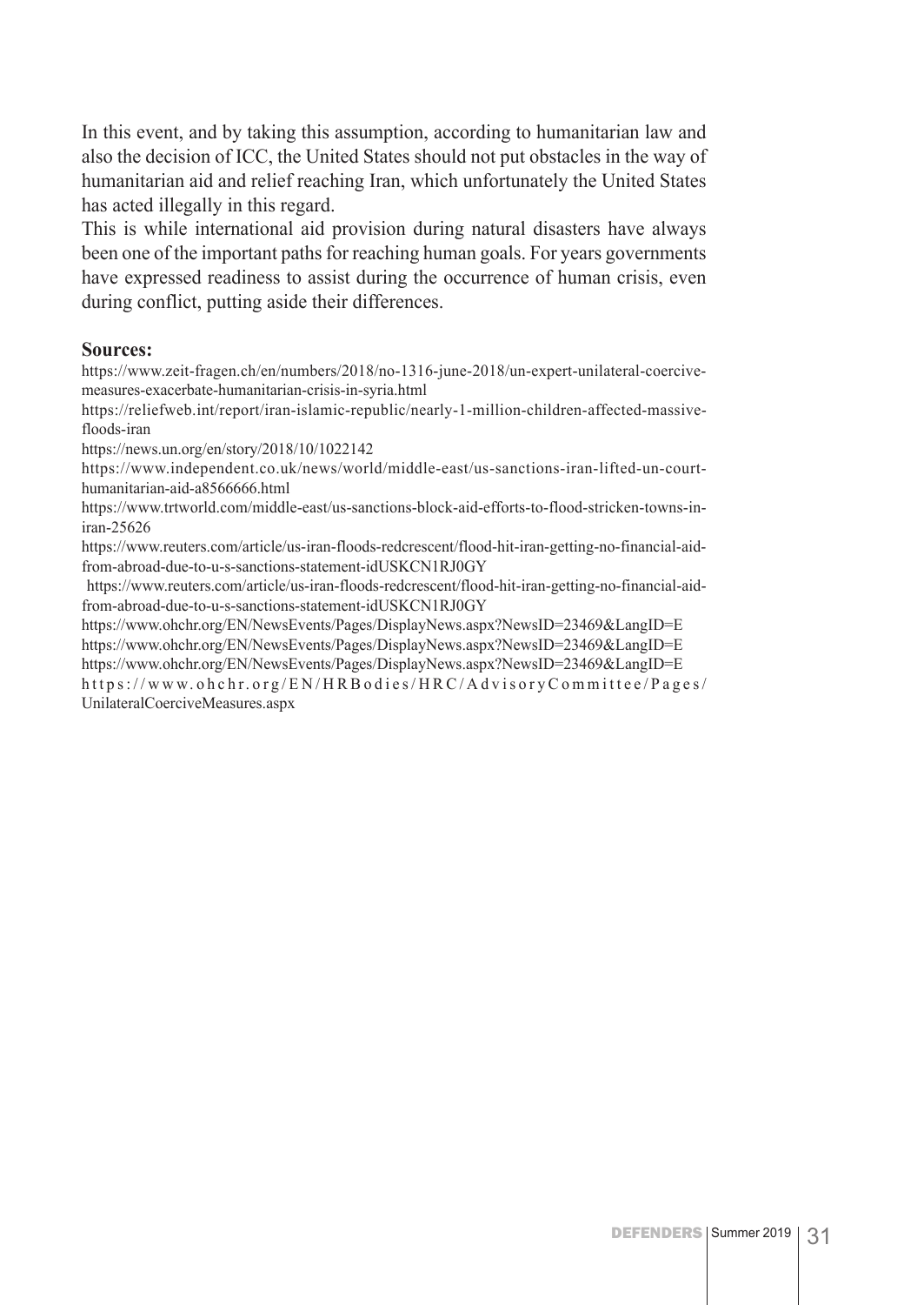In this event, and by taking this assumption, according to humanitarian law and also the decision of ICC, the United States should not put obstacles in the way of humanitarian aid and relief reaching Iran, which unfortunately the United States has acted illegally in this regard.

This is while international aid provision during natural disasters have always been one of the important paths for reaching human goals. For years governments have expressed readiness to assist during the occurrence of human crisis, even during conflict, putting aside their differences.

**Sources:**

https://www.zeit-fragen.ch/en/numbers/2018/no-1316-june-2018/un-expert-unilateral-coercive-measures-exacerbate-humanitarian-crisis-in-syria.html

https://reliefweb.int/report/iran-islamic-republic/nearly-1-million-children-affected-massive-floods-iran

https://news.un.org/en/story/2018/10/1022142

https://www.independent.co.uk/news/world/middle-east/us-sanctions-iran-lifted-un-court-humanitarian-aid-a8566666.html

https://www.trtworld.com/middle-east/us-sanctions-block-aid-efforts-to-flood-stricken-towns-in-iran-25626

https://www.reuters.com/article/us-iran-floods-redcrescent/flood-hit-iran-getting-no-financial-aid-from-abroad-due-to-u-s-sanctions-statement-idUSKCN1RJ0GY

https://www.reuters.com/article/us-iran-floods-redcrescent/flood-hit-iran-getting-no-financial-aid-from-abroad-due-to-u-s-sanctions-statement-idUSKCN1RJ0GY

https://www.ohchr.org/EN/NewsEvents/Pages/DisplayNews.aspx?NewsID=23469&LangID=E

https://www.ohchr.org/EN/NewsEvents/Pages/DisplayNews.aspx?NewsID=23469&LangID=E

https://www.ohchr.org/EN/NewsEvents/Pages/DisplayNews.aspx?NewsID=23469&LangID=E

https://www.ohchr.org/EN/HRBodies/HRC/AdvisoryCommittee/Pages/UnilateralCoerciveMeasures.aspx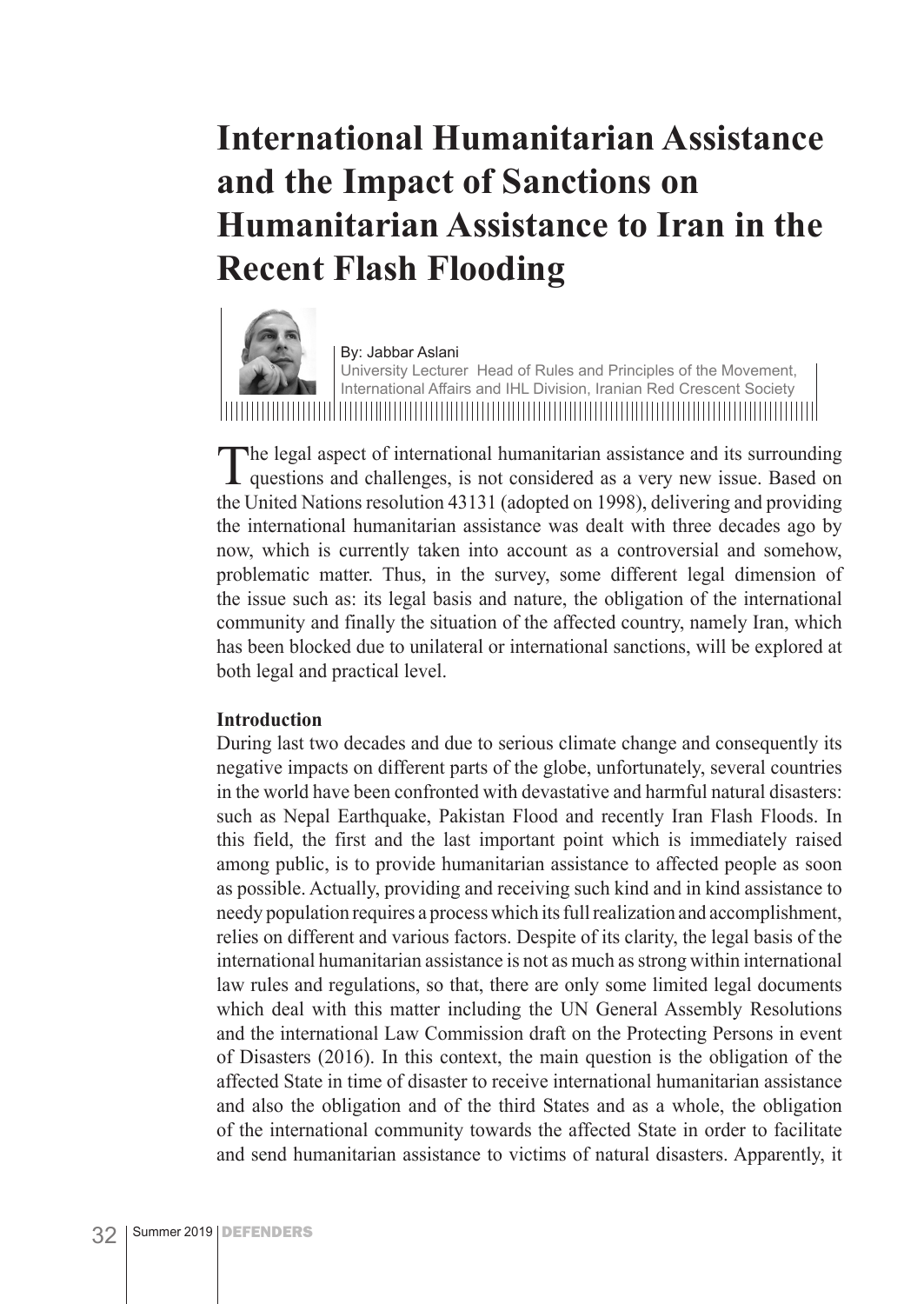# International Humanitarian Assistance and the Impact of Sanctions on Humanitarian Assistance to Iran in the Recent Flash Flooding

By: Jabbar Aslani
University Lecturer Head of Rules and Principles of the Movement, International Affairs and IHL Division, Iranian Red Crescent Society

The legal aspect of international humanitarian assistance and its surrounding questions and challenges, is not considered as a very new issue. Based on the United Nations resolution 43131 (adopted on 1998), delivering and providing the international humanitarian assistance was dealt with three decades ago by now, which is currently taken into account as a controversial and somehow, problematic matter. Thus, in the survey, some different legal dimension of the issue such as: its legal basis and nature, the obligation of the international community and finally the situation of the affected country, namely Iran, which has been blocked due to unilateral or international sanctions, will be explored at both legal and practical level.

**Introduction**

During last two decades and due to serious climate change and consequently its negative impacts on different parts of the globe, unfortunately, several countries in the world have been confronted with devastative and harmful natural disasters: such as Nepal Earthquake, Pakistan Flood and recently Iran Flash Floods. In this field, the first and the last important point which is immediately raised among public, is to provide humanitarian assistance to affected people as soon as possible. Actually, providing and receiving such kind and in kind assistance to needy population requires a process which its full realization and accomplishment, relies on different and various factors. Despite of its clarity, the legal basis of the international humanitarian assistance is not as much as strong within international law rules and regulations, so that, there are only some limited legal documents which deal with this matter including the UN General Assembly Resolutions and the international Law Commission draft on the Protecting Persons in event of Disasters (2016). In this context, the main question is the obligation of the affected State in time of disaster to receive international humanitarian assistance and also the obligation and of the third States and as a whole, the obligation of the international community towards the affected State in order to facilitate and send humanitarian assistance to victims of natural disasters. Apparently, it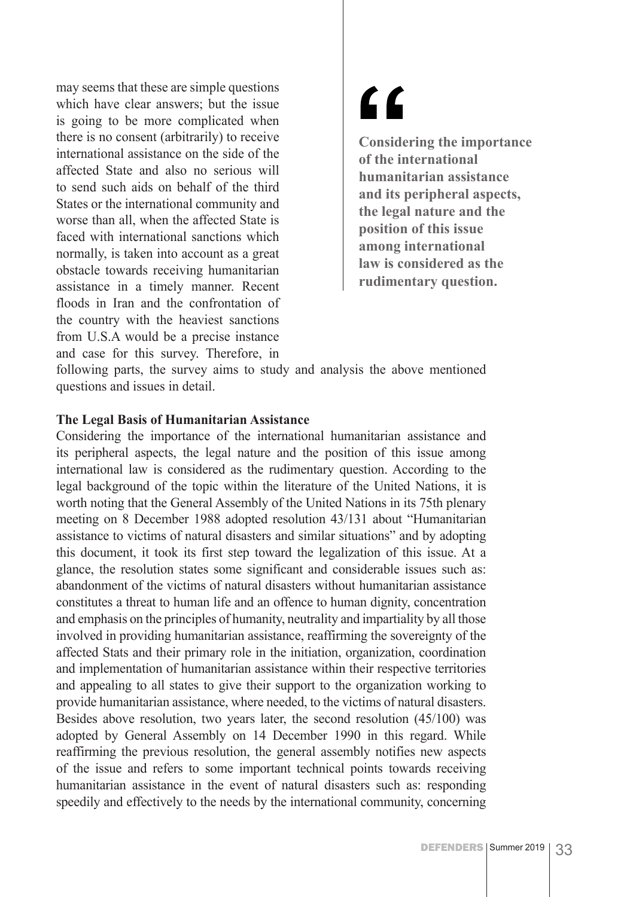may seems that these are simple questions which have clear answers; but the issue is going to be more complicated when there is no consent (arbitrarily) to receive international assistance on the side of the affected State and also no serious will to send such aids on behalf of the third States or the international community and worse than all, when the affected State is faced with international sanctions which normally, is taken into account as a great obstacle towards receiving humanitarian assistance in a timely manner. Recent floods in Iran and the confrontation of the country with the heaviest sanctions from U.S.A would be a precise instance and case for this survey. Therefore, in following parts, the survey aims to study and analysis the above mentioned questions and issues in detail.

> **Considering the importance of the international humanitarian assistance and its peripheral aspects, the legal nature and the position of this issue among international law is considered as the rudimentary question.**

**The Legal Basis of Humanitarian Assistance**

Considering the importance of the international humanitarian assistance and its peripheral aspects, the legal nature and the position of this issue among international law is considered as the rudimentary question. According to the legal background of the topic within the literature of the United Nations, it is worth noting that the General Assembly of the United Nations in its 75th plenary meeting on 8 December 1988 adopted resolution 43/131 about "Humanitarian assistance to victims of natural disasters and similar situations" and by adopting this document, it took its first step toward the legalization of this issue. At a glance, the resolution states some significant and considerable issues such as: abandonment of the victims of natural disasters without humanitarian assistance constitutes a threat to human life and an offence to human dignity, concentration and emphasis on the principles of humanity, neutrality and impartiality by all those involved in providing humanitarian assistance, reaffirming the sovereignty of the affected Stats and their primary role in the initiation, organization, coordination and implementation of humanitarian assistance within their respective territories and appealing to all states to give their support to the organization working to provide humanitarian assistance, where needed, to the victims of natural disasters. Besides above resolution, two years later, the second resolution (45/100) was adopted by General Assembly on 14 December 1990 in this regard. While reaffirming the previous resolution, the general assembly notifies new aspects of the issue and refers to some important technical points towards receiving humanitarian assistance in the event of natural disasters such as: responding speedily and effectively to the needs by the international community, concerning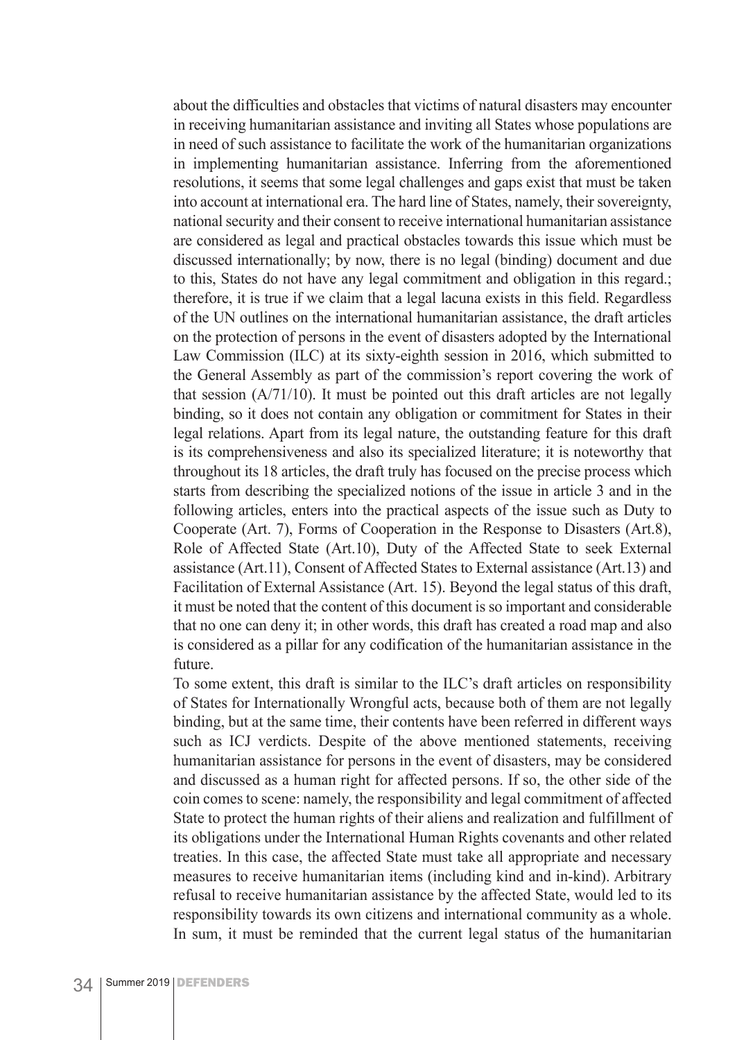about the difficulties and obstacles that victims of natural disasters may encounter in receiving humanitarian assistance and inviting all States whose populations are in need of such assistance to facilitate the work of the humanitarian organizations in implementing humanitarian assistance. Inferring from the aforementioned resolutions, it seems that some legal challenges and gaps exist that must be taken into account at international era. The hard line of States, namely, their sovereignty, national security and their consent to receive international humanitarian assistance are considered as legal and practical obstacles towards this issue which must be discussed internationally; by now, there is no legal (binding) document and due to this, States do not have any legal commitment and obligation in this regard.; therefore, it is true if we claim that a legal lacuna exists in this field. Regardless of the UN outlines on the international humanitarian assistance, the draft articles on the protection of persons in the event of disasters adopted by the International Law Commission (ILC) at its sixty-eighth session in 2016, which submitted to the General Assembly as part of the commission's report covering the work of that session (A/71/10). It must be pointed out this draft articles are not legally binding, so it does not contain any obligation or commitment for States in their legal relations. Apart from its legal nature, the outstanding feature for this draft is its comprehensiveness and also its specialized literature; it is noteworthy that throughout its 18 articles, the draft truly has focused on the precise process which starts from describing the specialized notions of the issue in article 3 and in the following articles, enters into the practical aspects of the issue such as Duty to Cooperate (Art. 7), Forms of Cooperation in the Response to Disasters (Art.8), Role of Affected State (Art.10), Duty of the Affected State to seek External assistance (Art.11), Consent of Affected States to External assistance (Art.13) and Facilitation of External Assistance (Art. 15). Beyond the legal status of this draft, it must be noted that the content of this document is so important and considerable that no one can deny it; in other words, this draft has created a road map and also is considered as a pillar for any codification of the humanitarian assistance in the future.

To some extent, this draft is similar to the ILC's draft articles on responsibility of States for Internationally Wrongful acts, because both of them are not legally binding, but at the same time, their contents have been referred in different ways such as ICJ verdicts. Despite of the above mentioned statements, receiving humanitarian assistance for persons in the event of disasters, may be considered and discussed as a human right for affected persons. If so, the other side of the coin comes to scene: namely, the responsibility and legal commitment of affected State to protect the human rights of their aliens and realization and fulfillment of its obligations under the International Human Rights covenants and other related treaties. In this case, the affected State must take all appropriate and necessary measures to receive humanitarian items (including kind and in-kind). Arbitrary refusal to receive humanitarian assistance by the affected State, would led to its responsibility towards its own citizens and international community as a whole. In sum, it must be reminded that the current legal status of the humanitarian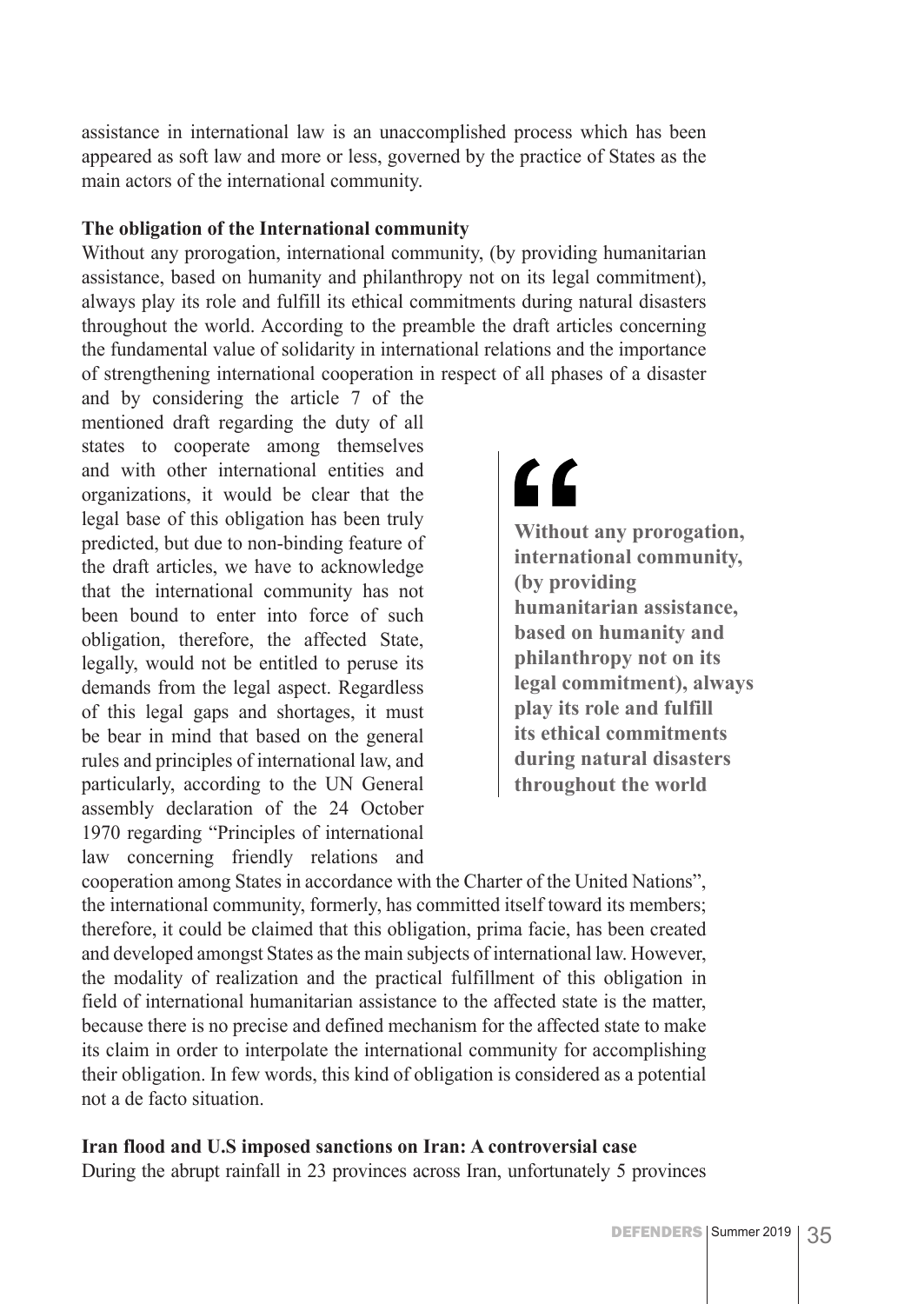assistance in international law is an unaccomplished process which has been appeared as soft law and more or less, governed by the practice of States as the main actors of the international community.

**The obligation of the International community**

Without any prorogation, international community, (by providing humanitarian assistance, based on humanity and philanthropy not on its legal commitment), always play its role and fulfill its ethical commitments during natural disasters throughout the world. According to the preamble the draft articles concerning the fundamental value of solidarity in international relations and the importance of strengthening international cooperation in respect of all phases of a disaster and by considering the article 7 of the mentioned draft regarding the duty of all states to cooperate among themselves and with other international entities and organizations, it would be clear that the legal base of this obligation has been truly predicted, but due to non-binding feature of the draft articles, we have to acknowledge that the international community has not been bound to enter into force of such obligation, therefore, the affected State, legally, would not be entitled to peruse its demands from the legal aspect. Regardless of this legal gaps and shortages, it must be bear in mind that based on the general rules and principles of international law, and particularly, according to the UN General assembly declaration of the 24 October 1970 regarding "Principles of international law concerning friendly relations and cooperation among States in accordance with the Charter of the United Nations", the international community, formerly, has committed itself toward its members; therefore, it could be claimed that this obligation, prima facie, has been created and developed amongst States as the main subjects of international law. However, the modality of realization and the practical fulfillment of this obligation in field of international humanitarian assistance to the affected state is the matter, because there is no precise and defined mechanism for the affected state to make its claim in order to interpolate the international community for accomplishing their obligation. In few words, this kind of obligation is considered as a potential not a de facto situation.

> **Without any prorogation, international community, (by providing humanitarian assistance, based on humanity and philanthropy not on its legal commitment), always play its role and fulfill its ethical commitments during natural disasters throughout the world**

**Iran flood and U.S imposed sanctions on Iran: A controversial case**

During the abrupt rainfall in 23 provinces across Iran, unfortunately 5 provinces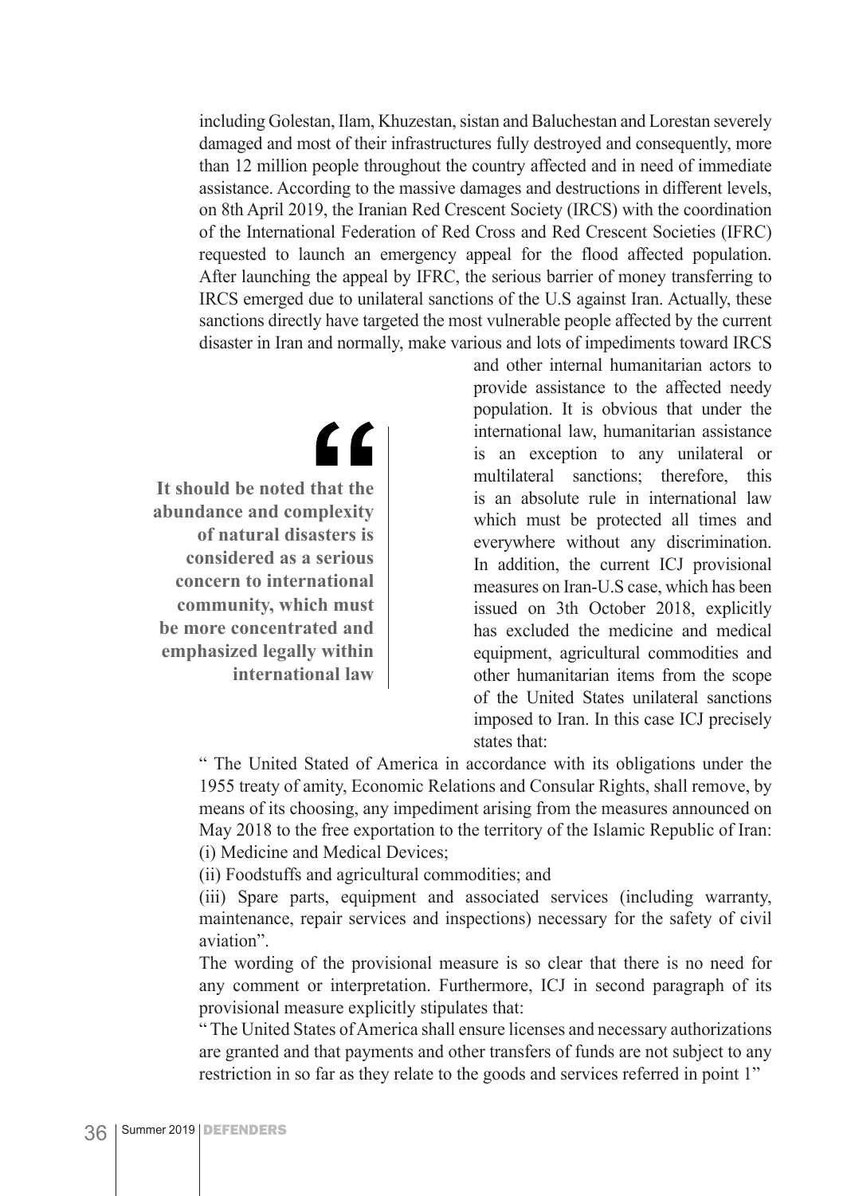including Golestan, Ilam, Khuzestan, sistan and Baluchestan and Lorestan severely damaged and most of their infrastructures fully destroyed and consequently, more than 12 million people throughout the country affected and in need of immediate assistance. According to the massive damages and destructions in different levels, on 8th April 2019, the Iranian Red Crescent Society (IRCS) with the coordination of the International Federation of Red Cross and Red Crescent Societies (IFRC) requested to launch an emergency appeal for the flood affected population. After launching the appeal by IFRC, the serious barrier of money transferring to IRCS emerged due to unilateral sanctions of the U.S against Iran. Actually, these sanctions directly have targeted the most vulnerable people affected by the current disaster in Iran and normally, make various and lots of impediments toward IRCS and other internal humanitarian actors to provide assistance to the affected needy population. It is obvious that under the international law, humanitarian assistance is an exception to any unilateral or multilateral sanctions; therefore, this is an absolute rule in international law which must be protected all times and everywhere without any discrimination. In addition, the current ICJ provisional measures on Iran-U.S case, which has been issued on 3th October 2018, explicitly has excluded the medicine and medical equipment, agricultural commodities and other humanitarian items from the scope of the United States unilateral sanctions imposed to Iran. In this case ICJ precisely states that:

> **“It should be noted that the abundance and complexity of natural disasters is considered as a serious concern to international community, which must be more concentrated and emphasized legally within international law**

" The United Stated of America in accordance with its obligations under the 1955 treaty of amity, Economic Relations and Consular Rights, shall remove, by means of its choosing, any impediment arising from the measures announced on May 2018 to the free exportation to the territory of the Islamic Republic of Iran:
(i) Medicine and Medical Devices;
(ii) Foodstuffs and agricultural commodities; and
(iii) Spare parts, equipment and associated services (including warranty, maintenance, repair services and inspections) necessary for the safety of civil aviation".

The wording of the provisional measure is so clear that there is no need for any comment or interpretation. Furthermore, ICJ in second paragraph of its provisional measure explicitly stipulates that:

" The United States of America shall ensure licenses and necessary authorizations are granted and that payments and other transfers of funds are not subject to any restriction in so far as they relate to the goods and services referred in point 1"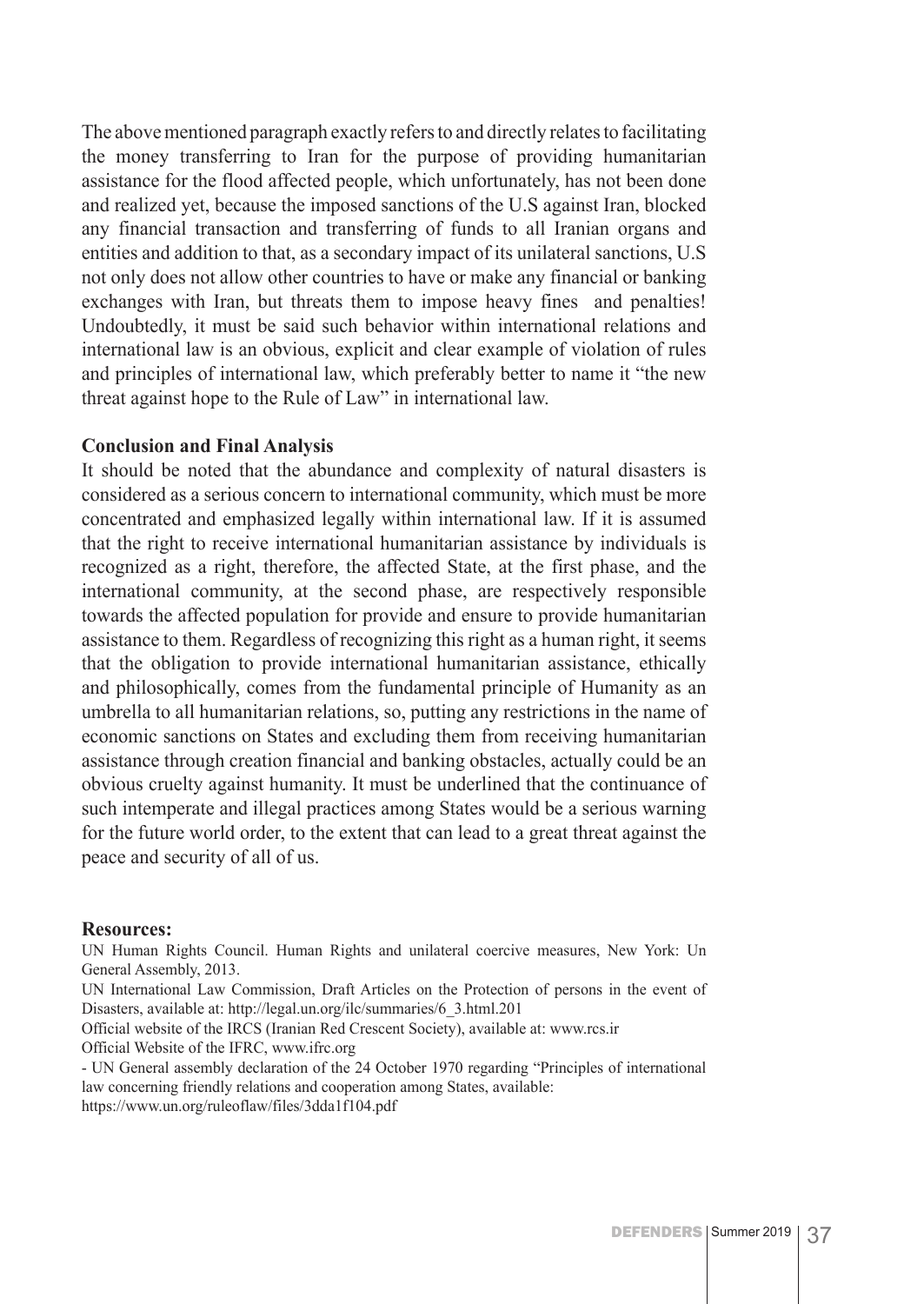The above mentioned paragraph exactly refers to and directly relates to facilitating the money transferring to Iran for the purpose of providing humanitarian assistance for the flood affected people, which unfortunately, has not been done and realized yet, because the imposed sanctions of the U.S against Iran, blocked any financial transaction and transferring of funds to all Iranian organs and entities and addition to that, as a secondary impact of its unilateral sanctions, U.S not only does not allow other countries to have or make any financial or banking exchanges with Iran, but threats them to impose heavy fines  and penalties! Undoubtedly, it must be said such behavior within international relations and international law is an obvious, explicit and clear example of violation of rules and principles of international law, which preferably better to name it "the new threat against hope to the Rule of Law" in international law.

**Conclusion and Final Analysis**

It should be noted that the abundance and complexity of natural disasters is considered as a serious concern to international community, which must be more concentrated and emphasized legally within international law. If it is assumed that the right to receive international humanitarian assistance by individuals is recognized as a right, therefore, the affected State, at the first phase, and the international community, at the second phase, are respectively responsible towards the affected population for provide and ensure to provide humanitarian assistance to them. Regardless of recognizing this right as a human right, it seems that the obligation to provide international humanitarian assistance, ethically and philosophically, comes from the fundamental principle of Humanity as an umbrella to all humanitarian relations, so, putting any restrictions in the name of economic sanctions on States and excluding them from receiving humanitarian assistance through creation financial and banking obstacles, actually could be an obvious cruelty against humanity. It must be underlined that the continuance of such intemperate and illegal practices among States would be a serious warning for the future world order, to the extent that can lead to a great threat against the peace and security of all of us.

**Resources:**

UN Human Rights Council. Human Rights and unilateral coercive measures, New York: Un General Assembly, 2013.

UN International Law Commission, Draft Articles on the Protection of persons in the event of Disasters, available at: http://legal.un.org/ilc/summaries/6_3.html.201

Official website of the IRCS (Iranian Red Crescent Society), available at: www.rcs.ir

Official Website of the IFRC, www.ifrc.org

- UN General assembly declaration of the 24 October 1970 regarding "Principles of international law concerning friendly relations and cooperation among States, available: https://www.un.org/ruleoflaw/files/3dda1f104.pdf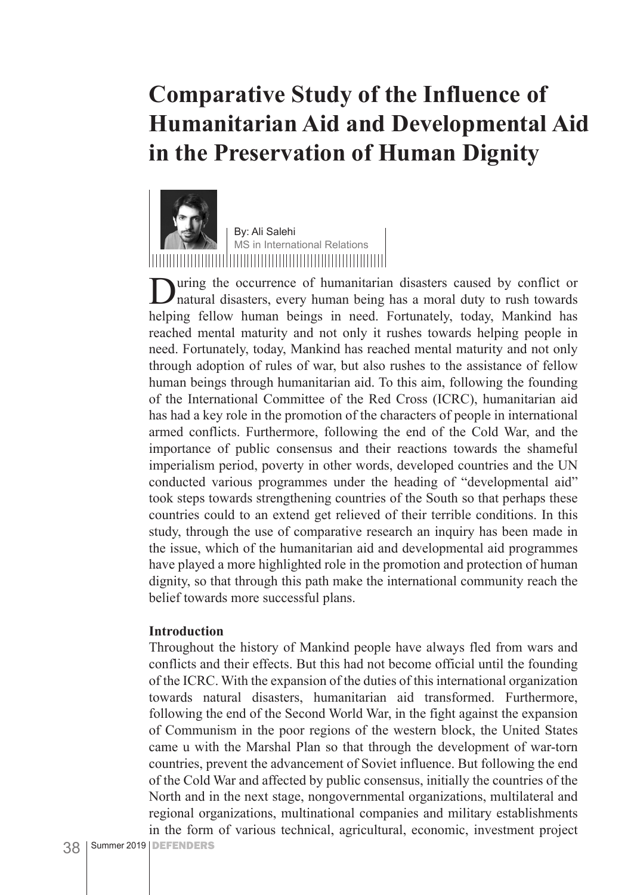# Comparative Study of the Influence of Humanitarian Aid and Developmental Aid in the Preservation of Human Dignity

By: Ali Salehi
MS in International Relations

During the occurrence of humanitarian disasters caused by conflict or natural disasters, every human being has a moral duty to rush towards helping fellow human beings in need. Fortunately, today, Mankind has reached mental maturity and not only it rushes towards helping people in need. Fortunately, today, Mankind has reached mental maturity and not only through adoption of rules of war, but also rushes to the assistance of fellow human beings through humanitarian aid. To this aim, following the founding of the International Committee of the Red Cross (ICRC), humanitarian aid has had a key role in the promotion of the characters of people in international armed conflicts. Furthermore, following the end of the Cold War, and the importance of public consensus and their reactions towards the shameful imperialism period, poverty in other words, developed countries and the UN conducted various programmes under the heading of "developmental aid" took steps towards strengthening countries of the South so that perhaps these countries could to an extend get relieved of their terrible conditions. In this study, through the use of comparative research an inquiry has been made in the issue, which of the humanitarian aid and developmental aid programmes have played a more highlighted role in the promotion and protection of human dignity, so that through this path make the international community reach the belief towards more successful plans.

**Introduction**

Throughout the history of Mankind people have always fled from wars and conflicts and their effects. But this had not become official until the founding of the ICRC. With the expansion of the duties of this international organization towards natural disasters, humanitarian aid transformed. Furthermore, following the end of the Second World War, in the fight against the expansion of Communism in the poor regions of the western block, the United States came u with the Marshal Plan so that through the development of war-torn countries, prevent the advancement of Soviet influence. But following the end of the Cold War and affected by public consensus, initially the countries of the North and in the next stage, nongovernmental organizations, multilateral and regional organizations, multinational companies and military establishments in the form of various technical, agricultural, economic, investment project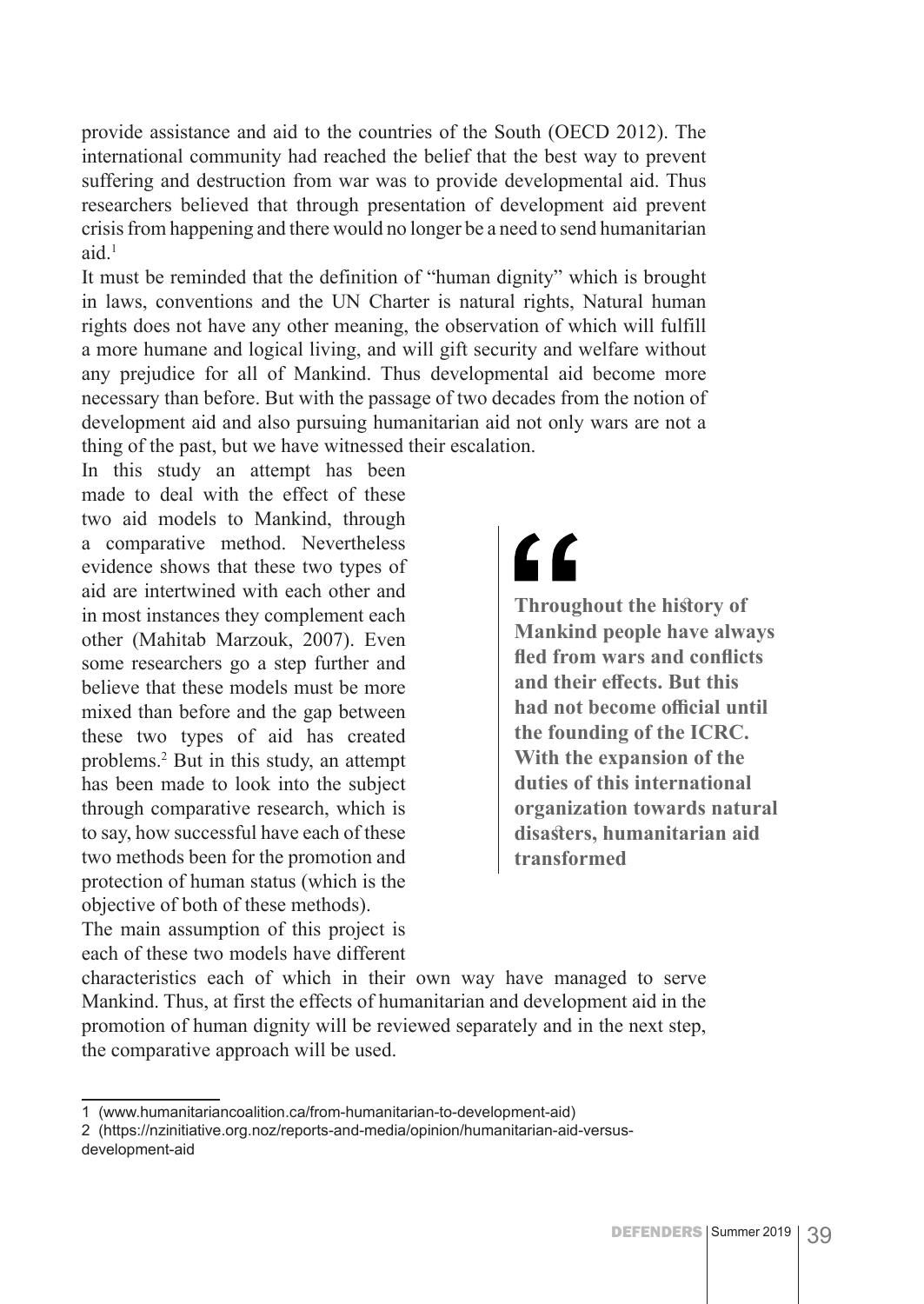provide assistance and aid to the countries of the South (OECD 2012). The international community had reached the belief that the best way to prevent suffering and destruction from war was to provide developmental aid. Thus researchers believed that through presentation of development aid prevent crisis from happening and there would no longer be a need to send humanitarian aid.[1]

It must be reminded that the definition of "human dignity" which is brought in laws, conventions and the UN Charter is natural rights, Natural human rights does not have any other meaning, the observation of which will fulfill a more humane and logical living, and will gift security and welfare without any prejudice for all of Mankind. Thus developmental aid become more necessary than before. But with the passage of two decades from the notion of development aid and also pursuing humanitarian aid not only wars are not a thing of the past, but we have witnessed their escalation.

In this study an attempt has been made to deal with the effect of these two aid models to Mankind, through a comparative method. Nevertheless evidence shows that these two types of aid are intertwined with each other and in most instances they complement each other (Mahitab Marzouk, 2007). Even some researchers go a step further and believe that these models must be more mixed than before and the gap between these two types of aid has created problems.[2] But in this study, an attempt has been made to look into the subject through comparative research, which is to say, how successful have each of these two methods been for the promotion and protection of human status (which is the objective of both of these methods).

> **Throughout the history of Mankind people have always fled from wars and conflicts and their effects. But this had not become official until the founding of the ICRC. With the expansion of the duties of this international organization towards natural disasters, humanitarian aid transformed**

The main assumption of this project is each of these two models have different characteristics each of which in their own way have managed to serve Mankind. Thus, at first the effects of humanitarian and development aid in the promotion of human dignity will be reviewed separately and in the next step, the comparative approach will be used.

---

1 (www.humanitariancoalition.ca/from-humanitarian-to-development-aid)

2 (https://nzinitiative.org.noz/reports-and-media/opinion/humanitarian-aid-versus-development-aid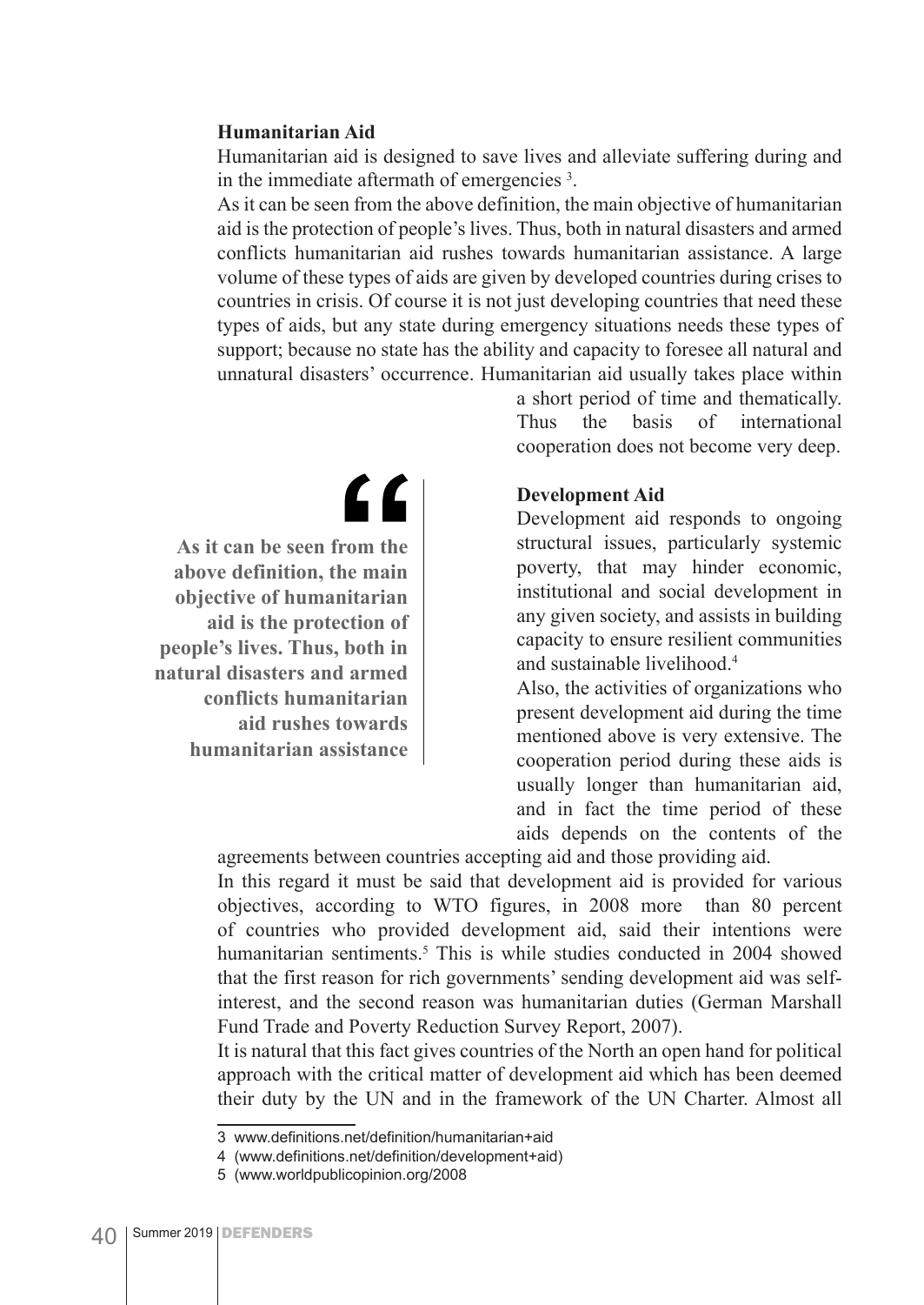**Humanitarian Aid**

Humanitarian aid is designed to save lives and alleviate suffering during and in the immediate aftermath of emergencies [3].

As it can be seen from the above definition, the main objective of humanitarian aid is the protection of people's lives. Thus, both in natural disasters and armed conflicts humanitarian aid rushes towards humanitarian assistance. A large volume of these types of aids are given by developed countries during crises to countries in crisis. Of course it is not just developing countries that need these types of aids, but any state during emergency situations needs these types of support; because no state has the ability and capacity to foresee all natural and unnatural disasters' occurrence. Humanitarian aid usually takes place within a short period of time and thematically. Thus the basis of international cooperation does not become very deep.

> **As it can be seen from the above definition, the main objective of humanitarian aid is the protection of people's lives. Thus, both in natural disasters and armed conflicts humanitarian aid rushes towards humanitarian assistance**

**Development Aid**

Development aid responds to ongoing structural issues, particularly systemic poverty, that may hinder economic, institutional and social development in any given society, and assists in building capacity to ensure resilient communities and sustainable livelihood.[4]

Also, the activities of organizations who present development aid during the time mentioned above is very extensive. The cooperation period during these aids is usually longer than humanitarian aid, and in fact the time period of these aids depends on the contents of the agreements between countries accepting aid and those providing aid.

In this regard it must be said that development aid is provided for various objectives, according to WTO figures, in 2008 more than 80 percent of countries who provided development aid, said their intentions were humanitarian sentiments.[5] This is while studies conducted in 2004 showed that the first reason for rich governments' sending development aid was self-interest, and the second reason was humanitarian duties (German Marshall Fund Trade and Poverty Reduction Survey Report, 2007).

It is natural that this fact gives countries of the North an open hand for political approach with the critical matter of development aid which has been deemed their duty by the UN and in the framework of the UN Charter. Almost all

---

3 www.definitions.net/definition/humanitarian+aid

4 (www.definitions.net/definition/development+aid)

5 (www.worldpublicopinion.org/2008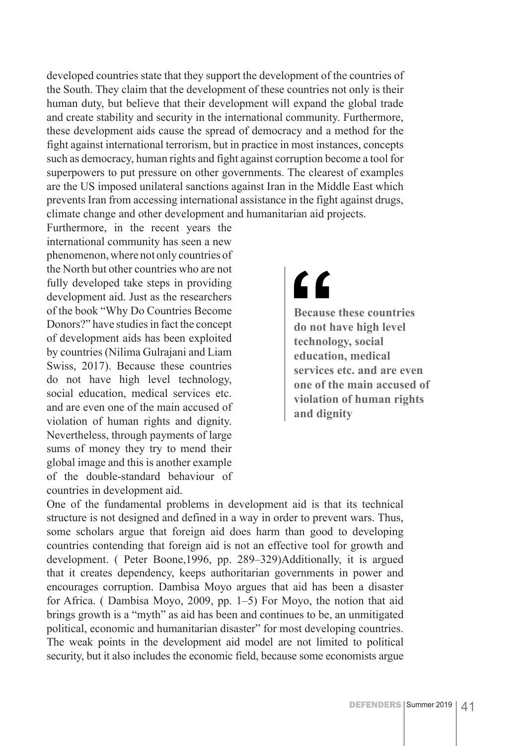developed countries state that they support the development of the countries of the South. They claim that the development of these countries not only is their human duty, but believe that their development will expand the global trade and create stability and security in the international community. Furthermore, these development aids cause the spread of democracy and a method for the fight against international terrorism, but in practice in most instances, concepts such as democracy, human rights and fight against corruption become a tool for superpowers to put pressure on other governments. The clearest of examples are the US imposed unilateral sanctions against Iran in the Middle East which prevents Iran from accessing international assistance in the fight against drugs, climate change and other development and humanitarian aid projects.

Furthermore, in the recent years the international community has seen a new phenomenon, where not only countries of the North but other countries who are not fully developed take steps in providing development aid. Just as the researchers of the book "Why Do Countries Become Donors?" have studies in fact the concept of development aids has been exploited by countries (Nilima Gulrajani and Liam Swiss, 2017). Because these countries do not have high level technology, social education, medical services etc. and are even one of the main accused of violation of human rights and dignity. Nevertheless, through payments of large sums of money they try to mend their global image and this is another example of the double-standard behaviour of countries in development aid.

> **Because these countries do not have high level technology, social education, medical services etc. and are even one of the main accused of violation of human rights and dignity**

One of the fundamental problems in development aid is that its technical structure is not designed and defined in a way in order to prevent wars. Thus, some scholars argue that foreign aid does harm than good to developing countries contending that foreign aid is not an effective tool for growth and development. ( Peter Boone,1996, pp. 289–329)Additionally, it is argued that it creates dependency, keeps authoritarian governments in power and encourages corruption. Dambisa Moyo argues that aid has been a disaster for Africa. ( Dambisa Moyo, 2009, pp. 1–5) For Moyo, the notion that aid brings growth is a "myth" as aid has been and continues to be, an unmitigated political, economic and humanitarian disaster" for most developing countries. The weak points in the development aid model are not limited to political security, but it also includes the economic field, because some economists argue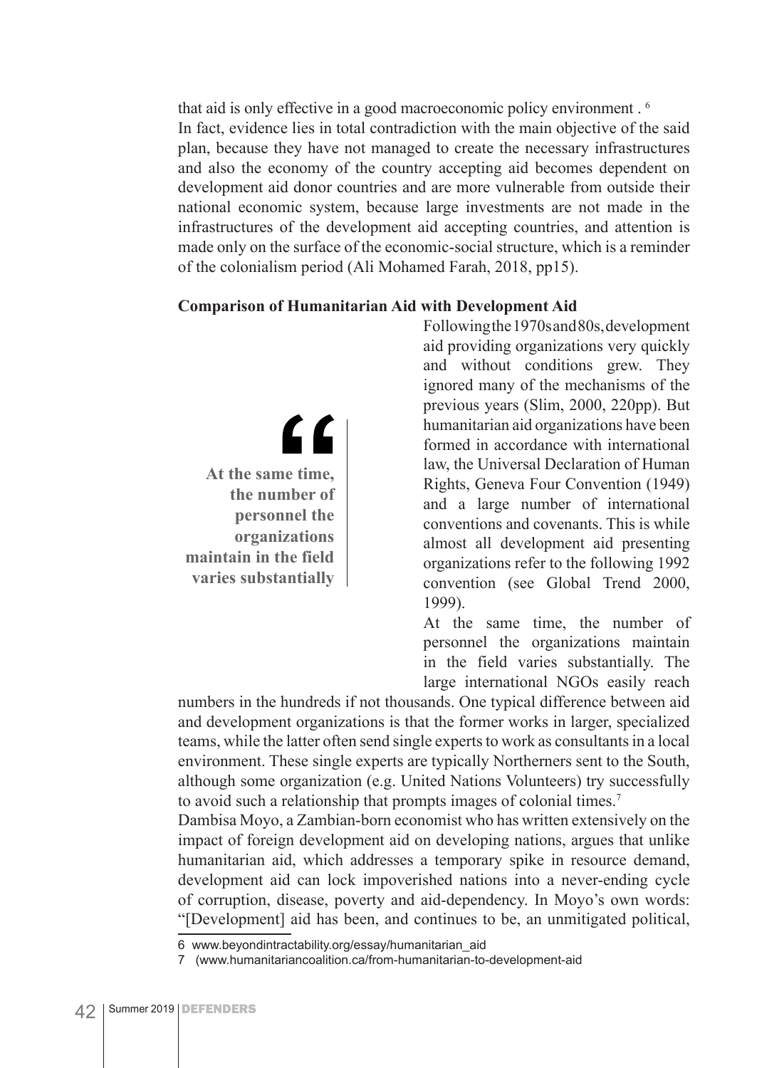that aid is only effective in a good macroeconomic policy environment . [6]

In fact, evidence lies in total contradiction with the main objective of the said plan, because they have not managed to create the necessary infrastructures and also the economy of the country accepting aid becomes dependent on development aid donor countries and are more vulnerable from outside their national economic system, because large investments are not made in the infrastructures of the development aid accepting countries, and attention is made only on the surface of the economic-social structure, which is a reminder of the colonialism period (Ali Mohamed Farah, 2018, pp15).

**Comparison of Humanitarian Aid with Development Aid**

Following the 1970s and 80s, development aid providing organizations very quickly and without conditions grew. They ignored many of the mechanisms of the previous years (Slim, 2000, 220pp). But humanitarian aid organizations have been formed in accordance with international law, the Universal Declaration of Human Rights, Geneva Four Convention (1949) and a large number of international conventions and covenants. This is while almost all development aid presenting organizations refer to the following 1992 convention (see Global Trend 2000, 1999).

> **At the same time, the number of personnel the organizations maintain in the field varies substantially**

At the same time, the number of personnel the organizations maintain in the field varies substantially. The large international NGOs easily reach numbers in the hundreds if not thousands. One typical difference between aid and development organizations is that the former works in larger, specialized teams, while the latter often send single experts to work as consultants in a local environment. These single experts are typically Northerners sent to the South, although some organization (e.g. United Nations Volunteers) try successfully to avoid such a relationship that prompts images of colonial times.[7]

Dambisa Moyo, a Zambian-born economist who has written extensively on the impact of foreign development aid on developing nations, argues that unlike humanitarian aid, which addresses a temporary spike in resource demand, development aid can lock impoverished nations into a never-ending cycle of corruption, disease, poverty and aid-dependency. In Moyo's own words: "[Development] aid has been, and continues to be, an unmitigated political,

---

6 www.beyondintractability.org/essay/humanitarian_aid

7 (www.humanitariancoalition.ca/from-humanitarian-to-development-aid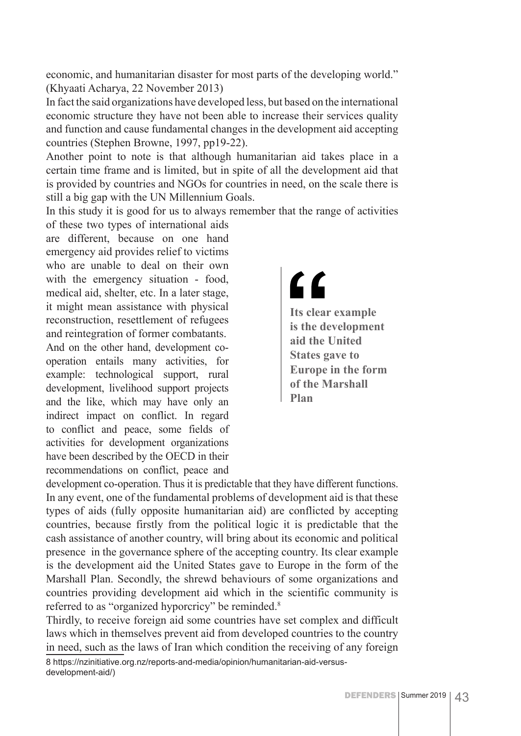economic, and humanitarian disaster for most parts of the developing world." (Khyaati Acharya, 22 November 2013)

In fact the said organizations have developed less, but based on the international economic structure they have not been able to increase their services quality and function and cause fundamental changes in the development aid accepting countries (Stephen Browne, 1997, pp19-22).

Another point to note is that although humanitarian aid takes place in a certain time frame and is limited, but in spite of all the development aid that is provided by countries and NGOs for countries in need, on the scale there is still a big gap with the UN Millennium Goals.

In this study it is good for us to always remember that the range of activities of these two types of international aids are different, because on one hand emergency aid provides relief to victims who are unable to deal on their own with the emergency situation - food, medical aid, shelter, etc. In a later stage, it might mean assistance with physical reconstruction, resettlement of refugees and reintegration of former combatants. And on the other hand, development co-operation entails many activities, for example: technological support, rural development, livelihood support projects and the like, which may have only an indirect impact on conflict. In regard to conflict and peace, some fields of activities for development organizations have been described by the OECD in their recommendations on conflict, peace and development co-operation. Thus it is predictable that they have different functions.

> **Its clear example is the development aid the United States gave to Europe in the form of the Marshall Plan**

In any event, one of the fundamental problems of development aid is that these types of aids (fully opposite humanitarian aid) are conflicted by accepting countries, because firstly from the political logic it is predictable that the cash assistance of another country, will bring about its economic and political presence in the governance sphere of the accepting country. Its clear example is the development aid the United States gave to Europe in the form of the Marshall Plan. Secondly, the shrewd behaviours of some organizations and countries providing development aid which in the scientific community is referred to as "organized hyporcricy" be reminded.[8]

Thirdly, to receive foreign aid some countries have set complex and difficult laws which in themselves prevent aid from developed countries to the country in need, such as the laws of Iran which condition the receiving of any foreign

---

8 https://nzinitiative.org.nz/reports-and-media/opinion/humanitarian-aid-versus-development-aid/)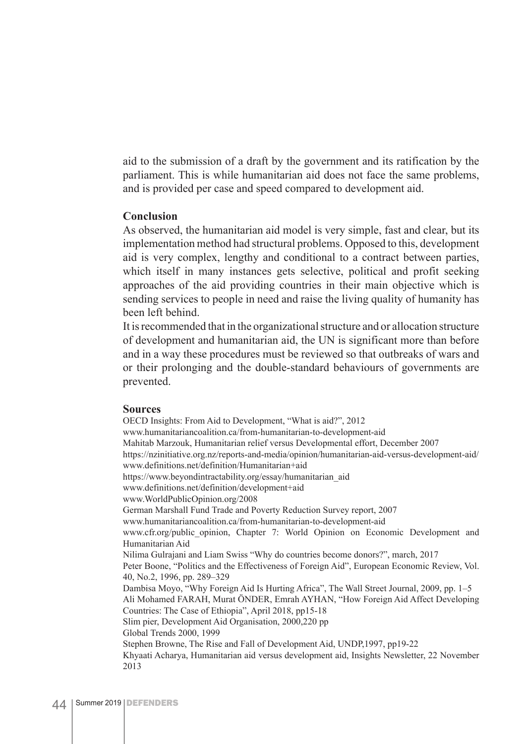aid to the submission of a draft by the government and its ratification by the parliament. This is while humanitarian aid does not face the same problems, and is provided per case and speed compared to development aid.

**Conclusion**

As observed, the humanitarian aid model is very simple, fast and clear, but its implementation method had structural problems. Opposed to this, development aid is very complex, lengthy and conditional to a contract between parties, which itself in many instances gets selective, political and profit seeking approaches of the aid providing countries in their main objective which is sending services to people in need and raise the living quality of humanity has been left behind.

It is recommended that in the organizational structure and or allocation structure of development and humanitarian aid, the UN is significant more than before and in a way these procedures must be reviewed so that outbreaks of wars and or their prolonging and the double-standard behaviours of governments are prevented.

**Sources**

OECD Insights: From Aid to Development, "What is aid?", 2012
www.humanitariancoalition.ca/from-humanitarian-to-development-aid
Mahitab Marzouk, Humanitarian relief versus Developmental effort, December 2007
https://nzinitiative.org.nz/reports-and-media/opinion/humanitarian-aid-versus-development-aid/
www.definitions.net/definition/Humanitarian+aid
https://www.beyondintractability.org/essay/humanitarian_aid
www.definitions.net/definition/development+aid
www.WorldPublicOpinion.org/2008
German Marshall Fund Trade and Poverty Reduction Survey report, 2007
www.humanitariancoalition.ca/from-humanitarian-to-development-aid
www.cfr.org/public_opinion, Chapter 7: World Opinion on Economic Development and Humanitarian Aid
Nilima Gulrajani and Liam Swiss "Why do countries become donors?", march, 2017
Peter Boone, "Politics and the Effectiveness of Foreign Aid", European Economic Review, Vol. 40, No.2, 1996, pp. 289–329
Dambisa Moyo, "Why Foreign Aid Is Hurting Africa", The Wall Street Journal, 2009, pp. 1–5
Ali Mohamed FARAH, Murat ÖNDER, Emrah AYHAN, "How Foreign Aid Affect Developing Countries: The Case of Ethiopia", April 2018, pp15-18
Slim pier, Development Aid Organisation, 2000,220 pp
Global Trends 2000, 1999
Stephen Browne, The Rise and Fall of Development Aid, UNDP,1997, pp19-22
Khyaati Acharya, Humanitarian aid versus development aid, Insights Newsletter, 22 November 2013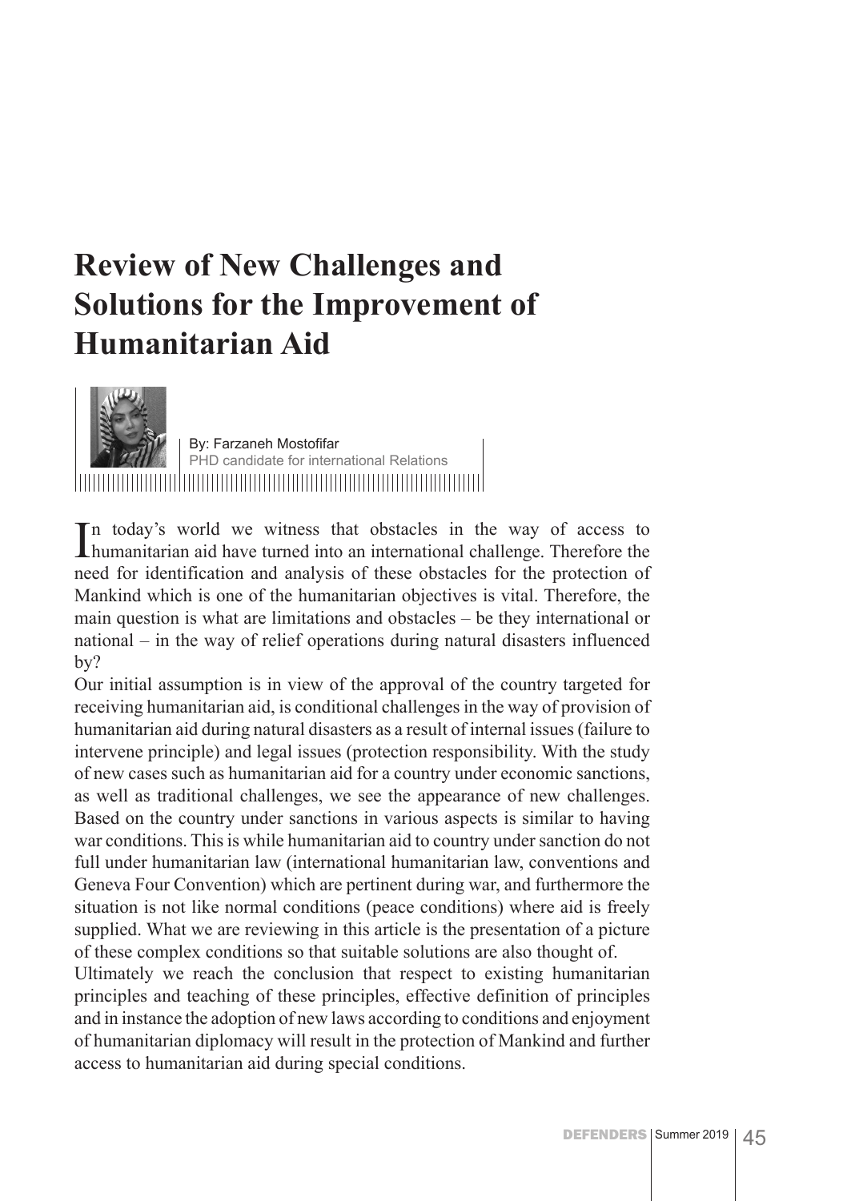# Review of New Challenges and Solutions for the Improvement of Humanitarian Aid

By: Farzaneh Mostofifar
PHD candidate for international Relations

In today's world we witness that obstacles in the way of access to humanitarian aid have turned into an international challenge. Therefore the need for identification and analysis of these obstacles for the protection of Mankind which is one of the humanitarian objectives is vital. Therefore, the main question is what are limitations and obstacles – be they international or national – in the way of relief operations during natural disasters influenced by?

Our initial assumption is in view of the approval of the country targeted for receiving humanitarian aid, is conditional challenges in the way of provision of humanitarian aid during natural disasters as a result of internal issues (failure to intervene principle) and legal issues (protection responsibility. With the study of new cases such as humanitarian aid for a country under economic sanctions, as well as traditional challenges, we see the appearance of new challenges. Based on the country under sanctions in various aspects is similar to having war conditions. This is while humanitarian aid to country under sanction do not full under humanitarian law (international humanitarian law, conventions and Geneva Four Convention) which are pertinent during war, and furthermore the situation is not like normal conditions (peace conditions) where aid is freely supplied. What we are reviewing in this article is the presentation of a picture of these complex conditions so that suitable solutions are also thought of.

Ultimately we reach the conclusion that respect to existing humanitarian principles and teaching of these principles, effective definition of principles and in instance the adoption of new laws according to conditions and enjoyment of humanitarian diplomacy will result in the protection of Mankind and further access to humanitarian aid during special conditions.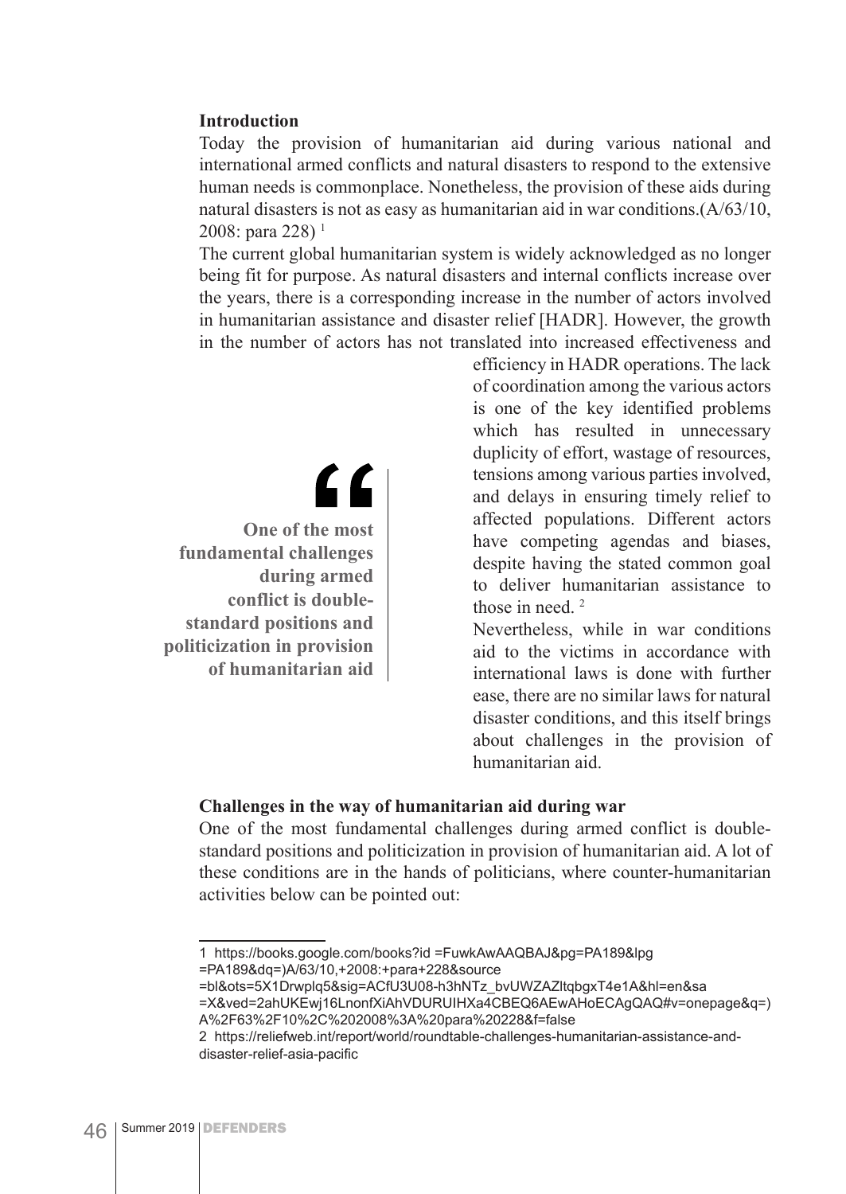**Introduction**

Today the provision of humanitarian aid during various national and international armed conflicts and natural disasters to respond to the extensive human needs is commonplace. Nonetheless, the provision of these aids during natural disasters is not as easy as humanitarian aid in war conditions.(A/63/10, 2008: para 228) [1]

The current global humanitarian system is widely acknowledged as no longer being fit for purpose. As natural disasters and internal conflicts increase over the years, there is a corresponding increase in the number of actors involved in humanitarian assistance and disaster relief [HADR]. However, the growth in the number of actors has not translated into increased effectiveness and efficiency in HADR operations. The lack of coordination among the various actors is one of the key identified problems which has resulted in unnecessary duplicity of effort, wastage of resources, tensions among various parties involved, and delays in ensuring timely relief to affected populations. Different actors have competing agendas and biases, despite having the stated common goal to deliver humanitarian assistance to those in need. [2]

Nevertheless, while in war conditions aid to the victims in accordance with international laws is done with further ease, there are no similar laws for natural disaster conditions, and this itself brings about challenges in the provision of humanitarian aid.

> **One of the most fundamental challenges during armed conflict is double-standard positions and politicization in provision of humanitarian aid**

**Challenges in the way of humanitarian aid during war**

One of the most fundamental challenges during armed conflict is double-standard positions and politicization in provision of humanitarian aid. A lot of these conditions are in the hands of politicians, where counter-humanitarian activities below can be pointed out:

---

1 https://books.google.com/books?id =FuwkAwAAQBAJ&pg=PA189&lpg =PA189&dq=)A/63/10,+2008:+para+228&source =bl&ots=5X1Drwplq5&sig=ACfU3U08-h3hNTz_bvUWZAZltqbgxT4e1A&hl=en&sa =X&ved=2ahUKEwj16LnonfXiAhVDURUIHXa4CBEQ6AEwAHoECAgQAQ#v=onepage&q=)A%2F63%2F10%2C%202008%3A%20para%20228&f=false

2 https://reliefweb.int/report/world/roundtable-challenges-humanitarian-assistance-and-disaster-relief-asia-pacific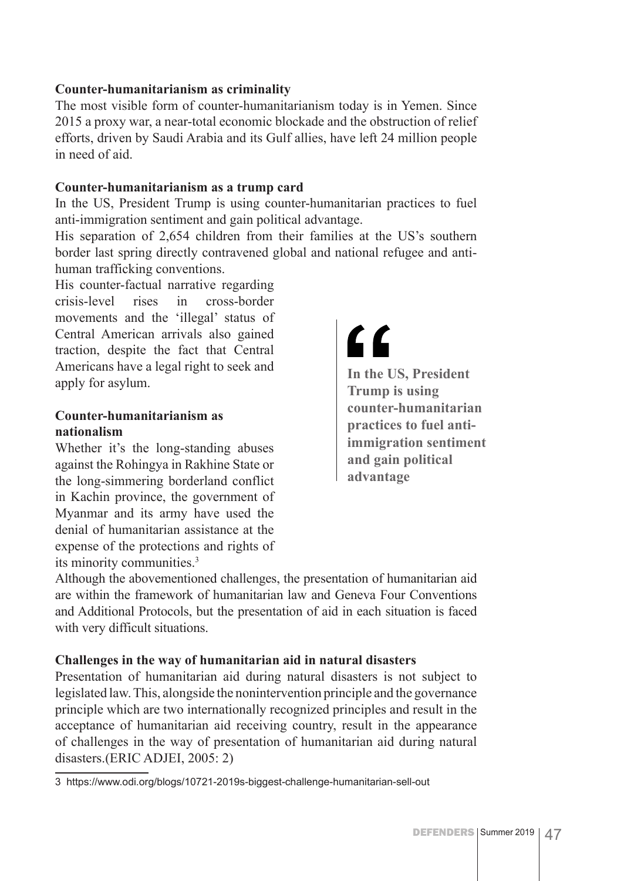**Counter-humanitarianism as criminality**

The most visible form of counter-humanitarianism today is in Yemen. Since 2015 a proxy war, a near-total economic blockade and the obstruction of relief efforts, driven by Saudi Arabia and its Gulf allies, have left 24 million people in need of aid.

**Counter-humanitarianism as a trump card**

In the US, President Trump is using counter-humanitarian practices to fuel anti-immigration sentiment and gain political advantage.

His separation of 2,654 children from their families at the US's southern border last spring directly contravened global and national refugee and anti-human trafficking conventions.

His counter-factual narrative regarding crisis-level rises in cross-border movements and the 'illegal' status of Central American arrivals also gained traction, despite the fact that Central Americans have a legal right to seek and apply for asylum.

> **In the US, President Trump is using counter-humanitarian practices to fuel anti-immigration sentiment and gain political advantage**

**Counter-humanitarianism as nationalism**

Whether it's the long-standing abuses against the Rohingya in Rakhine State or the long-simmering borderland conflict in Kachin province, the government of Myanmar and its army have used the denial of humanitarian assistance at the expense of the protections and rights of its minority communities.[3]

Although the abovementioned challenges, the presentation of humanitarian aid are within the framework of humanitarian law and Geneva Four Conventions and Additional Protocols, but the presentation of aid in each situation is faced with very difficult situations.

**Challenges in the way of humanitarian aid in natural disasters**

Presentation of humanitarian aid during natural disasters is not subject to legislated law. This, alongside the nonintervention principle and the governance principle which are two internationally recognized principles and result in the acceptance of humanitarian aid receiving country, result in the appearance of challenges in the way of presentation of humanitarian aid during natural disasters.(ERIC ADJEI, 2005: 2)

---

3 https://www.odi.org/blogs/10721-2019s-biggest-challenge-humanitarian-sell-out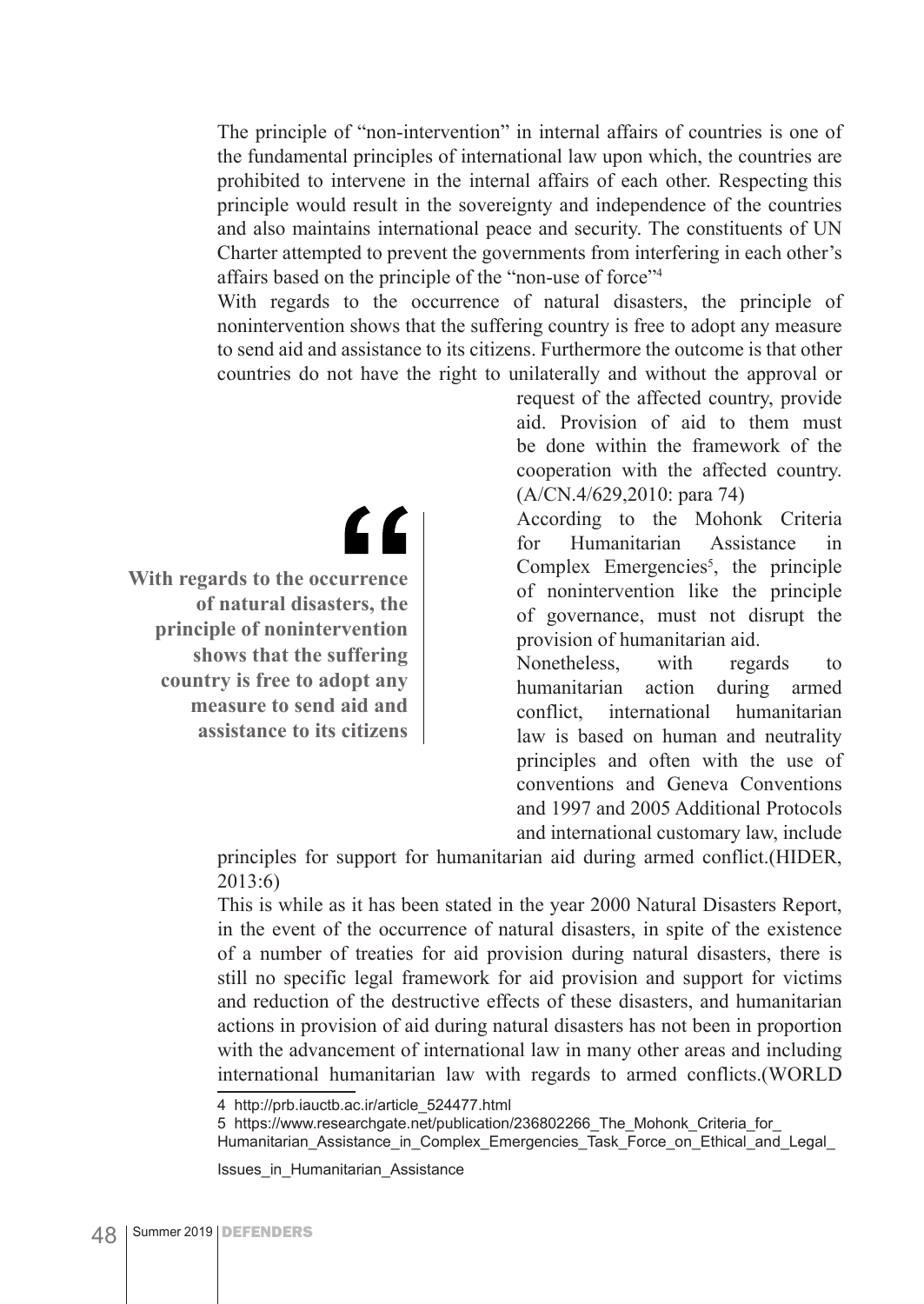The principle of "non-intervention" in internal affairs of countries is one of the fundamental principles of international law upon which, the countries are prohibited to intervene in the internal affairs of each other. Respecting this principle would result in the sovereignty and independence of the countries and also maintains international peace and security. The constituents of UN Charter attempted to prevent the governments from interfering in each other's affairs based on the principle of the "non-use of force"[4]

With regards to the occurrence of natural disasters, the principle of nonintervention shows that the suffering country is free to adopt any measure to send aid and assistance to its citizens. Furthermore the outcome is that other countries do not have the right to unilaterally and without the approval or request of the affected country, provide aid. Provision of aid to them must be done within the framework of the cooperation with the affected country. (A/CN.4/629,2010: para 74)

> **With regards to the occurrence of natural disasters, the principle of nonintervention shows that the suffering country is free to adopt any measure to send aid and assistance to its citizens**

According to the Mohonk Criteria for Humanitarian Assistance in Complex Emergencies[5], the principle of nonintervention like the principle of governance, must not disrupt the provision of humanitarian aid.

Nonetheless, with regards to humanitarian action during armed conflict, international humanitarian law is based on human and neutrality principles and often with the use of conventions and Geneva Conventions and 1997 and 2005 Additional Protocols and international customary law, include principles for support for humanitarian aid during armed conflict.(HIDER, 2013:6)

This is while as it has been stated in the year 2000 Natural Disasters Report, in the event of the occurrence of natural disasters, in spite of the existence of a number of treaties for aid provision during natural disasters, there is still no specific legal framework for aid provision and support for victims and reduction of the destructive effects of these disasters, and humanitarian actions in provision of aid during natural disasters has not been in proportion with the advancement of international law in many other areas and including international humanitarian law with regards to armed conflicts.(WORLD

---

4 http://prb.iauctb.ac.ir/article_524477.html

5 https://www.researchgate.net/publication/236802266_The_Mohonk_Criteria_for_Humanitarian_Assistance_in_Complex_Emergencies_Task_Force_on_Ethical_and_Legal_Issues_in_Humanitarian_Assistance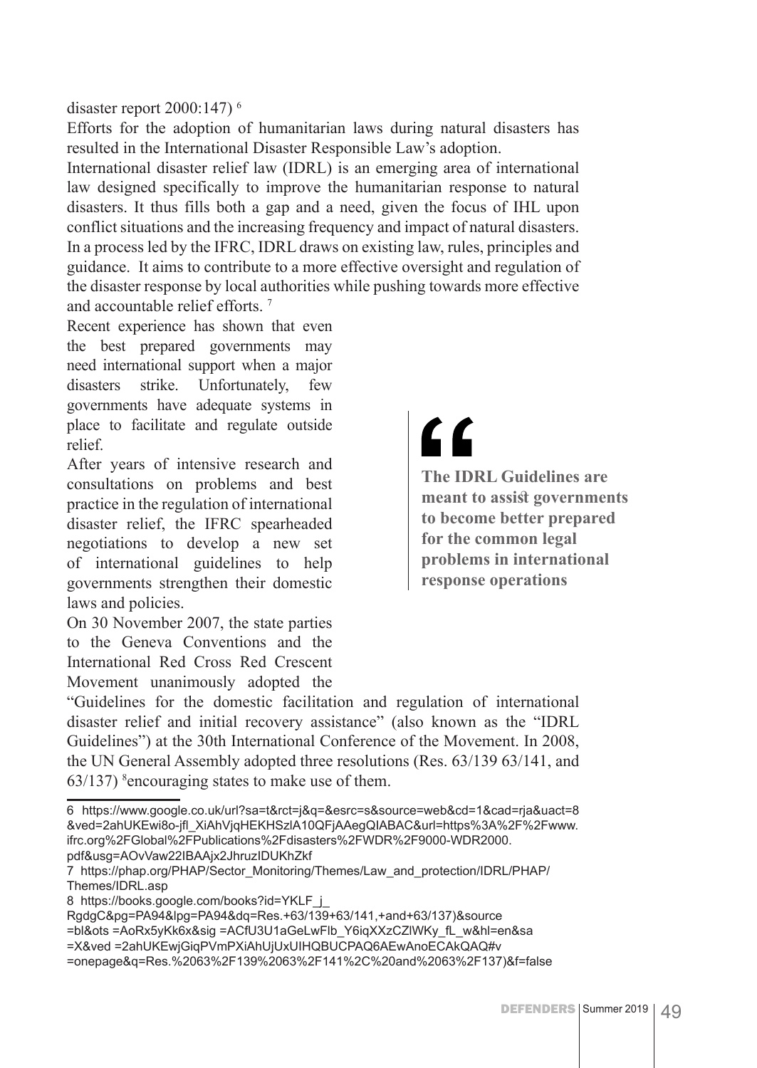disaster report 2000:147) [6]

Efforts for the adoption of humanitarian laws during natural disasters has resulted in the International Disaster Responsible Law's adoption.

International disaster relief law (IDRL) is an emerging area of international law designed specifically to improve the humanitarian response to natural disasters. It thus fills both a gap and a need, given the focus of IHL upon conflict situations and the increasing frequency and impact of natural disasters. In a process led by the IFRC, IDRL draws on existing law, rules, principles and guidance. It aims to contribute to a more effective oversight and regulation of the disaster response by local authorities while pushing towards more effective and accountable relief efforts. [7]

Recent experience has shown that even the best prepared governments may need international support when a major disasters strike. Unfortunately, few governments have adequate systems in place to facilitate and regulate outside relief.

After years of intensive research and consultations on problems and best practice in the regulation of international disaster relief, the IFRC spearheaded negotiations to develop a new set of international guidelines to help governments strengthen their domestic laws and policies.

On 30 November 2007, the state parties to the Geneva Conventions and the International Red Cross Red Crescent Movement unanimously adopted the "Guidelines for the domestic facilitation and regulation of international disaster relief and initial recovery assistance" (also known as the "IDRL Guidelines") at the 30th International Conference of the Movement. In 2008, the UN General Assembly adopted three resolutions (Res. 63/139 63/141, and 63/137) [8]encouraging states to make use of them.

> **The IDRL Guidelines are meant to assist governments to become better prepared for the common legal problems in international response operations**

6 https://www.google.co.uk/url?sa=t&rct=j&q=&esrc=s&source=web&cd=1&cad=rja&uact=8&ved=2ahUKEwi8o-jfl_XiAhVjqHEKHSzlA10QFjAAegQIABAC&url=https%3A%2F%2Fwww.ifrc.org%2FGlobal%2FPublications%2Fdisasters%2FWDR%2F9000-WDR2000.pdf&usg=AOvVaw22IBAAjx2JhruzIDUKhZkf

7 https://phap.org/PHAP/Sector_Monitoring/Themes/Law_and_protection/IDRL/PHAP/Themes/IDRL.asp

8 https://books.google.com/books?id=YKLF_j_RgdgC&pg=PA94&lpg=PA94&dq=Res.+63/139+63/141,+and+63/137)&source=bl&ots =AoRx5yKk6x&sig =ACfU3U1aGeLwFlb_Y6iqXXzCZlWKy_fL_w&hl=en&sa=X&ved =2ahUKEwjGiqPVmPXiAhUjUxUIHQBUCPAQ6AEwAnoECAkQAQ#v=onepage&q=Res.%2063%2F139%2063%2F141%2C%20and%2063%2F137)&f=false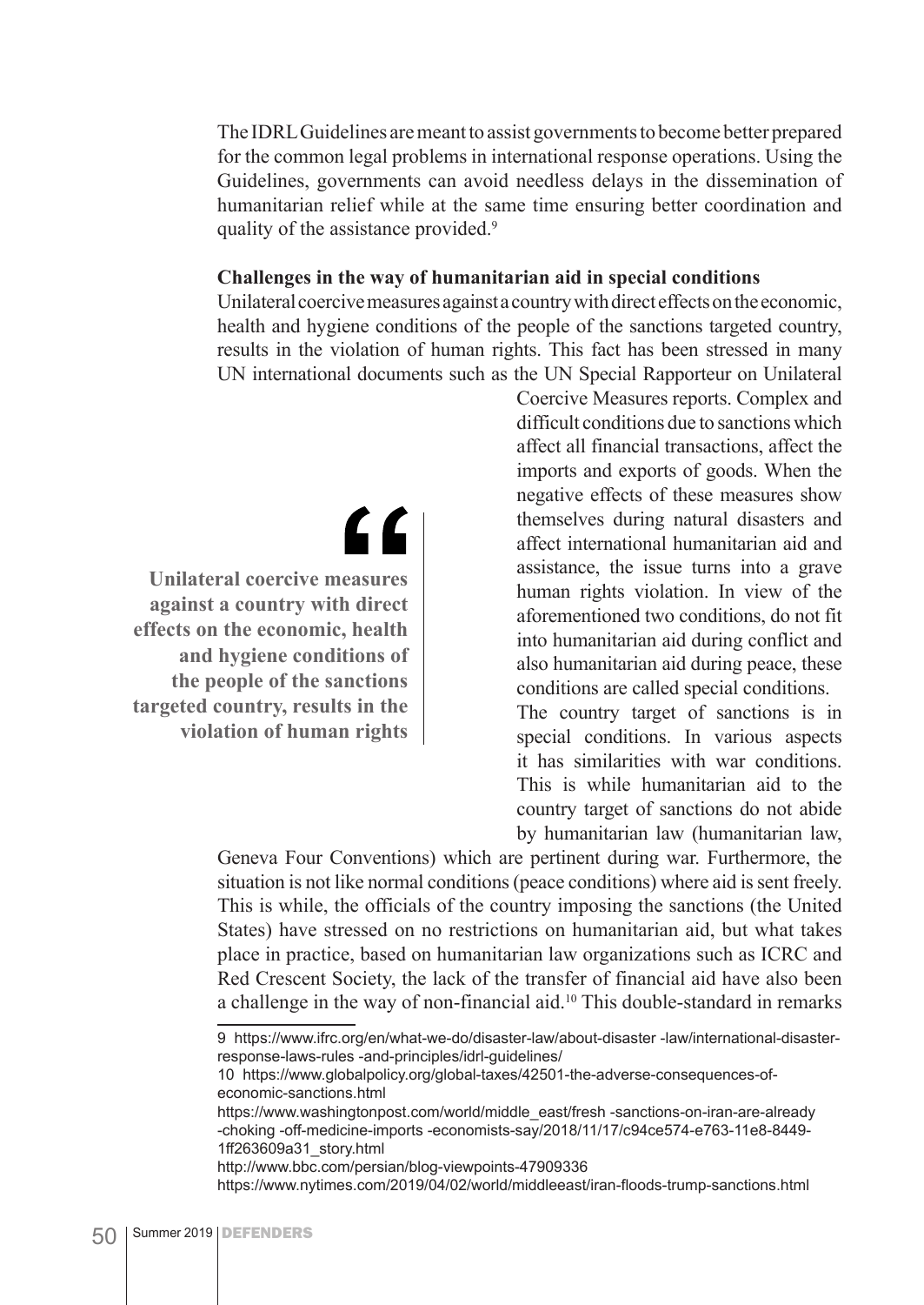The IDRL Guidelines are meant to assist governments to become better prepared for the common legal problems in international response operations. Using the Guidelines, governments can avoid needless delays in the dissemination of humanitarian relief while at the same time ensuring better coordination and quality of the assistance provided.[9]

**Challenges in the way of humanitarian aid in special conditions**

Unilateral coercive measures against a country with direct effects on the economic, health and hygiene conditions of the people of the sanctions targeted country, results in the violation of human rights. This fact has been stressed in many UN international documents such as the UN Special Rapporteur on Unilateral Coercive Measures reports. Complex and difficult conditions due to sanctions which affect all financial transactions, affect the imports and exports of goods. When the negative effects of these measures show themselves during natural disasters and affect international humanitarian aid and assistance, the issue turns into a grave human rights violation. In view of the aforementioned two conditions, do not fit into humanitarian aid during conflict and also humanitarian aid during peace, these conditions are called special conditions.

> **Unilateral coercive measures against a country with direct effects on the economic, health and hygiene conditions of the people of the sanctions targeted country, results in the violation of human rights**

The country target of sanctions is in special conditions. In various aspects it has similarities with war conditions. This is while humanitarian aid to the country target of sanctions do not abide by humanitarian law (humanitarian law, Geneva Four Conventions) which are pertinent during war. Furthermore, the situation is not like normal conditions (peace conditions) where aid is sent freely. This is while, the officials of the country imposing the sanctions (the United States) have stressed on no restrictions on humanitarian aid, but what takes place in practice, based on humanitarian law organizations such as ICRC and Red Crescent Society, the lack of the transfer of financial aid have also been a challenge in the way of non-financial aid.[10] This double-standard in remarks

---

9 https://www.ifrc.org/en/what-we-do/disaster-law/about-disaster -law/international-disaster-response-laws-rules -and-principles/idrl-guidelines/

10 https://www.globalpolicy.org/global-taxes/42501-the-adverse-consequences-of-economic-sanctions.html

https://www.washingtonpost.com/world/middle_east/fresh -sanctions-on-iran-are-already -choking -off-medicine-imports -economists-say/2018/11/17/c94ce574-e763-11e8-8449-1ff263609a31_story.html

http://www.bbc.com/persian/blog-viewpoints-47909336

https://www.nytimes.com/2019/04/02/world/middleeast/iran-floods-trump-sanctions.html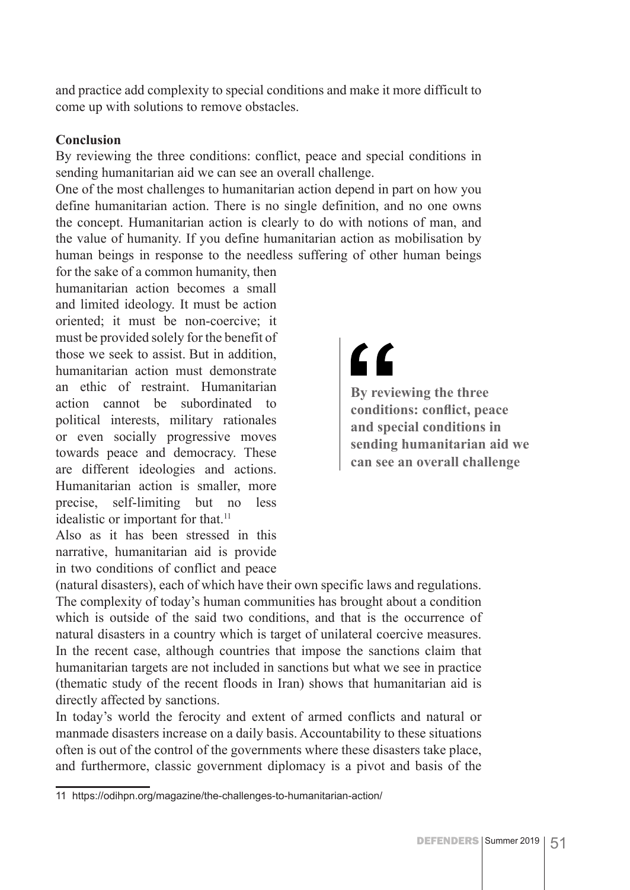and practice add complexity to special conditions and make it more difficult to come up with solutions to remove obstacles.

**Conclusion**

By reviewing the three conditions: conflict, peace and special conditions in sending humanitarian aid we can see an overall challenge.

One of the most challenges to humanitarian action depend in part on how you define humanitarian action. There is no single definition, and no one owns the concept. Humanitarian action is clearly to do with notions of man, and the value of humanity. If you define humanitarian action as mobilisation by human beings in response to the needless suffering of other human beings for the sake of a common humanity, then humanitarian action becomes a small and limited ideology. It must be action oriented; it must be non-coercive; it must be provided solely for the benefit of those we seek to assist. But in addition, humanitarian action must demonstrate an ethic of restraint. Humanitarian action cannot be subordinated to political interests, military rationales or even socially progressive moves towards peace and democracy. These are different ideologies and actions. Humanitarian action is smaller, more precise, self-limiting but no less idealistic or important for that.[11]

> **By reviewing the three conditions: conflict, peace and special conditions in sending humanitarian aid we can see an overall challenge**

Also as it has been stressed in this narrative, humanitarian aid is provide in two conditions of conflict and peace (natural disasters), each of which have their own specific laws and regulations. The complexity of today's human communities has brought about a condition which is outside of the said two conditions, and that is the occurrence of natural disasters in a country which is target of unilateral coercive measures. In the recent case, although countries that impose the sanctions claim that humanitarian targets are not included in sanctions but what we see in practice (thematic study of the recent floods in Iran) shows that humanitarian aid is directly affected by sanctions.

In today's world the ferocity and extent of armed conflicts and natural or manmade disasters increase on a daily basis. Accountability to these situations often is out of the control of the governments where these disasters take place, and furthermore, classic government diplomacy is a pivot and basis of the

---

11 https://odihpn.org/magazine/the-challenges-to-humanitarian-action/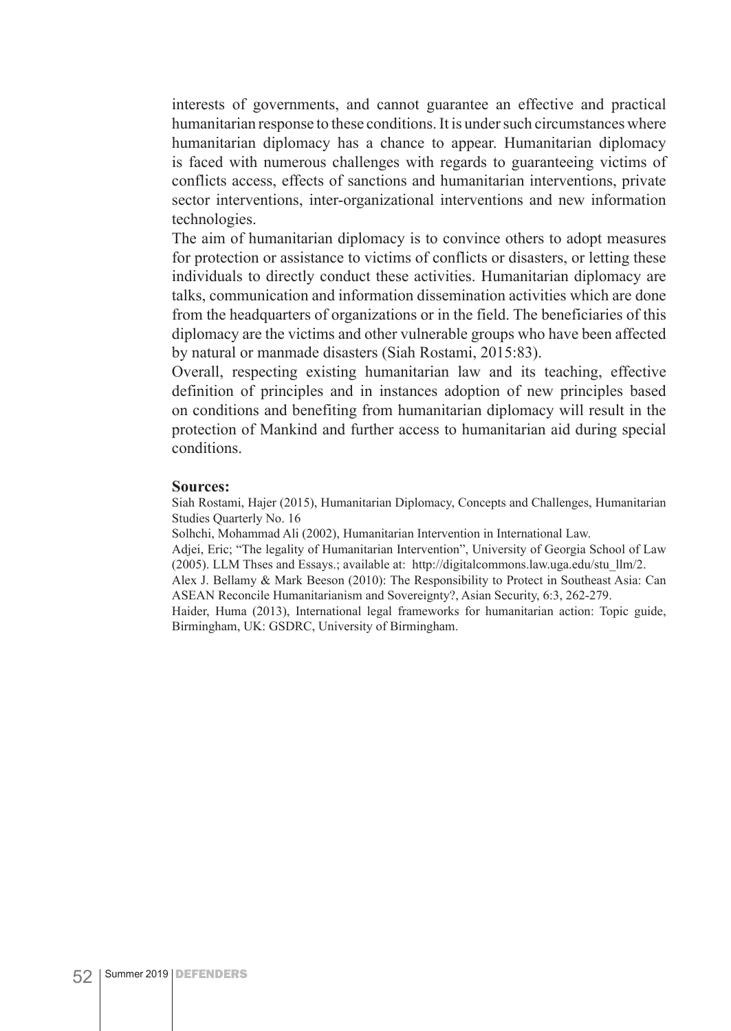interests of governments, and cannot guarantee an effective and practical humanitarian response to these conditions. It is under such circumstances where humanitarian diplomacy has a chance to appear. Humanitarian diplomacy is faced with numerous challenges with regards to guaranteeing victims of conflicts access, effects of sanctions and humanitarian interventions, private sector interventions, inter-organizational interventions and new information technologies.

The aim of humanitarian diplomacy is to convince others to adopt measures for protection or assistance to victims of conflicts or disasters, or letting these individuals to directly conduct these activities. Humanitarian diplomacy are talks, communication and information dissemination activities which are done from the headquarters of organizations or in the field. The beneficiaries of this diplomacy are the victims and other vulnerable groups who have been affected by natural or manmade disasters (Siah Rostami, 2015:83).

Overall, respecting existing humanitarian law and its teaching, effective definition of principles and in instances adoption of new principles based on conditions and benefiting from humanitarian diplomacy will result in the protection of Mankind and further access to humanitarian aid during special conditions.

**Sources:**

Siah Rostami, Hajer (2015), Humanitarian Diplomacy, Concepts and Challenges, Humanitarian Studies Quarterly No. 16

Solhchi, Mohammad Ali (2002), Humanitarian Intervention in International Law.

Adjei, Eric; "The legality of Humanitarian Intervention", University of Georgia School of Law (2005). LLM Thses and Essays.; available at: http://digitalcommons.law.uga.edu/stu_llm/2.

Alex J. Bellamy & Mark Beeson (2010): The Responsibility to Protect in Southeast Asia: Can ASEAN Reconcile Humanitarianism and Sovereignty?, Asian Security, 6:3, 262-279.

Haider, Huma (2013), International legal frameworks for humanitarian action: Topic guide, Birmingham, UK: GSDRC, University of Birmingham.